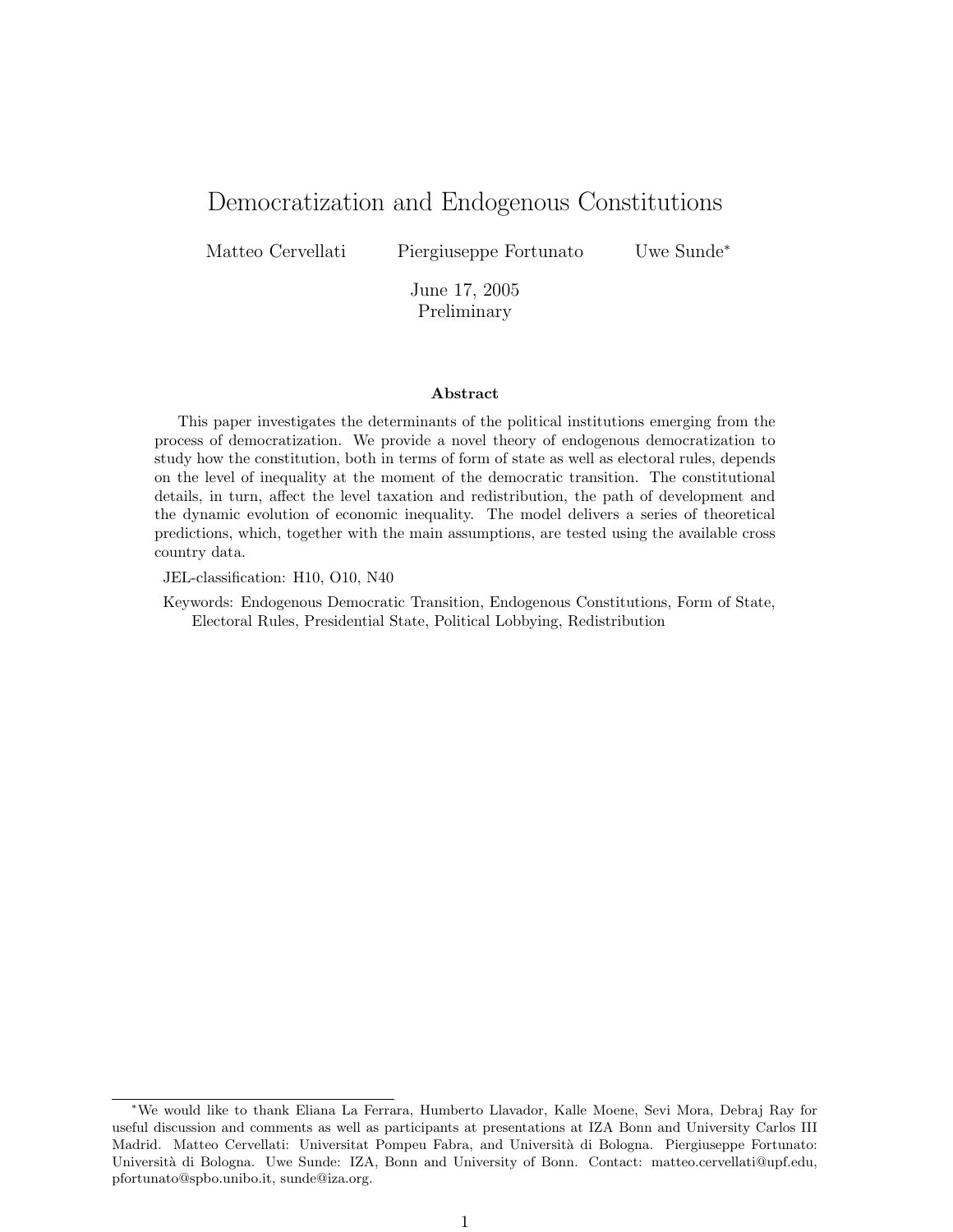# Democratization and Endogenous Constitutions

Matteo Cervellati    Piergiuseppe Fortunato    Uwe Sunde*

June 17, 2005
Preliminary

### Abstract

This paper investigates the determinants of the political institutions emerging from the process of democratization. We provide a novel theory of endogenous democratization to study how the constitution, both in terms of form of state as well as electoral rules, depends on the level of inequality at the moment of the democratic transition. The constitutional details, in turn, affect the level taxation and redistribution, the path of development and the dynamic evolution of economic inequality. The model delivers a series of theoretical predictions, which, together with the main assumptions, are tested using the available cross country data.

JEL-classification: H10, O10, N40

Keywords: Endogenous Democratic Transition, Endogenous Constitutions, Form of State, Electoral Rules, Presidential State, Political Lobbying, Redistribution

---

*We would like to thank Eliana La Ferrara, Humberto Llavador, Kalle Moene, Sevi Mora, Debraj Ray for useful discussion and comments as well as participants at presentations at IZA Bonn and University Carlos III Madrid. Matteo Cervellati: Universitat Pompeu Fabra, and Università di Bologna. Piergiuseppe Fortunato: Università di Bologna. Uwe Sunde: IZA, Bonn and University of Bonn. Contact: matteo.cervellati@upf.edu, pfortunato@spbo.unibo.it, sunde@iza.org.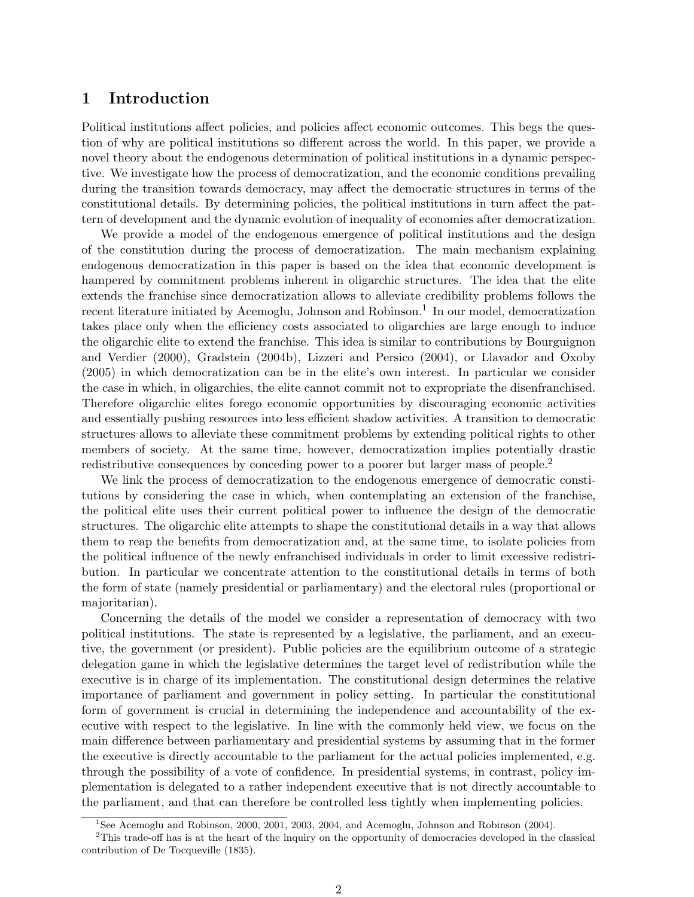# 1 Introduction

Political institutions affect policies, and policies affect economic outcomes. This begs the question of why are political institutions so different across the world. In this paper, we provide a novel theory about the endogenous determination of political institutions in a dynamic perspective. We investigate how the process of democratization, and the economic conditions prevailing during the transition towards democracy, may affect the democratic structures in terms of the constitutional details. By determining policies, the political institutions in turn affect the pattern of development and the dynamic evolution of inequality of economies after democratization.

We provide a model of the endogenous emergence of political institutions and the design of the constitution during the process of democratization. The main mechanism explaining endogenous democratization in this paper is based on the idea that economic development is hampered by commitment problems inherent in oligarchic structures. The idea that the elite extends the franchise since democratization allows to alleviate credibility problems follows the recent literature initiated by Acemoglu, Johnson and Robinson.[1] In our model, democratization takes place only when the efficiency costs associated to oligarchies are large enough to induce the oligarchic elite to extend the franchise. This idea is similar to contributions by Bourguignon and Verdier (2000), Gradstein (2004b), Lizzeri and Persico (2004), or Llavador and Oxoby (2005) in which democratization can be in the elite's own interest. In particular we consider the case in which, in oligarchies, the elite cannot commit not to expropriate the disenfranchised. Therefore oligarchic elites forego economic opportunities by discouraging economic activities and essentially pushing resources into less efficient shadow activities. A transition to democratic structures allows to alleviate these commitment problems by extending political rights to other members of society. At the same time, however, democratization implies potentially drastic redistributive consequences by conceding power to a poorer but larger mass of people.[2]

We link the process of democratization to the endogenous emergence of democratic constitutions by considering the case in which, when contemplating an extension of the franchise, the political elite uses their current political power to influence the design of the democratic structures. The oligarchic elite attempts to shape the constitutional details in a way that allows them to reap the benefits from democratization and, at the same time, to isolate policies from the political influence of the newly enfranchised individuals in order to limit excessive redistribution. In particular we concentrate attention to the constitutional details in terms of both the form of state (namely presidential or parliamentary) and the electoral rules (proportional or majoritarian).

Concerning the details of the model we consider a representation of democracy with two political institutions. The state is represented by a legislative, the parliament, and an executive, the government (or president). Public policies are the equilibrium outcome of a strategic delegation game in which the legislative determines the target level of redistribution while the executive is in charge of its implementation. The constitutional design determines the relative importance of parliament and government in policy setting. In particular the constitutional form of government is crucial in determining the independence and accountability of the executive with respect to the legislative. In line with the commonly held view, we focus on the main difference between parliamentary and presidential systems by assuming that in the former the executive is directly accountable to the parliament for the actual policies implemented, e.g. through the possibility of a vote of confidence. In presidential systems, in contrast, policy implementation is delegated to a rather independent executive that is not directly accountable to the parliament, and that can therefore be controlled less tightly when implementing policies.

[1] See Acemoglu and Robinson, 2000, 2001, 2003, 2004, and Acemoglu, Johnson and Robinson (2004).

[2] This trade-off has is at the heart of the inquiry on the opportunity of democracies developed in the classical contribution of De Tocqueville (1835).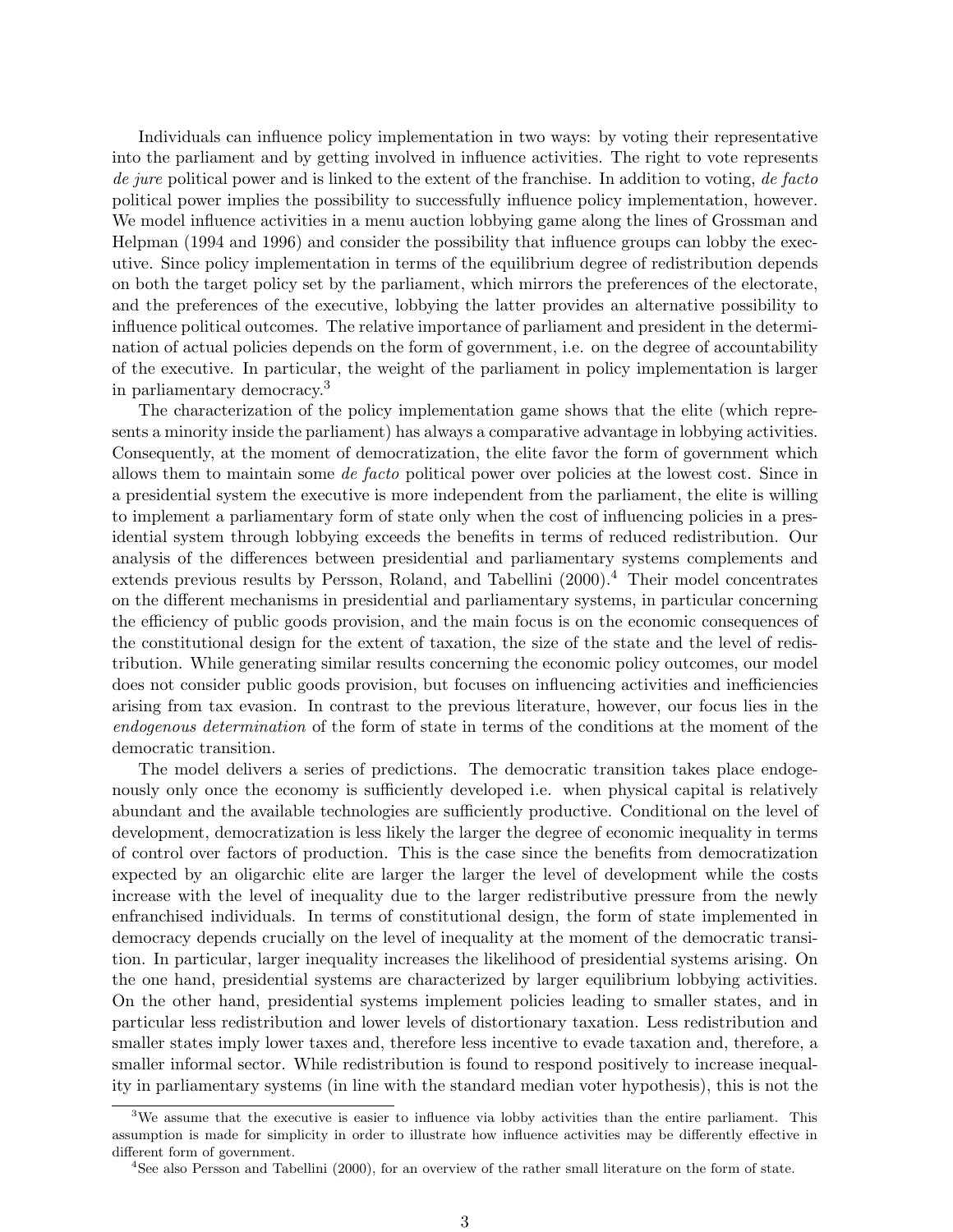Individuals can influence policy implementation in two ways: by voting their representative into the parliament and by getting involved in influence activities. The right to vote represents *de jure* political power and is linked to the extent of the franchise. In addition to voting, *de facto* political power implies the possibility to successfully influence policy implementation, however. We model influence activities in a menu auction lobbying game along the lines of Grossman and Helpman (1994 and 1996) and consider the possibility that influence groups can lobby the executive. Since policy implementation in terms of the equilibrium degree of redistribution depends on both the target policy set by the parliament, which mirrors the preferences of the electorate, and the preferences of the executive, lobbying the latter provides an alternative possibility to influence political outcomes. The relative importance of parliament and president in the determination of actual policies depends on the form of government, i.e. on the degree of accountability of the executive. In particular, the weight of the parliament in policy implementation is larger in parliamentary democracy.[3]

The characterization of the policy implementation game shows that the elite (which represents a minority inside the parliament) has always a comparative advantage in lobbying activities. Consequently, at the moment of democratization, the elite favor the form of government which allows them to maintain some *de facto* political power over policies at the lowest cost. Since in a presidential system the executive is more independent from the parliament, the elite is willing to implement a parliamentary form of state only when the cost of influencing policies in a presidential system through lobbying exceeds the benefits in terms of reduced redistribution. Our analysis of the differences between presidential and parliamentary systems complements and extends previous results by Persson, Roland, and Tabellini (2000).[4] Their model concentrates on the different mechanisms in presidential and parliamentary systems, in particular concerning the efficiency of public goods provision, and the main focus is on the economic consequences of the constitutional design for the extent of taxation, the size of the state and the level of redistribution. While generating similar results concerning the economic policy outcomes, our model does not consider public goods provision, but focuses on influencing activities and inefficiencies arising from tax evasion. In contrast to the previous literature, however, our focus lies in the *endogenous determination* of the form of state in terms of the conditions at the moment of the democratic transition.

The model delivers a series of predictions. The democratic transition takes place endogenously only once the economy is sufficiently developed i.e. when physical capital is relatively abundant and the available technologies are sufficiently productive. Conditional on the level of development, democratization is less likely the larger the degree of economic inequality in terms of control over factors of production. This is the case since the benefits from democratization expected by an oligarchic elite are larger the larger the level of development while the costs increase with the level of inequality due to the larger redistributive pressure from the newly enfranchised individuals. In terms of constitutional design, the form of state implemented in democracy depends crucially on the level of inequality at the moment of the democratic transition. In particular, larger inequality increases the likelihood of presidential systems arising. On the one hand, presidential systems are characterized by larger equilibrium lobbying activities. On the other hand, presidential systems implement policies leading to smaller states, and in particular less redistribution and lower levels of distortionary taxation. Less redistribution and smaller states imply lower taxes and, therefore less incentive to evade taxation and, therefore, a smaller informal sector. While redistribution is found to respond positively to increase inequality in parliamentary systems (in line with the standard median voter hypothesis), this is not the

[3] We assume that the executive is easier to influence via lobby activities than the entire parliament. This assumption is made for simplicity in order to illustrate how influence activities may be differently effective in different form of government.

[4] See also Persson and Tabellini (2000), for an overview of the rather small literature on the form of state.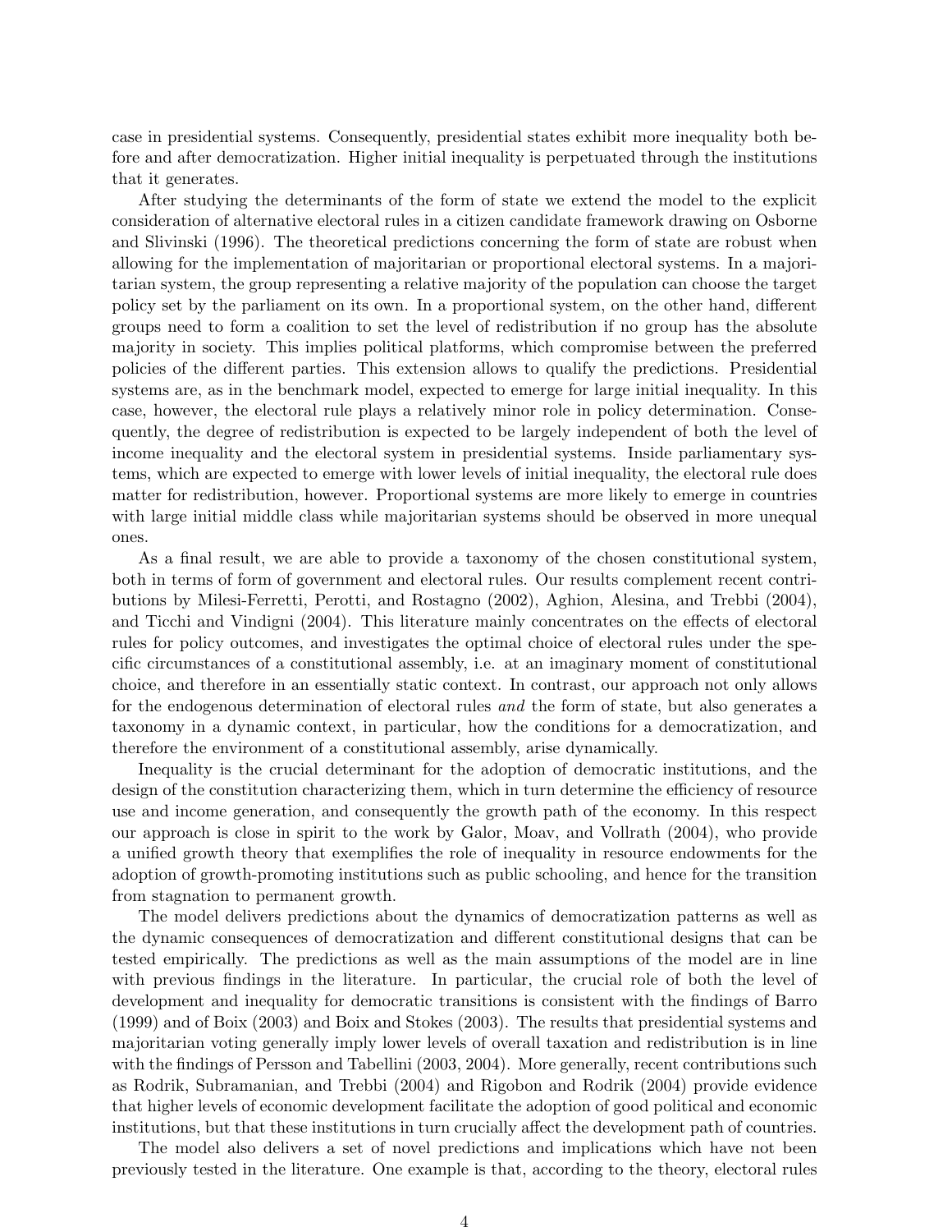case in presidential systems. Consequently, presidential states exhibit more inequality both before and after democratization. Higher initial inequality is perpetuated through the institutions that it generates.

After studying the determinants of the form of state we extend the model to the explicit consideration of alternative electoral rules in a citizen candidate framework drawing on Osborne and Slivinski (1996). The theoretical predictions concerning the form of state are robust when allowing for the implementation of majoritarian or proportional electoral systems. In a majoritarian system, the group representing a relative majority of the population can choose the target policy set by the parliament on its own. In a proportional system, on the other hand, different groups need to form a coalition to set the level of redistribution if no group has the absolute majority in society. This implies political platforms, which compromise between the preferred policies of the different parties. This extension allows to qualify the predictions. Presidential systems are, as in the benchmark model, expected to emerge for large initial inequality. In this case, however, the electoral rule plays a relatively minor role in policy determination. Consequently, the degree of redistribution is expected to be largely independent of both the level of income inequality and the electoral system in presidential systems. Inside parliamentary systems, which are expected to emerge with lower levels of initial inequality, the electoral rule does matter for redistribution, however. Proportional systems are more likely to emerge in countries with large initial middle class while majoritarian systems should be observed in more unequal ones.

As a final result, we are able to provide a taxonomy of the chosen constitutional system, both in terms of form of government and electoral rules. Our results complement recent contributions by Milesi-Ferretti, Perotti, and Rostagno (2002), Aghion, Alesina, and Trebbi (2004), and Ticchi and Vindigni (2004). This literature mainly concentrates on the effects of electoral rules for policy outcomes, and investigates the optimal choice of electoral rules under the specific circumstances of a constitutional assembly, i.e. at an imaginary moment of constitutional choice, and therefore in an essentially static context. In contrast, our approach not only allows for the endogenous determination of electoral rules *and* the form of state, but also generates a taxonomy in a dynamic context, in particular, how the conditions for a democratization, and therefore the environment of a constitutional assembly, arise dynamically.

Inequality is the crucial determinant for the adoption of democratic institutions, and the design of the constitution characterizing them, which in turn determine the efficiency of resource use and income generation, and consequently the growth path of the economy. In this respect our approach is close in spirit to the work by Galor, Moav, and Vollrath (2004), who provide a unified growth theory that exemplifies the role of inequality in resource endowments for the adoption of growth-promoting institutions such as public schooling, and hence for the transition from stagnation to permanent growth.

The model delivers predictions about the dynamics of democratization patterns as well as the dynamic consequences of democratization and different constitutional designs that can be tested empirically. The predictions as well as the main assumptions of the model are in line with previous findings in the literature. In particular, the crucial role of both the level of development and inequality for democratic transitions is consistent with the findings of Barro (1999) and of Boix (2003) and Boix and Stokes (2003). The results that presidential systems and majoritarian voting generally imply lower levels of overall taxation and redistribution is in line with the findings of Persson and Tabellini (2003, 2004). More generally, recent contributions such as Rodrik, Subramanian, and Trebbi (2004) and Rigobon and Rodrik (2004) provide evidence that higher levels of economic development facilitate the adoption of good political and economic institutions, but that these institutions in turn crucially affect the development path of countries.

The model also delivers a set of novel predictions and implications which have not been previously tested in the literature. One example is that, according to the theory, electoral rules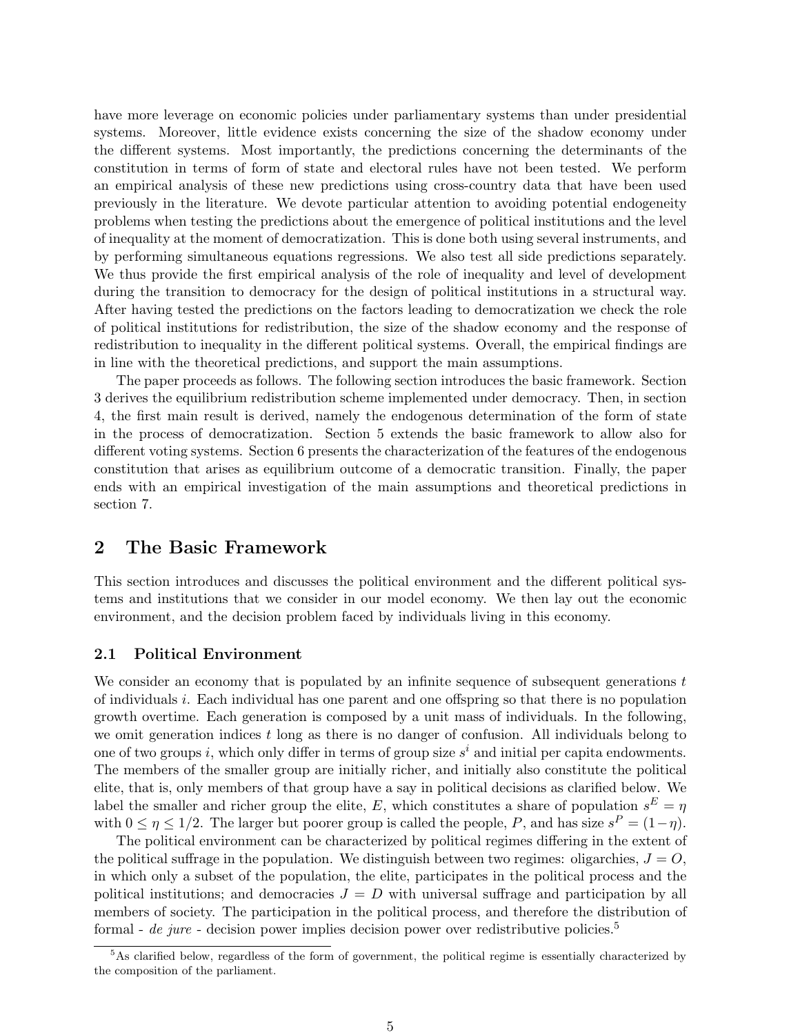have more leverage on economic policies under parliamentary systems than under presidential systems. Moreover, little evidence exists concerning the size of the shadow economy under the different systems. Most importantly, the predictions concerning the determinants of the constitution in terms of form of state and electoral rules have not been tested. We perform an empirical analysis of these new predictions using cross-country data that have been used previously in the literature. We devote particular attention to avoiding potential endogeneity problems when testing the predictions about the emergence of political institutions and the level of inequality at the moment of democratization. This is done both using several instruments, and by performing simultaneous equations regressions. We also test all side predictions separately. We thus provide the first empirical analysis of the role of inequality and level of development during the transition to democracy for the design of political institutions in a structural way. After having tested the predictions on the factors leading to democratization we check the role of political institutions for redistribution, the size of the shadow economy and the response of redistribution to inequality in the different political systems. Overall, the empirical findings are in line with the theoretical predictions, and support the main assumptions.

The paper proceeds as follows. The following section introduces the basic framework. Section 3 derives the equilibrium redistribution scheme implemented under democracy. Then, in section 4, the first main result is derived, namely the endogenous determination of the form of state in the process of democratization. Section 5 extends the basic framework to allow also for different voting systems. Section 6 presents the characterization of the features of the endogenous constitution that arises as equilibrium outcome of a democratic transition. Finally, the paper ends with an empirical investigation of the main assumptions and theoretical predictions in section 7.

## 2 The Basic Framework

This section introduces and discusses the political environment and the different political systems and institutions that we consider in our model economy. We then lay out the economic environment, and the decision problem faced by individuals living in this economy.

### 2.1 Political Environment

We consider an economy that is populated by an infinite sequence of subsequent generations $t$ of individuals $i$. Each individual has one parent and one offspring so that there is no population growth overtime. Each generation is composed by a unit mass of individuals. In the following, we omit generation indices $t$ long as there is no danger of confusion. All individuals belong to one of two groups $i$, which only differ in terms of group size $s^i$ and initial per capita endowments. The members of the smaller group are initially richer, and initially also constitute the political elite, that is, only members of that group have a say in political decisions as clarified below. We label the smaller and richer group the elite, $E$, which constitutes a share of population $s^E = \eta$ with $0 \leq \eta \leq 1/2$. The larger but poorer group is called the people, $P$, and has size $s^P = (1-\eta)$.

The political environment can be characterized by political regimes differing in the extent of the political suffrage in the population. We distinguish between two regimes: oligarchies, $J = O$, in which only a subset of the population, the elite, participates in the political process and the political institutions; and democracies $J = D$ with universal suffrage and participation by all members of society. The participation in the political process, and therefore the distribution of formal - *de jure* - decision power implies decision power over redistributive policies.[5]

[5] As clarified below, regardless of the form of government, the political regime is essentially characterized by the composition of the parliament.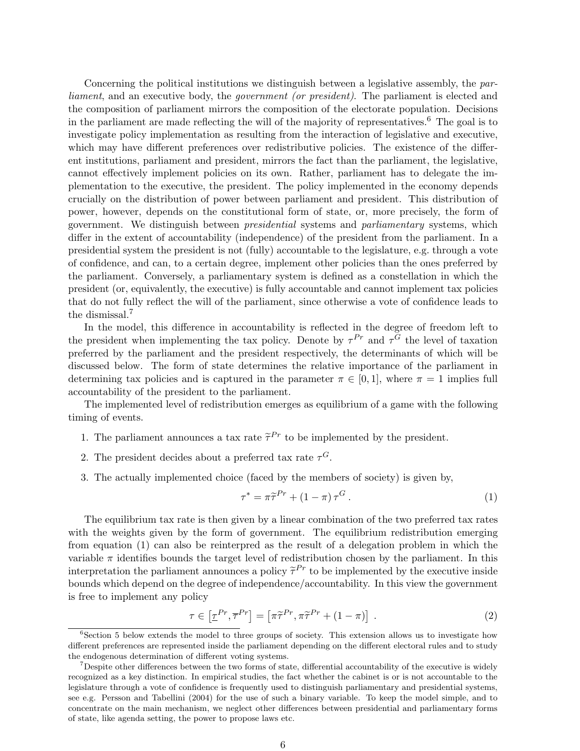Concerning the political institutions we distinguish between a legislative assembly, the *parliament*, and an executive body, the *government (or president)*. The parliament is elected and the composition of parliament mirrors the composition of the electorate population. Decisions in the parliament are made reflecting the will of the majority of representatives.[6] The goal is to investigate policy implementation as resulting from the interaction of legislative and executive, which may have different preferences over redistributive policies. The existence of the different institutions, parliament and president, mirrors the fact than the parliament, the legislative, cannot effectively implement policies on its own. Rather, parliament has to delegate the implementation to the executive, the president. The policy implemented in the economy depends crucially on the distribution of power between parliament and president. This distribution of power, however, depends on the constitutional form of state, or, more precisely, the form of government. We distinguish between *presidential* systems and *parliamentary* systems, which differ in the extent of accountability (independence) of the president from the parliament. In a presidential system the president is not (fully) accountable to the legislature, e.g. through a vote of confidence, and can, to a certain degree, implement other policies than the ones preferred by the parliament. Conversely, a parliamentary system is defined as a constellation in which the president (or, equivalently, the executive) is fully accountable and cannot implement tax policies that do not fully reflect the will of the parliament, since otherwise a vote of confidence leads to the dismissal.[7]

In the model, this difference in accountability is reflected in the degree of freedom left to the president when implementing the tax policy. Denote by $\tau^{Pr}$ and $\tau^{G}$ the level of taxation preferred by the parliament and the president respectively, the determinants of which will be discussed below. The form of state determines the relative importance of the parliament in determining tax policies and is captured in the parameter $\pi \in [0,1]$, where $\pi = 1$ implies full accountability of the president to the parliament.

The implemented level of redistribution emerges as equilibrium of a game with the following timing of events.

1. The parliament announces a tax rate $\widetilde{\tau}^{Pr}$ to be implemented by the president.
2. The president decides about a preferred tax rate $\tau^{G}$.
3. The actually implemented choice (faced by the members of society) is given by,

$$\tau^{*} = \pi \widetilde{\tau}^{Pr} + (1-\pi)\,\tau^{G}\,. \tag{1}$$

The equilibrium tax rate is then given by a linear combination of the two preferred tax rates with the weights given by the form of government. The equilibrium redistribution emerging from equation (1) can also be reinterpred as the result of a delegation problem in which the variable $\pi$ identifies bounds the target level of redistribution chosen by the parliament. In this interpretation the parliament announces a policy $\widetilde{\tau}^{Pr}$ to be implemented by the executive inside bounds which depend on the degree of independence/accountability. In this view the government is free to implement any policy

$$\tau \in \left[\underline{\tau}^{Pr}, \overline{\tau}^{Pr}\right] = \left[\pi\widetilde{\tau}^{Pr}, \pi\widetilde{\tau}^{Pr} + (1-\pi)\right]\,. \tag{2}$$

---

[6] Section 5 below extends the model to three groups of society. This extension allows us to investigate how different preferences are represented inside the parliament depending on the different electoral rules and to study the endogenous determination of different voting systems.

[7] Despite other differences between the two forms of state, differential accountability of the executive is widely recognized as a key distinction. In empirical studies, the fact whether the cabinet is or is not accountable to the legislature through a vote of confidence is frequently used to distinguish parliamentary and presidential systems, see e.g. Persson and Tabellini (2004) for the use of such a binary variable. To keep the model simple, and to concentrate on the main mechanism, we neglect other differences between presidential and parliamentary forms of state, like agenda setting, the power to propose laws etc.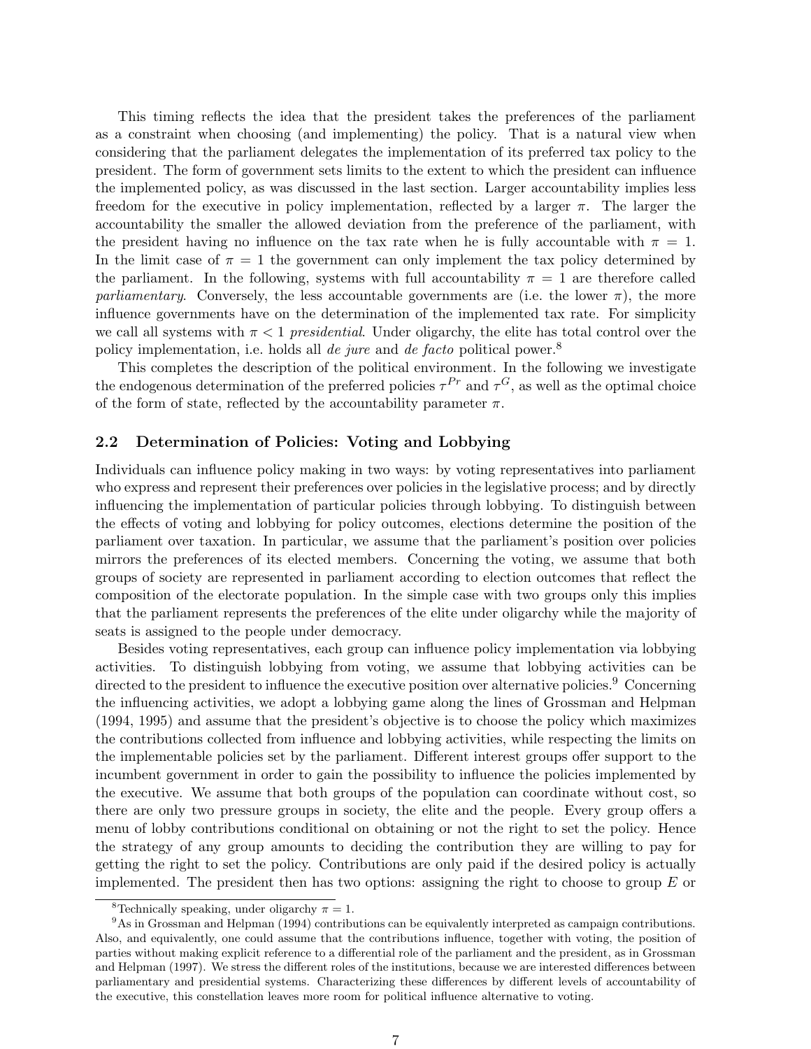This timing reflects the idea that the president takes the preferences of the parliament as a constraint when choosing (and implementing) the policy. That is a natural view when considering that the parliament delegates the implementation of its preferred tax policy to the president. The form of government sets limits to the extent to which the president can influence the implemented policy, as was discussed in the last section. Larger accountability implies less freedom for the executive in policy implementation, reflected by a larger $\pi$. The larger the accountability the smaller the allowed deviation from the preference of the parliament, with the president having no influence on the tax rate when he is fully accountable with $\pi = 1$. In the limit case of $\pi = 1$ the government can only implement the tax policy determined by the parliament. In the following, systems with full accountability $\pi = 1$ are therefore called *parliamentary*. Conversely, the less accountable governments are (i.e. the lower $\pi$), the more influence governments have on the determination of the implemented tax rate. For simplicity we call all systems with $\pi < 1$ *presidential*. Under oligarchy, the elite has total control over the policy implementation, i.e. holds all *de jure* and *de facto* political power.[8]

This completes the description of the political environment. In the following we investigate the endogenous determination of the preferred policies $\tau^{Pr}$ and $\tau^{G}$, as well as the optimal choice of the form of state, reflected by the accountability parameter $\pi$.

## 2.2 Determination of Policies: Voting and Lobbying

Individuals can influence policy making in two ways: by voting representatives into parliament who express and represent their preferences over policies in the legislative process; and by directly influencing the implementation of particular policies through lobbying. To distinguish between the effects of voting and lobbying for policy outcomes, elections determine the position of the parliament over taxation. In particular, we assume that the parliament's position over policies mirrors the preferences of its elected members. Concerning the voting, we assume that both groups of society are represented in parliament according to election outcomes that reflect the composition of the electorate population. In the simple case with two groups only this implies that the parliament represents the preferences of the elite under oligarchy while the majority of seats is assigned to the people under democracy.

Besides voting representatives, each group can influence policy implementation via lobbying activities. To distinguish lobbying from voting, we assume that lobbying activities can be directed to the president to influence the executive position over alternative policies.[9] Concerning the influencing activities, we adopt a lobbying game along the lines of Grossman and Helpman (1994, 1995) and assume that the president's objective is to choose the policy which maximizes the contributions collected from influence and lobbying activities, while respecting the limits on the implementable policies set by the parliament. Different interest groups offer support to the incumbent government in order to gain the possibility to influence the policies implemented by the executive. We assume that both groups of the population can coordinate without cost, so there are only two pressure groups in society, the elite and the people. Every group offers a menu of lobby contributions conditional on obtaining or not the right to set the policy. Hence the strategy of any group amounts to deciding the contribution they are willing to pay for getting the right to set the policy. Contributions are only paid if the desired policy is actually implemented. The president then has two options: assigning the right to choose to group $E$ or

[8] Technically speaking, under oligarchy $\pi = 1$.

[9] As in Grossman and Helpman (1994) contributions can be equivalently interpreted as campaign contributions. Also, and equivalently, one could assume that the contributions influence, together with voting, the position of parties without making explicit reference to a differential role of the parliament and the president, as in Grossman and Helpman (1997). We stress the different roles of the institutions, because we are interested differences between parliamentary and presidential systems. Characterizing these differences by different levels of accountability of the executive, this constellation leaves more room for political influence alternative to voting.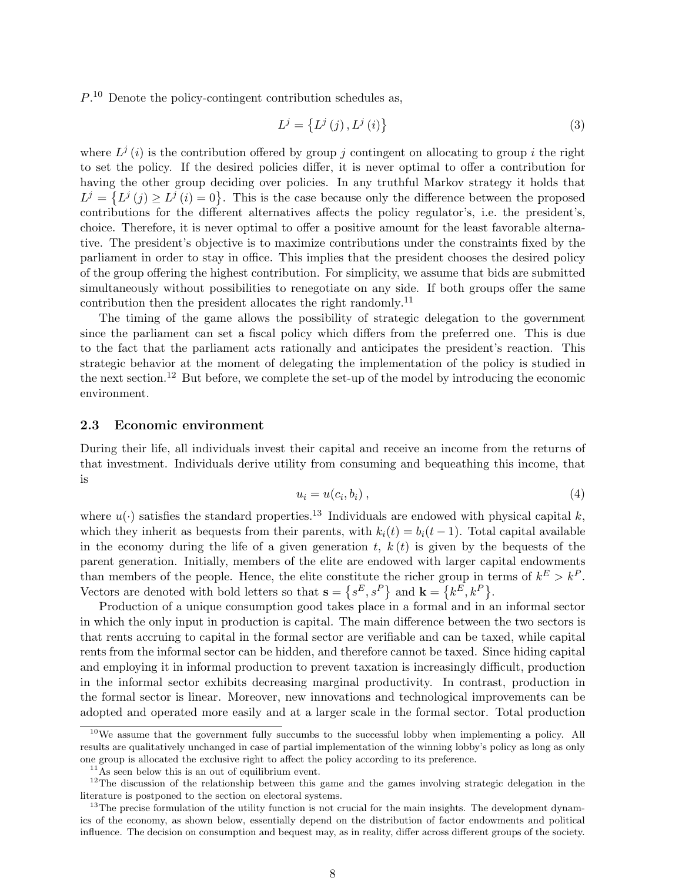$P$.[10] Denote the policy-contingent contribution schedules as,

$$L^j = \left\{L^j(j), L^j(i)\right\} \tag{3}$$

where $L^j(i)$ is the contribution offered by group $j$ contingent on allocating to group $i$ the right to set the policy. If the desired policies differ, it is never optimal to offer a contribution for having the other group deciding over policies. In any truthful Markov strategy it holds that $L^j = \left\{L^j(j) \geq L^j(i) = 0\right\}$. This is the case because only the difference between the proposed contributions for the different alternatives affects the policy regulator's, i.e. the president's, choice. Therefore, it is never optimal to offer a positive amount for the least favorable alternative. The president's objective is to maximize contributions under the constraints fixed by the parliament in order to stay in office. This implies that the president chooses the desired policy of the group offering the highest contribution. For simplicity, we assume that bids are submitted simultaneously without possibilities to renegotiate on any side. If both groups offer the same contribution then the president allocates the right randomly.[11]

The timing of the game allows the possibility of strategic delegation to the government since the parliament can set a fiscal policy which differs from the preferred one. This is due to the fact that the parliament acts rationally and anticipates the president's reaction. This strategic behavior at the moment of delegating the implementation of the policy is studied in the next section.[12] But before, we complete the set-up of the model by introducing the economic environment.

### 2.3 Economic environment

During their life, all individuals invest their capital and receive an income from the returns of that investment. Individuals derive utility from consuming and bequeathing this income, that is

$$u_i = u(c_i, b_i), \tag{4}$$

where $u(\cdot)$ satisfies the standard properties.[13] Individuals are endowed with physical capital $k$, which they inherit as bequests from their parents, with $k_i(t) = b_i(t-1)$. Total capital available in the economy during the life of a given generation $t$, $k(t)$ is given by the bequests of the parent generation. Initially, members of the elite are endowed with larger capital endowments than members of the people. Hence, the elite constitute the richer group in terms of $k^E > k^P$. Vectors are denoted with bold letters so that $\mathbf{s} = \left\{s^E, s^P\right\}$ and $\mathbf{k} = \left\{k^E, k^P\right\}$.

Production of a unique consumption good takes place in a formal and in an informal sector in which the only input in production is capital. The main difference between the two sectors is that rents accruing to capital in the formal sector are verifiable and can be taxed, while capital rents from the informal sector can be hidden, and therefore cannot be taxed. Since hiding capital and employing it in informal production to prevent taxation is increasingly difficult, production in the informal sector exhibits decreasing marginal productivity. In contrast, production in the formal sector is linear. Moreover, new innovations and technological improvements can be adopted and operated more easily and at a larger scale in the formal sector. Total production

---

[10] We assume that the government fully succumbs to the successful lobby when implementing a policy. All results are qualitatively unchanged in case of partial implementation of the winning lobby's policy as long as only one group is allocated the exclusive right to affect the policy according to its preference.

[11] As seen below this is an out of equilibrium event.

[12] The discussion of the relationship between this game and the games involving strategic delegation in the literature is postponed to the section on electoral systems.

[13] The precise formulation of the utility function is not crucial for the main insights. The development dynamics of the economy, as shown below, essentially depend on the distribution of factor endowments and political influence. The decision on consumption and bequest may, as in reality, differ across different groups of the society.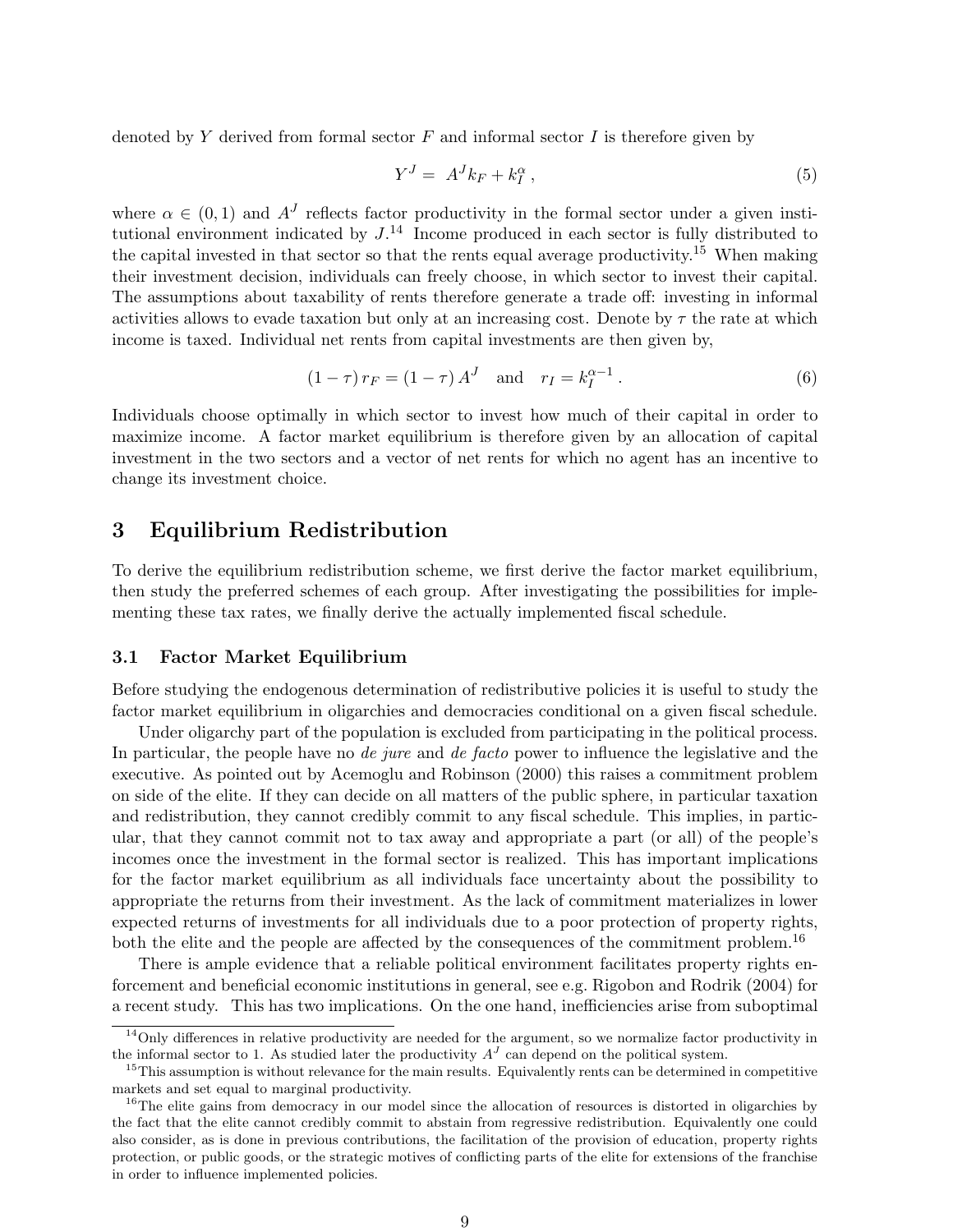denoted by $Y$ derived from formal sector $F$ and informal sector $I$ is therefore given by

$$Y^J = A^J k_F + k_I^\alpha \,, \tag{5}$$

where $\alpha \in (0,1)$ and $A^J$ reflects factor productivity in the formal sector under a given institutional environment indicated by $J$.[14] Income produced in each sector is fully distributed to the capital invested in that sector so that the rents equal average productivity.[15] When making their investment decision, individuals can freely choose, in which sector to invest their capital. The assumptions about taxability of rents therefore generate a trade off: investing in informal activities allows to evade taxation but only at an increasing cost. Denote by $\tau$ the rate at which income is taxed. Individual net rents from capital investments are then given by,

$$(1-\tau)\, r_F = (1-\tau)\, A^J \quad \text{and} \quad r_I = k_I^{\alpha-1} \,. \tag{6}$$

Individuals choose optimally in which sector to invest how much of their capital in order to maximize income. A factor market equilibrium is therefore given by an allocation of capital investment in the two sectors and a vector of net rents for which no agent has an incentive to change its investment choice.

## 3 Equilibrium Redistribution

To derive the equilibrium redistribution scheme, we first derive the factor market equilibrium, then study the preferred schemes of each group. After investigating the possibilities for implementing these tax rates, we finally derive the actually implemented fiscal schedule.

### 3.1 Factor Market Equilibrium

Before studying the endogenous determination of redistributive policies it is useful to study the factor market equilibrium in oligarchies and democracies conditional on a given fiscal schedule.

Under oligarchy part of the population is excluded from participating in the political process. In particular, the people have no *de jure* and *de facto* power to influence the legislative and the executive. As pointed out by Acemoglu and Robinson (2000) this raises a commitment problem on side of the elite. If they can decide on all matters of the public sphere, in particular taxation and redistribution, they cannot credibly commit to any fiscal schedule. This implies, in particular, that they cannot commit not to tax away and appropriate a part (or all) of the people's incomes once the investment in the formal sector is realized. This has important implications for the factor market equilibrium as all individuals face uncertainty about the possibility to appropriate the returns from their investment. As the lack of commitment materializes in lower expected returns of investments for all individuals due to a poor protection of property rights, both the elite and the people are affected by the consequences of the commitment problem.[16]

There is ample evidence that a reliable political environment facilitates property rights enforcement and beneficial economic institutions in general, see e.g. Rigobon and Rodrik (2004) for a recent study. This has two implications. On the one hand, inefficiencies arise from suboptimal

---

[14] Only differences in relative productivity are needed for the argument, so we normalize factor productivity in the informal sector to 1. As studied later the productivity $A^J$ can depend on the political system.

[15] This assumption is without relevance for the main results. Equivalently rents can be determined in competitive markets and set equal to marginal productivity.

[16] The elite gains from democracy in our model since the allocation of resources is distorted in oligarchies by the fact that the elite cannot credibly commit to abstain from regressive redistribution. Equivalently one could also consider, as is done in previous contributions, the facilitation of the provision of education, property rights protection, or public goods, or the strategic motives of conflicting parts of the elite for extensions of the franchise in order to influence implemented policies.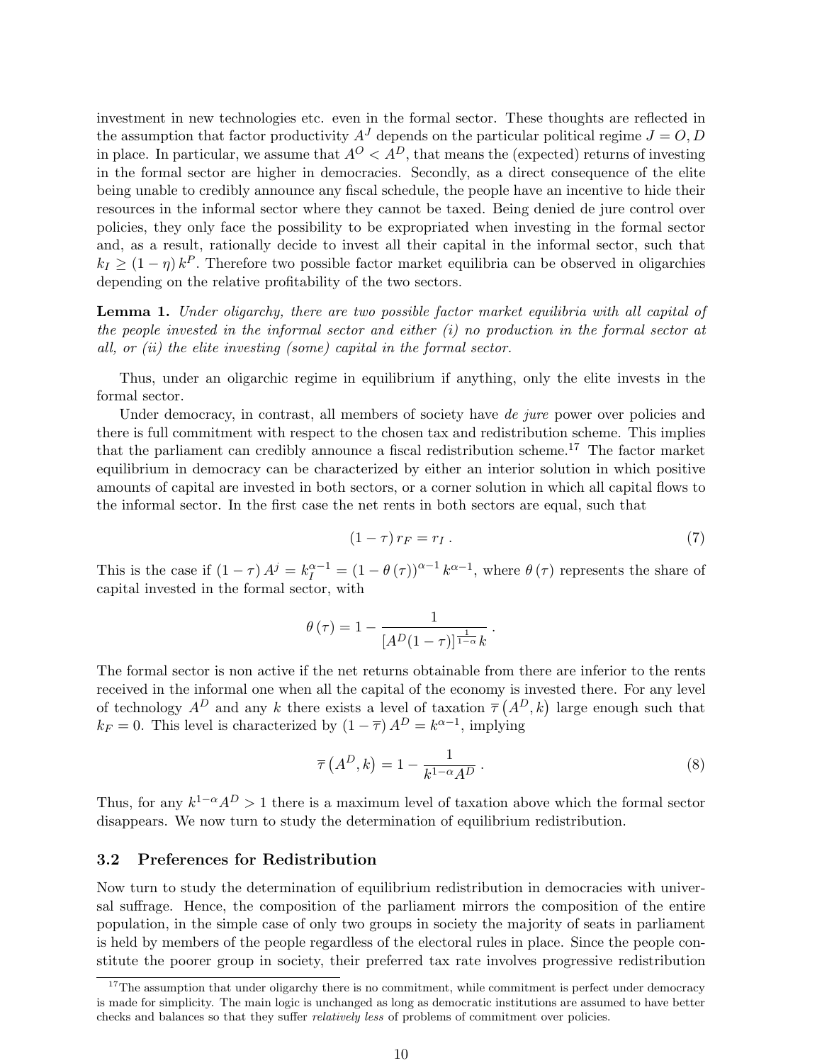investment in new technologies etc. even in the formal sector. These thoughts are reflected in the assumption that factor productivity $A^J$ depends on the particular political regime $J = O, D$ in place. In particular, we assume that $A^O < A^D$, that means the (expected) returns of investing in the formal sector are higher in democracies. Secondly, as a direct consequence of the elite being unable to credibly announce any fiscal schedule, the people have an incentive to hide their resources in the informal sector where they cannot be taxed. Being denied de jure control over policies, they only face the possibility to be expropriated when investing in the formal sector and, as a result, rationally decide to invest all their capital in the informal sector, such that $k_I \geq (1-\eta) k^P$. Therefore two possible factor market equilibria can be observed in oligarchies depending on the relative profitability of the two sectors.

**Lemma 1.** *Under oligarchy, there are two possible factor market equilibria with all capital of the people invested in the informal sector and either (i) no production in the formal sector at all, or (ii) the elite investing (some) capital in the formal sector.*

Thus, under an oligarchic regime in equilibrium if anything, only the elite invests in the formal sector.

Under democracy, in contrast, all members of society have *de jure* power over policies and there is full commitment with respect to the chosen tax and redistribution scheme. This implies that the parliament can credibly announce a fiscal redistribution scheme.[17] The factor market equilibrium in democracy can be characterized by either an interior solution in which positive amounts of capital are invested in both sectors, or a corner solution in which all capital flows to the informal sector. In the first case the net rents in both sectors are equal, such that

$$(1-\tau) r_F = r_I \,. \tag{7}$$

This is the case if $(1-\tau) A^j = k_I^{\alpha-1} = (1-\theta(\tau))^{\alpha-1} k^{\alpha-1}$, where $\theta(\tau)$ represents the share of capital invested in the formal sector, with

$$\theta(\tau) = 1 - \frac{1}{[A^D(1-\tau)]^{\frac{1}{1-\alpha}} k} \,.$$

The formal sector is non active if the net returns obtainable from there are inferior to the rents received in the informal one when all the capital of the economy is invested there. For any level of technology $A^D$ and any $k$ there exists a level of taxation $\overline{\tau}(A^D, k)$ large enough such that $k_F = 0$. This level is characterized by $(1-\overline{\tau}) A^D = k^{\alpha-1}$, implying

$$\overline{\tau}(A^D, k) = 1 - \frac{1}{k^{1-\alpha} A^D} \,. \tag{8}$$

Thus, for any $k^{1-\alpha} A^D > 1$ there is a maximum level of taxation above which the formal sector disappears. We now turn to study the determination of equilibrium redistribution.

### 3.2 Preferences for Redistribution

Now turn to study the determination of equilibrium redistribution in democracies with universal suffrage. Hence, the composition of the parliament mirrors the composition of the entire population, in the simple case of only two groups in society the majority of seats in parliament is held by members of the people regardless of the electoral rules in place. Since the people constitute the poorer group in society, their preferred tax rate involves progressive redistribution

[17] The assumption that under oligarchy there is no commitment, while commitment is perfect under democracy is made for simplicity. The main logic is unchanged as long as democratic institutions are assumed to have better checks and balances so that they suffer *relatively less* of problems of commitment over policies.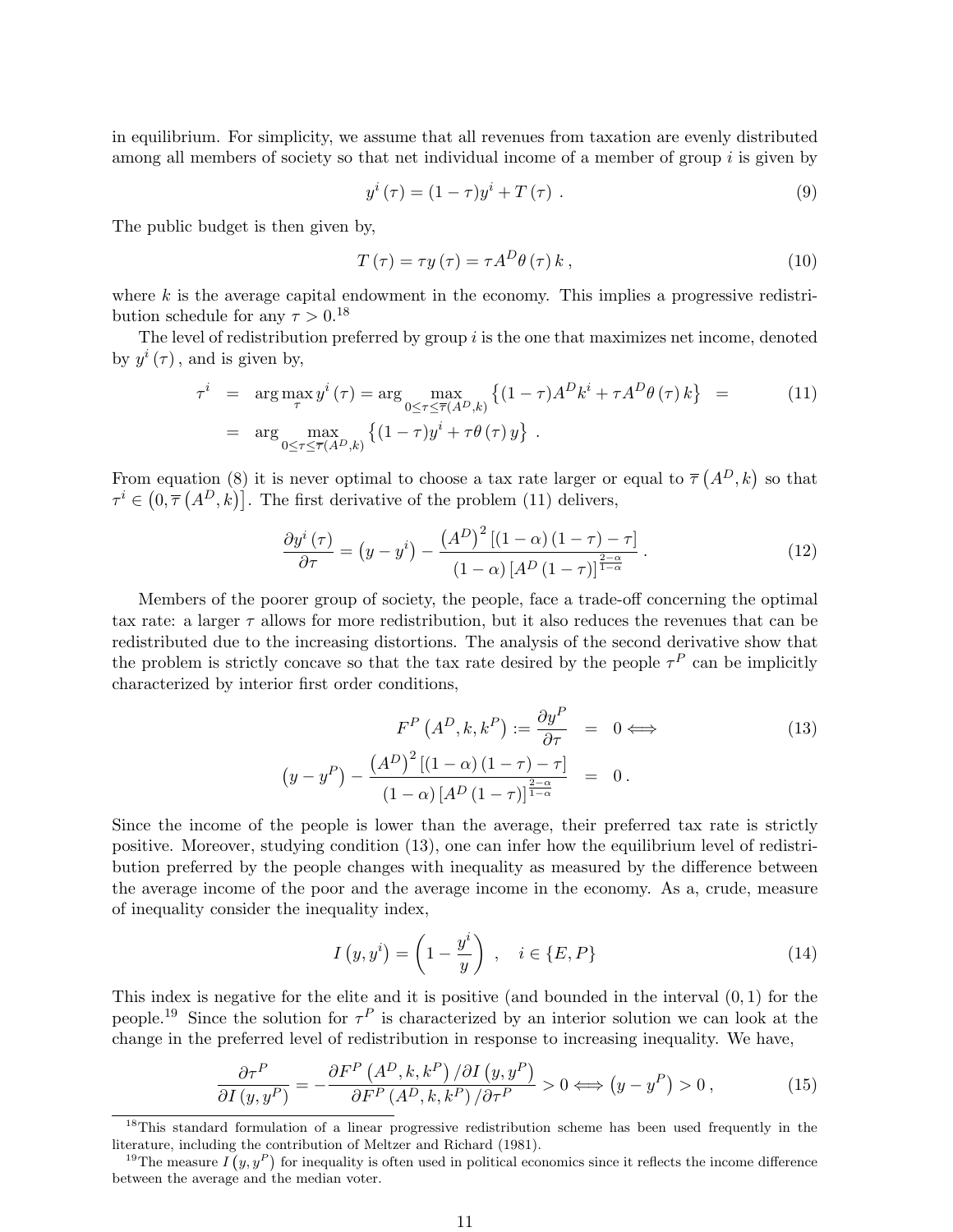in equilibrium. For simplicity, we assume that all revenues from taxation are evenly distributed among all members of society so that net individual income of a member of group $i$ is given by

$$y^i(\tau) = (1-\tau)y^i + T(\tau) \ . \tag{9}$$

The public budget is then given by,

$$T(\tau) = \tau y(\tau) = \tau A^D \theta(\tau) k \, , \tag{10}$$

where $k$ is the average capital endowment in the economy. This implies a progressive redistribution schedule for any $\tau > 0$.[18]

The level of redistribution preferred by group $i$ is the one that maximizes net income, denoted by $y^i(\tau)$, and is given by,

$$\begin{aligned} \tau^i &= \arg\max_{\tau} y^i(\tau) = \arg \max_{0 \le \tau \le \overline{\tau}(A^D,k)} \left\{ (1-\tau)A^D k^i + \tau A^D \theta(\tau) k \right\} = \\ &= \arg \max_{0 \le \tau \le \overline{\tau}(A^D,k)} \left\{ (1-\tau)y^i + \tau \theta(\tau) y \right\} \, . \end{aligned} \tag{11}$$

From equation (8) it is never optimal to choose a tax rate larger or equal to $\overline{\tau}\left(A^D, k\right)$ so that $\tau^i \in \left(0, \overline{\tau}\left(A^D, k\right)\right]$. The first derivative of the problem (11) delivers,

$$\frac{\partial y^i(\tau)}{\partial \tau} = \left(y - y^i\right) - \frac{\left(A^D\right)^2 \left[(1-\alpha)(1-\tau) - \tau\right]}{(1-\alpha)\left[A^D(1-\tau)\right]^{\frac{2-\alpha}{1-\alpha}}} \, . \tag{12}$$

Members of the poorer group of society, the people, face a trade-off concerning the optimal tax rate: a larger $\tau$ allows for more redistribution, but it also reduces the revenues that can be redistributed due to the increasing distortions. The analysis of the second derivative show that the problem is strictly concave so that the tax rate desired by the people $\tau^P$ can be implicitly characterized by interior first order conditions,

$$\begin{aligned} F^P\left(A^D, k, k^P\right) := \frac{\partial y^P}{\partial \tau} &= 0 \Longleftrightarrow \\ \left(y - y^P\right) - \frac{\left(A^D\right)^2 \left[(1-\alpha)(1-\tau) - \tau\right]}{(1-\alpha)\left[A^D(1-\tau)\right]^{\frac{2-\alpha}{1-\alpha}}} &= 0 \, . \end{aligned} \tag{13}$$

Since the income of the people is lower than the average, their preferred tax rate is strictly positive. Moreover, studying condition (13), one can infer how the equilibrium level of redistribution preferred by the people changes with inequality as measured by the difference between the average income of the poor and the average income in the economy. As a, crude, measure of inequality consider the inequality index,

$$I\left(y, y^i\right) = \left(1 - \frac{y^i}{y}\right) \ , \quad i \in \{E, P\} \tag{14}$$

This index is negative for the elite and it is positive (and bounded in the interval $(0,1)$ for the people.[19] Since the solution for $\tau^P$ is characterized by an interior solution we can look at the change in the preferred level of redistribution in response to increasing inequality. We have,

$$\frac{\partial \tau^P}{\partial I\left(y, y^P\right)} = -\frac{\partial F^P\left(A^D, k, k^P\right) / \partial I\left(y, y^P\right)}{\partial F^P\left(A^D, k, k^P\right) / \partial \tau^P} > 0 \Longleftrightarrow \left(y - y^P\right) > 0 \, , \tag{15}$$

[18] This standard formulation of a linear progressive redistribution scheme has been used frequently in the literature, including the contribution of Meltzer and Richard (1981).

[19] The measure $I\left(y, y^P\right)$ for inequality is often used in political economics since it reflects the income difference between the average and the median voter.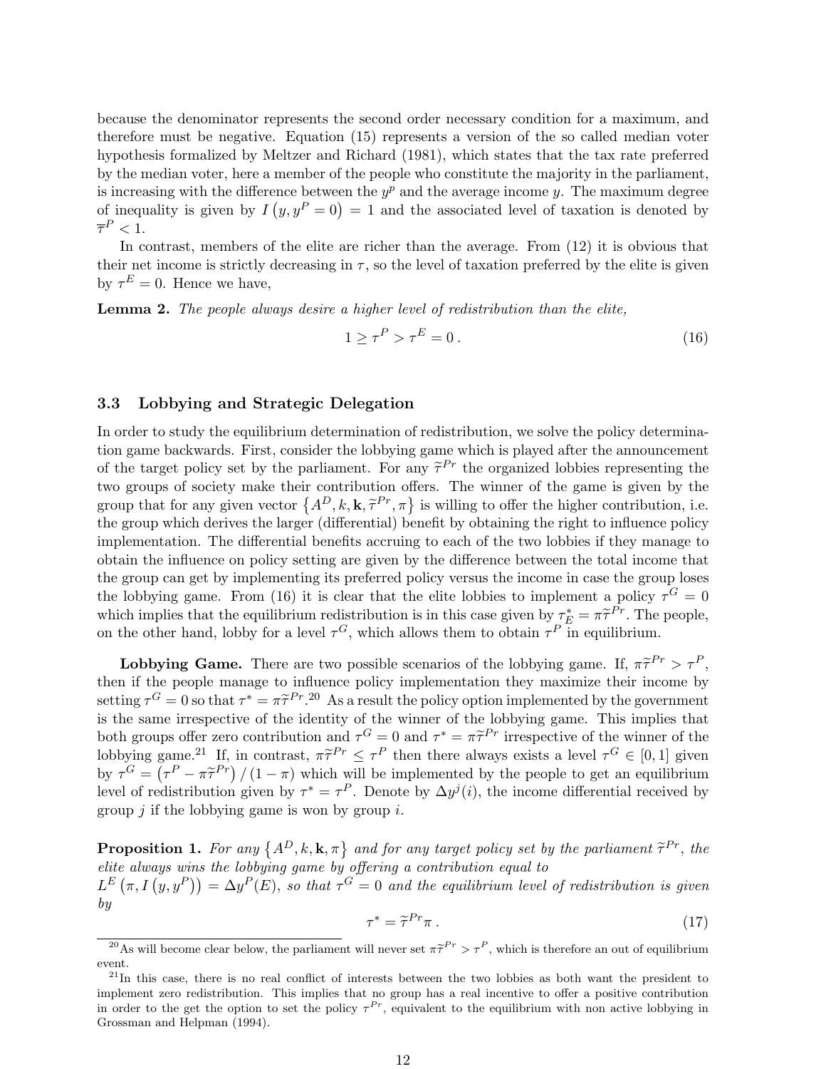because the denominator represents the second order necessary condition for a maximum, and therefore must be negative. Equation (15) represents a version of the so called median voter hypothesis formalized by Meltzer and Richard (1981), which states that the tax rate preferred by the median voter, here a member of the people who constitute the majority in the parliament, is increasing with the difference between the $y^p$ and the average income $y$. The maximum degree of inequality is given by $I\left(y, y^P = 0\right) = 1$ and the associated level of taxation is denoted by $\overline{\tau}^P < 1$.

In contrast, members of the elite are richer than the average. From (12) it is obvious that their net income is strictly decreasing in $\tau$, so the level of taxation preferred by the elite is given by $\tau^E = 0$. Hence we have,

**Lemma 2.** *The people always desire a higher level of redistribution than the elite,*

$$1 \geq \tau^P > \tau^E = 0\,. \tag{16}$$

### 3.3 Lobbying and Strategic Delegation

In order to study the equilibrium determination of redistribution, we solve the policy determination game backwards. First, consider the lobbying game which is played after the announcement of the target policy set by the parliament. For any $\widetilde{\tau}^{Pr}$ the organized lobbies representing the two groups of society make their contribution offers. The winner of the game is given by the group that for any given vector $\left\{A^D, k, \mathbf{k}, \widetilde{\tau}^{Pr}, \pi\right\}$ is willing to offer the higher contribution, i.e. the group which derives the larger (differential) benefit by obtaining the right to influence policy implementation. The differential benefits accruing to each of the two lobbies if they manage to obtain the influence on policy setting are given by the difference between the total income that the group can get by implementing its preferred policy versus the income in case the group loses the lobbying game. From (16) it is clear that the elite lobbies to implement a policy $\tau^G = 0$ which implies that the equilibrium redistribution is in this case given by $\tau_E^* = \pi\widetilde{\tau}^{Pr}$. The people, on the other hand, lobby for a level $\tau^G$, which allows them to obtain $\tau^P$ in equilibrium.

**Lobbying Game.** There are two possible scenarios of the lobbying game. If, $\pi\widetilde{\tau}^{Pr} > \tau^P$, then if the people manage to influence policy implementation they maximize their income by setting $\tau^G = 0$ so that $\tau^* = \pi\widetilde{\tau}^{Pr}$.[20] As a result the policy option implemented by the government is the same irrespective of the identity of the winner of the lobbying game. This implies that both groups offer zero contribution and $\tau^G = 0$ and $\tau^* = \pi\widetilde{\tau}^{Pr}$ irrespective of the winner of the lobbying game.[21] If, in contrast, $\pi\widetilde{\tau}^{Pr} \leq \tau^P$ then there always exists a level $\tau^G \in [0, 1]$ given by $\tau^G = \left(\tau^P - \pi\widetilde{\tau}^{Pr}\right)/(1-\pi)$ which will be implemented by the people to get an equilibrium level of redistribution given by $\tau^* = \tau^P$. Denote by $\Delta y^j(i)$, the income differential received by group $j$ if the lobbying game is won by group $i$.

**Proposition 1.** *For any $\left\{A^D, k, \mathbf{k}, \pi\right\}$ and for any target policy set by the parliament $\widetilde{\tau}^{Pr}$, the elite always wins the lobbying game by offering a contribution equal to $L^E\left(\pi, I\left(y, y^P\right)\right) = \Delta y^P(E)$, so that $\tau^G = 0$ and the equilibrium level of redistribution is given by*

$$\tau^* = \widetilde{\tau}^{Pr}\pi\,. \tag{17}$$

[20] As will become clear below, the parliament will never set $\pi\widetilde{\tau}^{Pr} > \tau^P$, which is therefore an out of equilibrium event.

[21] In this case, there is no real conflict of interests between the two lobbies as both want the president to implement zero redistribution. This implies that no group has a real incentive to offer a positive contribution in order to the get the option to set the policy $\tau^{Pr}$, equivalent to the equilibrium with non active lobbying in Grossman and Helpman (1994).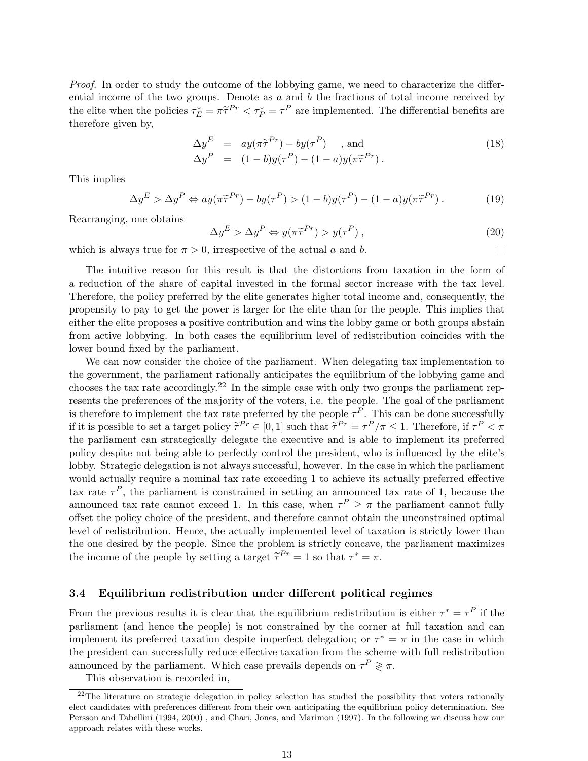*Proof.* In order to study the outcome of the lobbying game, we need to characterize the differential income of the two groups. Denote as $a$ and $b$ the fractions of total income received by the elite when the policies $\tau_E^* = \pi\widetilde{\tau}^{Pr} < \tau_P^* = \tau^P$ are implemented. The differential benefits are therefore given by,

$$
\begin{aligned}
\Delta y^E &= a y(\pi\widetilde{\tau}^{Pr}) - b y(\tau^P) \quad \text{, and} \\
\Delta y^P &= (1-b) y(\tau^P) - (1-a) y(\pi\widetilde{\tau}^{Pr}) \,.
\end{aligned} \tag{18}
$$

This implies

$$
\Delta y^E > \Delta y^P \Leftrightarrow a y(\pi\widetilde{\tau}^{Pr}) - b y(\tau^P) > (1-b) y(\tau^P) - (1-a) y(\pi\widetilde{\tau}^{Pr}) \,. \tag{19}
$$

Rearranging, one obtains

$$
\Delta y^E > \Delta y^P \Leftrightarrow y(\pi\widetilde{\tau}^{Pr}) > y(\tau^P) \,, \tag{20}
$$

which is always true for $\pi > 0$, irrespective of the actual $a$ and $b$. □

The intuitive reason for this result is that the distortions from taxation in the form of a reduction of the share of capital invested in the formal sector increase with the tax level. Therefore, the policy preferred by the elite generates higher total income and, consequently, the propensity to pay to get the power is larger for the elite than for the people. This implies that either the elite proposes a positive contribution and wins the lobby game or both groups abstain from active lobbying. In both cases the equilibrium level of redistribution coincides with the lower bound fixed by the parliament.

We can now consider the choice of the parliament. When delegating tax implementation to the government, the parliament rationally anticipates the equilibrium of the lobbying game and chooses the tax rate accordingly.[22] In the simple case with only two groups the parliament represents the preferences of the majority of the voters, i.e. the people. The goal of the parliament is therefore to implement the tax rate preferred by the people $\tau^P$. This can be done successfully if it is possible to set a target policy $\widetilde{\tau}^{Pr} \in [0,1]$ such that $\widetilde{\tau}^{Pr} = \tau^P/\pi \leq 1$. Therefore, if $\tau^P < \pi$ the parliament can strategically delegate the executive and is able to implement its preferred policy despite not being able to perfectly control the president, who is influenced by the elite's lobby. Strategic delegation is not always successful, however. In the case in which the parliament would actually require a nominal tax rate exceeding 1 to achieve its actually preferred effective tax rate $\tau^P$, the parliament is constrained in setting an announced tax rate of 1, because the announced tax rate cannot exceed 1. In this case, when $\tau^P \geq \pi$ the parliament cannot fully offset the policy choice of the president, and therefore cannot obtain the unconstrained optimal level of redistribution. Hence, the actually implemented level of taxation is strictly lower than the one desired by the people. Since the problem is strictly concave, the parliament maximizes the income of the people by setting a target $\widetilde{\tau}^{Pr} = 1$ so that $\tau^* = \pi$.

### 3.4 Equilibrium redistribution under different political regimes

From the previous results it is clear that the equilibrium redistribution is either $\tau^* = \tau^P$ if the parliament (and hence the people) is not constrained by the corner at full taxation and can implement its preferred taxation despite imperfect delegation; or $\tau^* = \pi$ in the case in which the president can successfully reduce effective taxation from the scheme with full redistribution announced by the parliament. Which case prevails depends on $\tau^P \gtrless \pi$.

This observation is recorded in,

---

[22] The literature on strategic delegation in policy selection has studied the possibility that voters rationally elect candidates with preferences different from their own anticipating the equilibrium policy determination. See Persson and Tabellini (1994, 2000) , and Chari, Jones, and Marimon (1997). In the following we discuss how our approach relates with these works.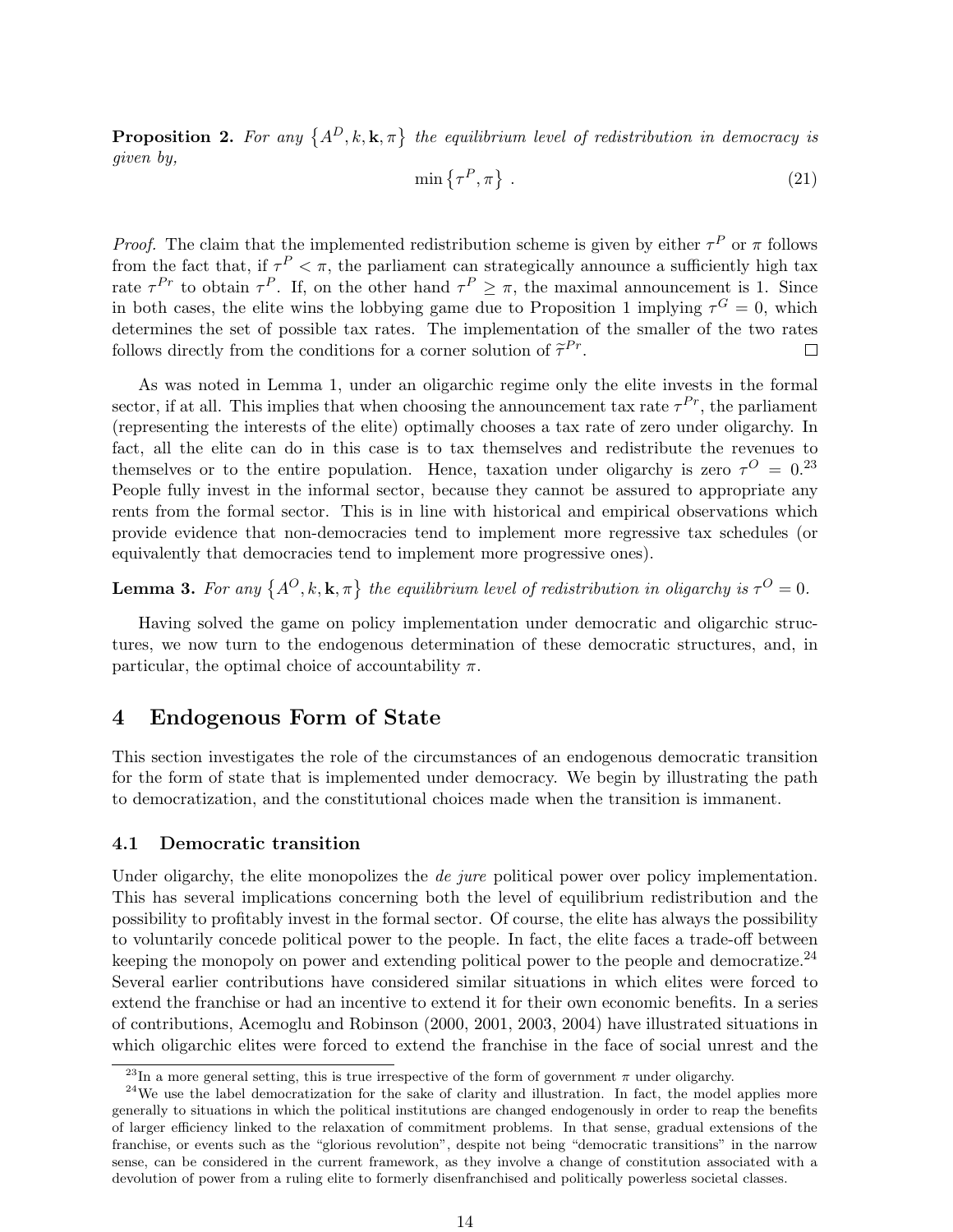**Proposition 2.** *For any $\{A^D, k, \mathbf{k}, \pi\}$ the equilibrium level of redistribution in democracy is given by,*

$$\min\left\{\tau^P, \pi\right\} . \tag{21}$$

*Proof.* The claim that the implemented redistribution scheme is given by either $\tau^P$ or $\pi$ follows from the fact that, if $\tau^P < \pi$, the parliament can strategically announce a sufficiently high tax rate $\tau^{Pr}$ to obtain $\tau^P$. If, on the other hand $\tau^P \geq \pi$, the maximal announcement is 1. Since in both cases, the elite wins the lobbying game due to Proposition 1 implying $\tau^G = 0$, which determines the set of possible tax rates. The implementation of the smaller of the two rates follows directly from the conditions for a corner solution of $\tilde{\tau}^{Pr}$. □

As was noted in Lemma 1, under an oligarchic regime only the elite invests in the formal sector, if at all. This implies that when choosing the announcement tax rate $\tau^{Pr}$, the parliament (representing the interests of the elite) optimally chooses a tax rate of zero under oligarchy. In fact, all the elite can do in this case is to tax themselves and redistribute the revenues to themselves or to the entire population. Hence, taxation under oligarchy is zero $\tau^O = 0$.[23] People fully invest in the informal sector, because they cannot be assured to appropriate any rents from the formal sector. This is in line with historical and empirical observations which provide evidence that non-democracies tend to implement more regressive tax schedules (or equivalently that democracies tend to implement more progressive ones).

**Lemma 3.** *For any $\{A^O, k, \mathbf{k}, \pi\}$ the equilibrium level of redistribution in oligarchy is $\tau^O = 0$.*

Having solved the game on policy implementation under democratic and oligarchic structures, we now turn to the endogenous determination of these democratic structures, and, in particular, the optimal choice of accountability $\pi$.

## 4 Endogenous Form of State

This section investigates the role of the circumstances of an endogenous democratic transition for the form of state that is implemented under democracy. We begin by illustrating the path to democratization, and the constitutional choices made when the transition is immanent.

### 4.1 Democratic transition

Under oligarchy, the elite monopolizes the *de jure* political power over policy implementation. This has several implications concerning both the level of equilibrium redistribution and the possibility to profitably invest in the formal sector. Of course, the elite has always the possibility to voluntarily concede political power to the people. In fact, the elite faces a trade-off between keeping the monopoly on power and extending political power to the people and democratize.[24] Several earlier contributions have considered similar situations in which elites were forced to extend the franchise or had an incentive to extend it for their own economic benefits. In a series of contributions, Acemoglu and Robinson (2000, 2001, 2003, 2004) have illustrated situations in which oligarchic elites were forced to extend the franchise in the face of social unrest and the

---

[23] In a more general setting, this is true irrespective of the form of government $\pi$ under oligarchy.

[24] We use the label democratization for the sake of clarity and illustration. In fact, the model applies more generally to situations in which the political institutions are changed endogenously in order to reap the benefits of larger efficiency linked to the relaxation of commitment problems. In that sense, gradual extensions of the franchise, or events such as the "glorious revolution", despite not being "democratic transitions" in the narrow sense, can be considered in the current framework, as they involve a change of constitution associated with a devolution of power from a ruling elite to formerly disenfranchised and politically powerless societal classes.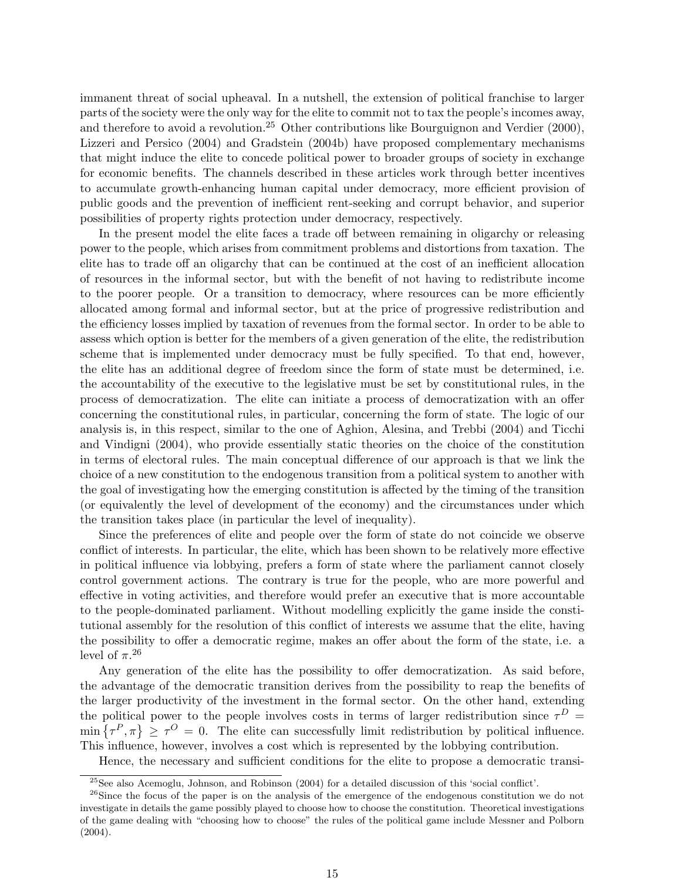immanent threat of social upheaval. In a nutshell, the extension of political franchise to larger parts of the society were the only way for the elite to commit not to tax the people's incomes away, and therefore to avoid a revolution.[25] Other contributions like Bourguignon and Verdier (2000), Lizzeri and Persico (2004) and Gradstein (2004b) have proposed complementary mechanisms that might induce the elite to concede political power to broader groups of society in exchange for economic benefits. The channels described in these articles work through better incentives to accumulate growth-enhancing human capital under democracy, more efficient provision of public goods and the prevention of inefficient rent-seeking and corrupt behavior, and superior possibilities of property rights protection under democracy, respectively.

In the present model the elite faces a trade off between remaining in oligarchy or releasing power to the people, which arises from commitment problems and distortions from taxation. The elite has to trade off an oligarchy that can be continued at the cost of an inefficient allocation of resources in the informal sector, but with the benefit of not having to redistribute income to the poorer people. Or a transition to democracy, where resources can be more efficiently allocated among formal and informal sector, but at the price of progressive redistribution and the efficiency losses implied by taxation of revenues from the formal sector. In order to be able to assess which option is better for the members of a given generation of the elite, the redistribution scheme that is implemented under democracy must be fully specified. To that end, however, the elite has an additional degree of freedom since the form of state must be determined, i.e. the accountability of the executive to the legislative must be set by constitutional rules, in the process of democratization. The elite can initiate a process of democratization with an offer concerning the constitutional rules, in particular, concerning the form of state. The logic of our analysis is, in this respect, similar to the one of Aghion, Alesina, and Trebbi (2004) and Ticchi and Vindigni (2004), who provide essentially static theories on the choice of the constitution in terms of electoral rules. The main conceptual difference of our approach is that we link the choice of a new constitution to the endogenous transition from a political system to another with the goal of investigating how the emerging constitution is affected by the timing of the transition (or equivalently the level of development of the economy) and the circumstances under which the transition takes place (in particular the level of inequality).

Since the preferences of elite and people over the form of state do not coincide we observe conflict of interests. In particular, the elite, which has been shown to be relatively more effective in political influence via lobbying, prefers a form of state where the parliament cannot closely control government actions. The contrary is true for the people, who are more powerful and effective in voting activities, and therefore would prefer an executive that is more accountable to the people-dominated parliament. Without modelling explicitly the game inside the constitutional assembly for the resolution of this conflict of interests we assume that the elite, having the possibility to offer a democratic regime, makes an offer about the form of the state, i.e. a level of $\pi$.[26]

Any generation of the elite has the possibility to offer democratization. As said before, the advantage of the democratic transition derives from the possibility to reap the benefits of the larger productivity of the investment in the formal sector. On the other hand, extending the political power to the people involves costs in terms of larger redistribution since $\tau^D = \min\left\{\tau^P, \pi\right\} \geq \tau^O = 0$. The elite can successfully limit redistribution by political influence. This influence, however, involves a cost which is represented by the lobbying contribution.

Hence, the necessary and sufficient conditions for the elite to propose a democratic transi-

[25] See also Acemoglu, Johnson, and Robinson (2004) for a detailed discussion of this 'social conflict'.

[26] Since the focus of the paper is on the analysis of the emergence of the endogenous constitution we do not investigate in details the game possibly played to choose how to choose the constitution. Theoretical investigations of the game dealing with "choosing how to choose" the rules of the political game include Messner and Polborn (2004).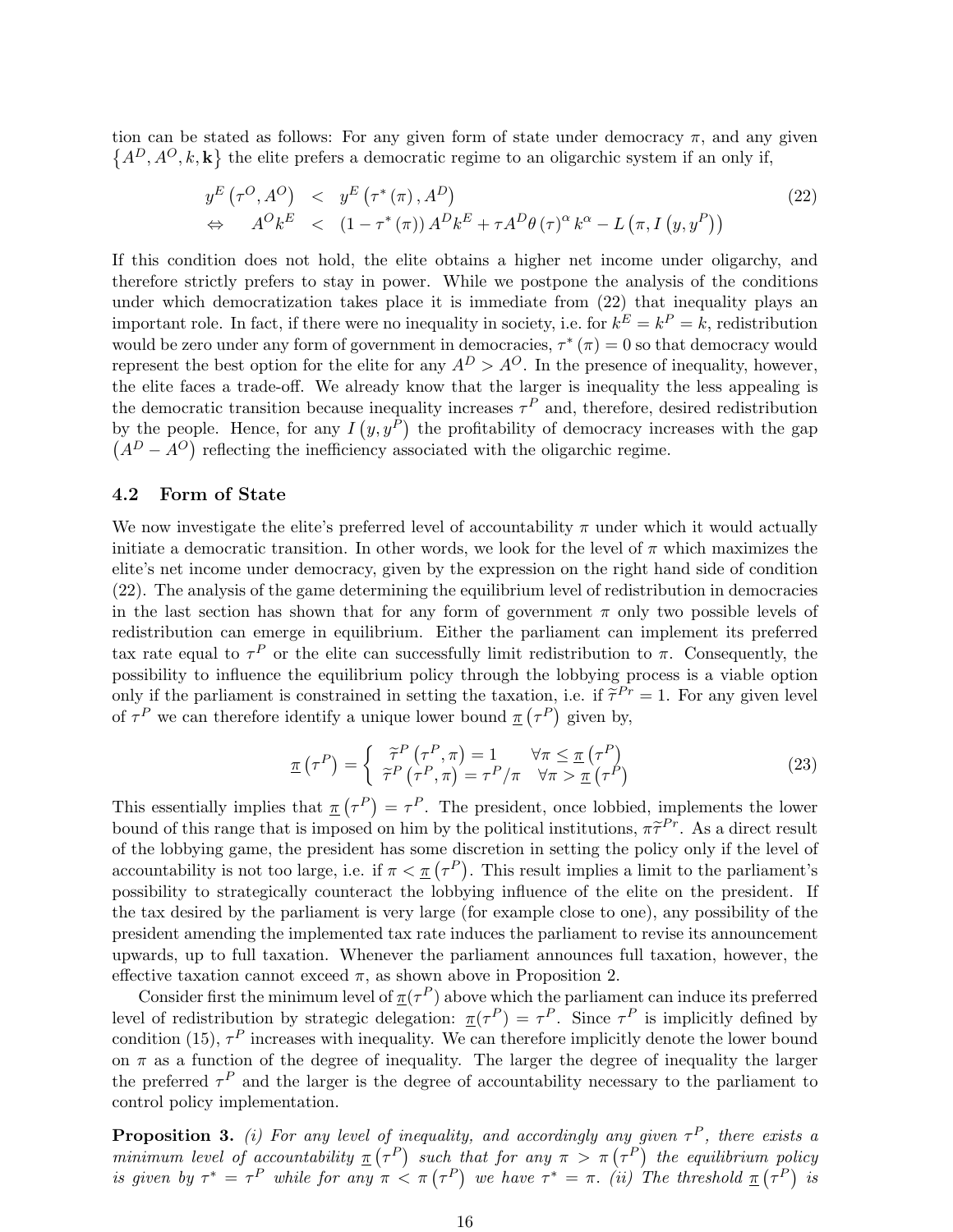tion can be stated as follows: For any given form of state under democracy $\pi$, and any given $\{A^D, A^O, k, \mathbf{k}\}$ the elite prefers a democratic regime to an oligarchic system if an only if,

$$
\begin{aligned}
& y^E\left(\tau^O, A^O\right) < y^E\left(\tau^*(\pi), A^D\right) \\
\Leftrightarrow \quad & A^O k^E < \left(1-\tau^*(\pi)\right) A^D k^E + \tau A^D \theta(\tau)^\alpha k^\alpha - L\left(\pi, I\left(y, y^P\right)\right)
\end{aligned}
\tag{22}
$$

If this condition does not hold, the elite obtains a higher net income under oligarchy, and therefore strictly prefers to stay in power. While we postpone the analysis of the conditions under which democratization takes place it is immediate from (22) that inequality plays an important role. In fact, if there were no inequality in society, i.e. for $k^E = k^P = k$, redistribution would be zero under any form of government in democracies, $\tau^*(\pi) = 0$ so that democracy would represent the best option for the elite for any $A^D > A^O$. In the presence of inequality, however, the elite faces a trade-off. We already know that the larger is inequality the less appealing is the democratic transition because inequality increases $\tau^P$ and, therefore, desired redistribution by the people. Hence, for any $I\left(y, y^P\right)$ the profitability of democracy increases with the gap $\left(A^D - A^O\right)$ reflecting the inefficiency associated with the oligarchic regime.

### 4.2 Form of State

We now investigate the elite's preferred level of accountability $\pi$ under which it would actually initiate a democratic transition. In other words, we look for the level of $\pi$ which maximizes the elite's net income under democracy, given by the expression on the right hand side of condition (22). The analysis of the game determining the equilibrium level of redistribution in democracies in the last section has shown that for any form of government $\pi$ only two possible levels of redistribution can emerge in equilibrium. Either the parliament can implement its preferred tax rate equal to $\tau^P$ or the elite can successfully limit redistribution to $\pi$. Consequently, the possibility to influence the equilibrium policy through the lobbying process is a viable option only if the parliament is constrained in setting the taxation, i.e. if $\widetilde{\tau}^{Pr} = 1$. For any given level of $\tau^P$ we can therefore identify a unique lower bound $\underline{\pi}\left(\tau^P\right)$ given by,

$$
\underline{\pi}\left(\tau^P\right) = \begin{cases} \widetilde{\tau}^P\left(\tau^P, \pi\right) = 1 & \forall \pi \leq \underline{\pi}\left(\tau^P\right) \\ \widetilde{\tau}^P\left(\tau^P, \pi\right) = \tau^P/\pi & \forall \pi > \underline{\pi}\left(\tau^P\right) \end{cases}
\tag{23}
$$

This essentially implies that $\underline{\pi}\left(\tau^P\right) = \tau^P$. The president, once lobbied, implements the lower bound of this range that is imposed on him by the political institutions, $\pi\widetilde{\tau}^{Pr}$. As a direct result of the lobbying game, the president has some discretion in setting the policy only if the level of accountability is not too large, i.e. if $\pi < \underline{\pi}\left(\tau^P\right)$. This result implies a limit to the parliament's possibility to strategically counteract the lobbying influence of the elite on the president. If the tax desired by the parliament is very large (for example close to one), any possibility of the president amending the implemented tax rate induces the parliament to revise its announcement upwards, up to full taxation. Whenever the parliament announces full taxation, however, the effective taxation cannot exceed $\pi$, as shown above in Proposition 2.

Consider first the minimum level of $\underline{\pi}(\tau^P)$ above which the parliament can induce its preferred level of redistribution by strategic delegation: $\underline{\pi}(\tau^P) = \tau^P$. Since $\tau^P$ is implicitly defined by condition (15), $\tau^P$ increases with inequality. We can therefore implicitly denote the lower bound on $\pi$ as a function of the degree of inequality. The larger the degree of inequality the larger the preferred $\tau^P$ and the larger is the degree of accountability necessary to the parliament to control policy implementation.

**Proposition 3.** *(i) For any level of inequality, and accordingly any given $\tau^P$, there exists a minimum level of accountability $\underline{\pi}\left(\tau^P\right)$ such that for any $\pi > \pi\left(\tau^P\right)$ the equilibrium policy is given by $\tau^* = \tau^P$ while for any $\pi < \pi\left(\tau^P\right)$ we have $\tau^* = \pi$. (ii) The threshold $\underline{\pi}\left(\tau^P\right)$ is*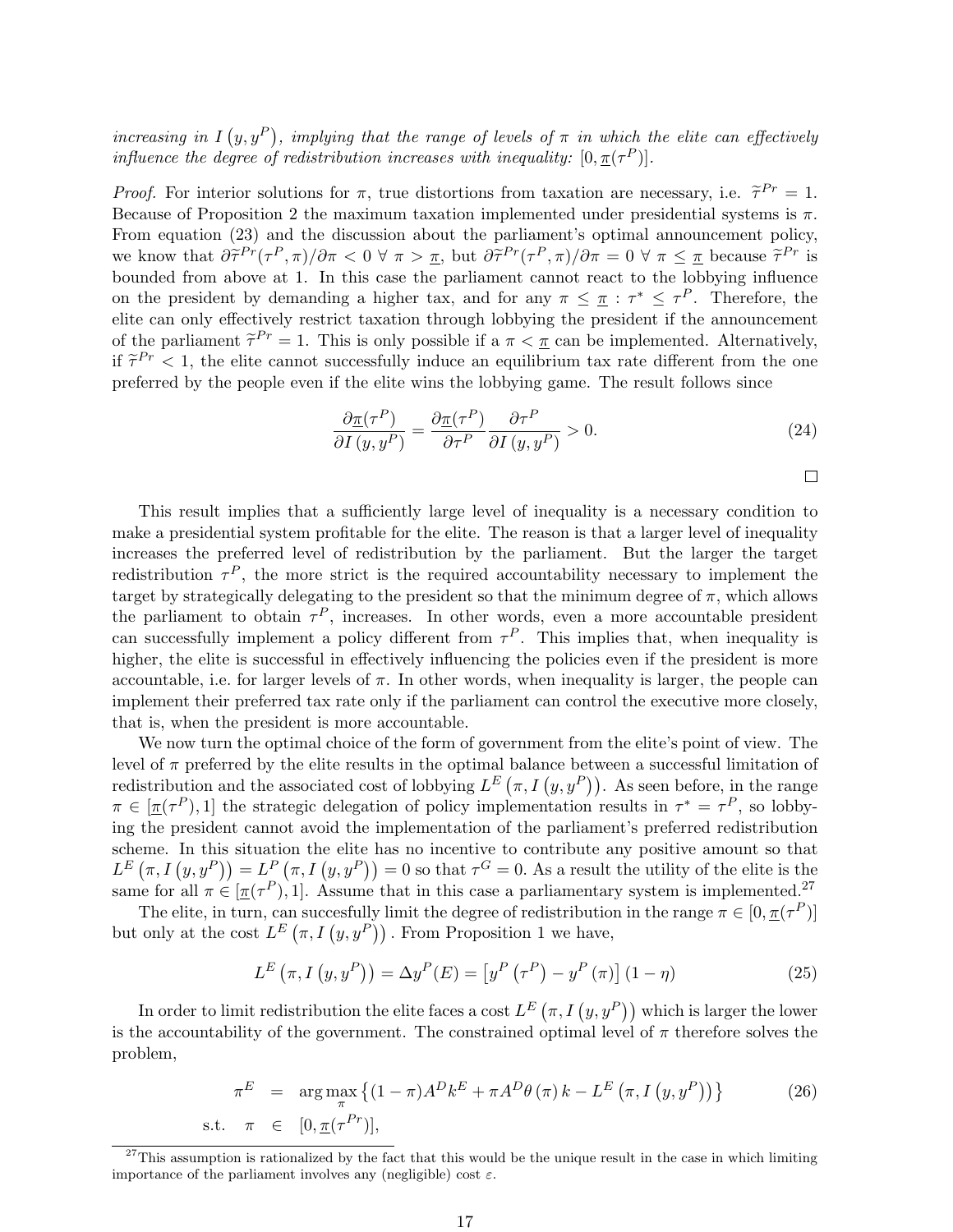*increasing in $I(y, y^P)$, implying that the range of levels of $\pi$ in which the elite can effectively influence the degree of redistribution increases with inequality: $[0, \underline{\pi}(\tau^P)]$.*

*Proof.* For interior solutions for $\pi$, true distortions from taxation are necessary, i.e. $\widetilde{\tau}^{Pr} = 1$. Because of Proposition 2 the maximum taxation implemented under presidential systems is $\pi$. From equation (23) and the discussion about the parliament's optimal announcement policy, we know that $\partial\widetilde{\tau}^{Pr}(\tau^P, \pi)/\partial\pi < 0 \; \forall \; \pi > \underline{\pi}$, but $\partial\widetilde{\tau}^{Pr}(\tau^P, \pi)/\partial\pi = 0 \; \forall \; \pi \leq \underline{\pi}$ because $\widetilde{\tau}^{Pr}$ is bounded from above at 1. In this case the parliament cannot react to the lobbying influence on the president by demanding a higher tax, and for any $\pi \leq \underline{\pi} : \tau^* \leq \tau^P$. Therefore, the elite can only effectively restrict taxation through lobbying the president if the announcement of the parliament $\widetilde{\tau}^{Pr} = 1$. This is only possible if a $\pi < \underline{\pi}$ can be implemented. Alternatively, if $\widetilde{\tau}^{Pr} < 1$, the elite cannot successfully induce an equilibrium tax rate different from the one preferred by the people even if the elite wins the lobbying game. The result follows since

$$\frac{\partial \underline{\pi}(\tau^P)}{\partial I(y, y^P)} = \frac{\partial \underline{\pi}(\tau^P)}{\partial \tau^P} \frac{\partial \tau^P}{\partial I(y, y^P)} > 0. \tag{24}$$

□

This result implies that a sufficiently large level of inequality is a necessary condition to make a presidential system profitable for the elite. The reason is that a larger level of inequality increases the preferred level of redistribution by the parliament. But the larger the target redistribution $\tau^P$, the more strict is the required accountability necessary to implement the target by strategically delegating to the president so that the minimum degree of $\pi$, which allows the parliament to obtain $\tau^P$, increases. In other words, even a more accountable president can successfully implement a policy different from $\tau^P$. This implies that, when inequality is higher, the elite is successful in effectively influencing the policies even if the president is more accountable, i.e. for larger levels of $\pi$. In other words, when inequality is larger, the people can implement their preferred tax rate only if the parliament can control the executive more closely, that is, when the president is more accountable.

We now turn the optimal choice of the form of government from the elite's point of view. The level of $\pi$ preferred by the elite results in the optimal balance between a successful limitation of redistribution and the associated cost of lobbying $L^E(\pi, I(y, y^P))$. As seen before, in the range $\pi \in [\underline{\pi}(\tau^P), 1]$ the strategic delegation of policy implementation results in $\tau^* = \tau^P$, so lobbying the president cannot avoid the implementation of the parliament's preferred redistribution scheme. In this situation the elite has no incentive to contribute any positive amount so that $L^E(\pi, I(y, y^P)) = L^P(\pi, I(y, y^P)) = 0$ so that $\tau^G = 0$. As a result the utility of the elite is the same for all $\pi \in [\underline{\pi}(\tau^P), 1]$. Assume that in this case a parliamentary system is implemented.[27]

The elite, in turn, can succesfully limit the degree of redistribution in the range $\pi \in [0, \underline{\pi}(\tau^P)]$ but only at the cost $L^E(\pi, I(y, y^P))$. From Proposition 1 we have,

$$L^E(\pi, I(y, y^P)) = \Delta y^P(E) = [y^P(\tau^P) - y^P(\pi)](1 - \eta) \tag{25}$$

In order to limit redistribution the elite faces a cost $L^E(\pi, I(y, y^P))$ which is larger the lower is the accountability of the government. The constrained optimal level of $\pi$ therefore solves the problem,

$$\begin{aligned} \pi^E &= \arg\max_{\pi} \left\{(1-\pi)A^D k^E + \pi A^D \theta(\pi) k - L^E(\pi, I(y, y^P))\right\} \\ \text{s.t.} \quad \pi &\in [0, \underline{\pi}(\tau^{Pr})], \end{aligned} \tag{26}$$

[27] This assumption is rationalized by the fact that this would be the unique result in the case in which limiting importance of the parliament involves any (negligible) cost $\varepsilon$.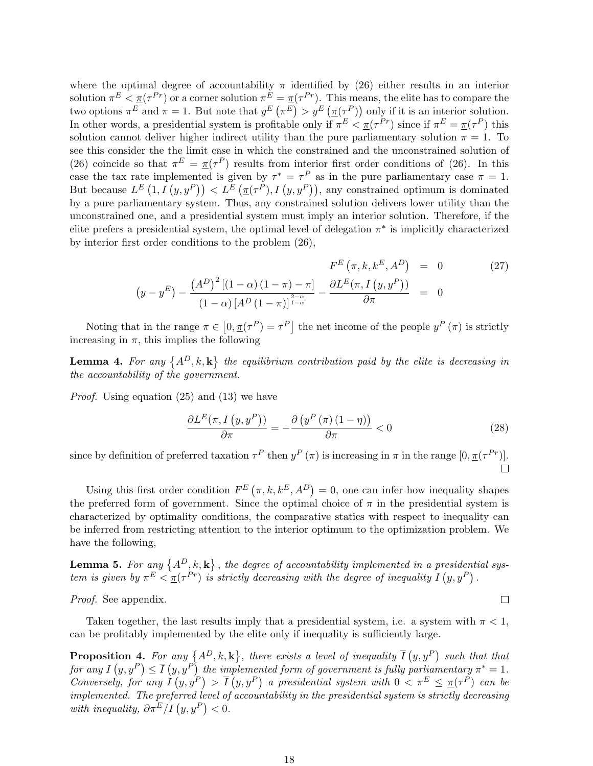where the optimal degree of accountability $\pi$ identified by (26) either results in an interior solution $\pi^E < \underline{\pi}(\tau^{Pr})$ or a corner solution $\pi^E = \underline{\pi}(\tau^{Pr})$. This means, the elite has to compare the two options $\pi^E$ and $\pi = 1$. But note that $y^E(\pi^E) > y^E(\underline{\pi}(\tau^P))$ only if it is an interior solution. In other words, a presidential system is profitable only if $\pi^E < \underline{\pi}(\tau^{Pr})$ since if $\pi^E = \underline{\pi}(\tau^P)$ this solution cannot deliver higher indirect utility than the pure parliamentary solution $\pi = 1$. To see this consider the the limit case in which the constrained and the unconstrained solution of (26) coincide so that $\pi^E = \underline{\pi}(\tau^P)$ results from interior first order conditions of (26). In this case the tax rate implemented is given by $\tau^* = \tau^P$ as in the pure parliamentary case $\pi = 1$. But because $L^E(1, I(y, y^P)) < L^E(\underline{\pi}(\tau^P), I(y, y^P))$, any constrained optimum is dominated by a pure parliamentary system. Thus, any constrained solution delivers lower utility than the unconstrained one, and a presidential system must imply an interior solution. Therefore, if the elite prefers a presidential system, the optimal level of delegation $\pi^*$ is implicitly characterized by interior first order conditions to the problem (26),

$$
\begin{aligned}
F^E(\pi, k, k^E, A^D) &= 0 \qquad (27)\\
(y - y^E) - \frac{(A^D)^2[(1-\alpha)(1-\pi) - \pi]}{(1-\alpha)[A^D(1-\pi)]^{\frac{2-\alpha}{1-\alpha}}} - \frac{\partial L^E(\pi, I(y, y^P))}{\partial \pi} &= 0
\end{aligned}
$$

Noting that in the range $\pi \in [0, \underline{\pi}(\tau^P) = \tau^P]$ the net income of the people $y^P(\pi)$ is strictly increasing in $\pi$, this implies the following

**Lemma 4.** *For any $\{A^D, k, \mathbf{k}\}$ the equilibrium contribution paid by the elite is decreasing in the accountability of the government.*

*Proof.* Using equation (25) and (13) we have

$$
\frac{\partial L^E(\pi, I(y, y^P))}{\partial \pi} = -\frac{\partial (y^P(\pi)(1-\eta))}{\partial \pi} < 0 \qquad (28)
$$

since by definition of preferred taxation $\tau^P$ then $y^P(\pi)$ is increasing in $\pi$ in the range $[0, \underline{\pi}(\tau^{Pr})]$. □

Using this first order condition $F^E(\pi, k, k^E, A^D) = 0$, one can infer how inequality shapes the preferred form of government. Since the optimal choice of $\pi$ in the presidential system is characterized by optimality conditions, the comparative statics with respect to inequality can be inferred from restricting attention to the interior optimum to the optimization problem. We have the following,

**Lemma 5.** *For any $\{A^D, k, \mathbf{k}\}$, the degree of accountability implemented in a presidential system is given by $\pi^E < \underline{\pi}(\tau^{Pr})$ is strictly decreasing with the degree of inequality $I(y, y^P)$.*

*Proof.* See appendix. □

Taken together, the last results imply that a presidential system, i.e. a system with $\pi < 1$, can be profitably implemented by the elite only if inequality is sufficiently large.

**Proposition 4.** *For any $\{A^D, k, \mathbf{k}\}$, there exists a level of inequality $\overline{I}(y, y^P)$ such that that for any $I(y, y^P) \leq \overline{I}(y, y^P)$ the implemented form of government is fully parliamentary $\pi^* = 1$. Conversely, for any $I(y, y^P) > \overline{I}(y, y^P)$ a presidential system with $0 < \pi^E \leq \underline{\pi}(\tau^P)$ can be implemented. The preferred level of accountability in the presidential system is strictly decreasing with inequality, $\partial \pi^E / I(y, y^P) < 0$.*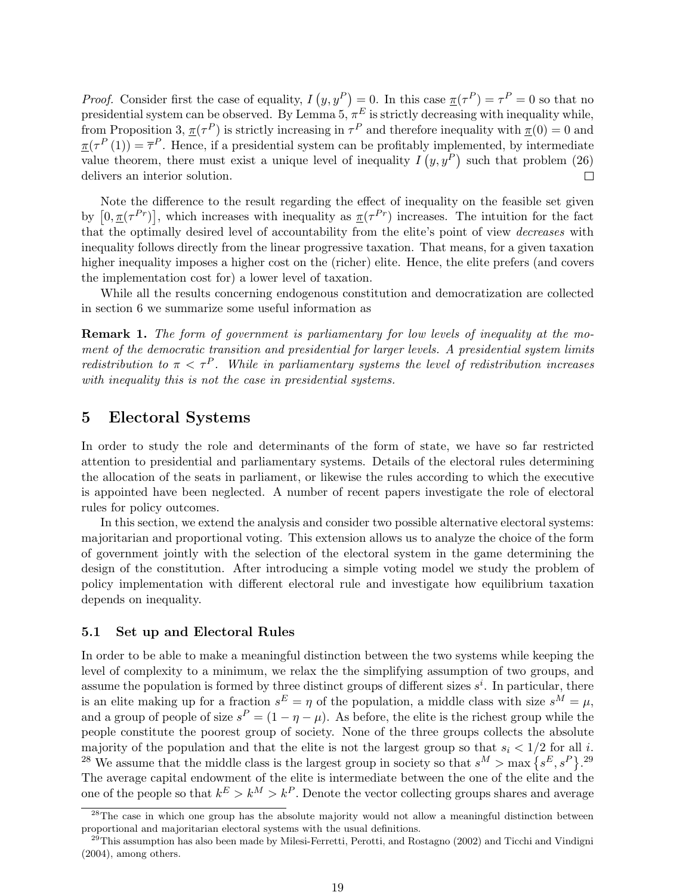*Proof.* Consider first the case of equality, $I\left(y, y^P\right) = 0$. In this case $\underline{\pi}(\tau^P) = \tau^P = 0$ so that no presidential system can be observed. By Lemma 5, $\pi^E$ is strictly decreasing with inequality while, from Proposition 3, $\underline{\pi}(\tau^P)$ is strictly increasing in $\tau^P$ and therefore inequality with $\underline{\pi}(0) = 0$ and $\underline{\pi}(\tau^P(1)) = \overline{\tau}^P$. Hence, if a presidential system can be profitably implemented, by intermediate value theorem, there must exist a unique level of inequality $I\left(y, y^P\right)$ such that problem (26) delivers an interior solution. □

Note the difference to the result regarding the effect of inequality on the feasible set given by $\left[0, \underline{\pi}(\tau^{Pr})\right]$, which increases with inequality as $\underline{\pi}(\tau^{Pr})$ increases. The intuition for the fact that the optimally desired level of accountability from the elite's point of view *decreases* with inequality follows directly from the linear progressive taxation. That means, for a given taxation higher inequality imposes a higher cost on the (richer) elite. Hence, the elite prefers (and covers the implementation cost for) a lower level of taxation.

While all the results concerning endogenous constitution and democratization are collected in section 6 we summarize some useful information as

**Remark 1.** *The form of government is parliamentary for low levels of inequality at the moment of the democratic transition and presidential for larger levels. A presidential system limits redistribution to $\pi < \tau^P$. While in parliamentary systems the level of redistribution increases with inequality this is not the case in presidential systems.*

## 5 Electoral Systems

In order to study the role and determinants of the form of state, we have so far restricted attention to presidential and parliamentary systems. Details of the electoral rules determining the allocation of the seats in parliament, or likewise the rules according to which the executive is appointed have been neglected. A number of recent papers investigate the role of electoral rules for policy outcomes.

In this section, we extend the analysis and consider two possible alternative electoral systems: majoritarian and proportional voting. This extension allows us to analyze the choice of the form of government jointly with the selection of the electoral system in the game determining the design of the constitution. After introducing a simple voting model we study the problem of policy implementation with different electoral rule and investigate how equilibrium taxation depends on inequality.

### 5.1 Set up and Electoral Rules

In order to be able to make a meaningful distinction between the two systems while keeping the level of complexity to a minimum, we relax the the simplifying assumption of two groups, and assume the population is formed by three distinct groups of different sizes $s^i$. In particular, there is an elite making up for a fraction $s^E = \eta$ of the population, a middle class with size $s^M = \mu$, and a group of people of size $s^P = (1 - \eta - \mu)$. As before, the elite is the richest group while the people constitute the poorest group of society. None of the three groups collects the absolute majority of the population and that the elite is not the largest group so that $s_i < 1/2$ for all $i$. [28] We assume that the middle class is the largest group in society so that $s^M > \max\left\{s^E, s^P\right\}$.[29] The average capital endowment of the elite is intermediate between the one of the elite and the one of the people so that $k^E > k^M > k^P$. Denote the vector collecting groups shares and average

[28] The case in which one group has the absolute majority would not allow a meaningful distinction between proportional and majoritarian electoral systems with the usual definitions.

[29] This assumption has also been made by Milesi-Ferretti, Perotti, and Rostagno (2002) and Ticchi and Vindigni (2004), among others.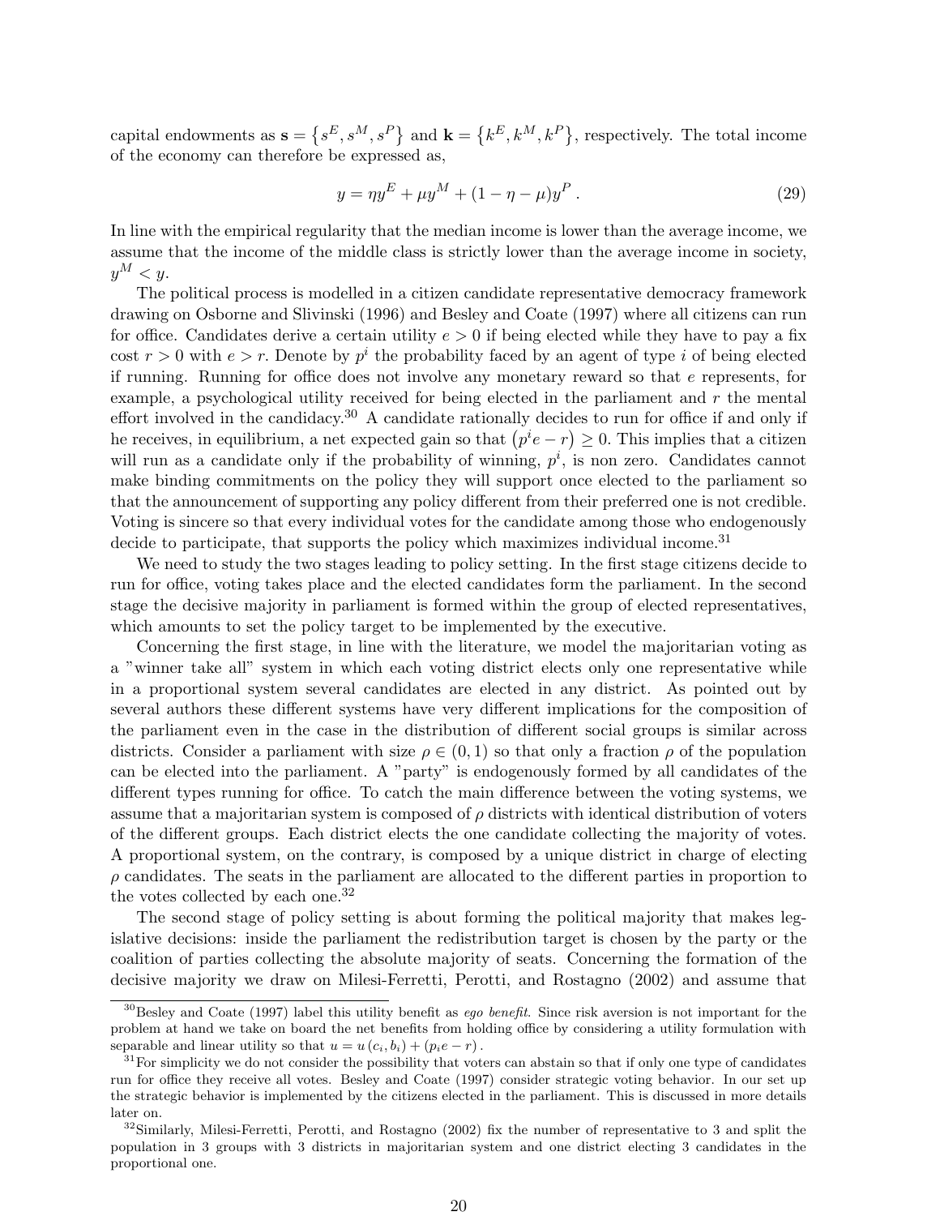capital endowments as $\mathbf{s} = \{s^E, s^M, s^P\}$ and $\mathbf{k} = \{k^E, k^M, k^P\}$, respectively. The total income of the economy can therefore be expressed as,

$$y = \eta y^E + \mu y^M + (1 - \eta - \mu) y^P \,. \tag{29}$$

In line with the empirical regularity that the median income is lower than the average income, we assume that the income of the middle class is strictly lower than the average income in society, $y^M < y$.

The political process is modelled in a citizen candidate representative democracy framework drawing on Osborne and Slivinski (1996) and Besley and Coate (1997) where all citizens can run for office. Candidates derive a certain utility $e > 0$ if being elected while they have to pay a fix cost $r > 0$ with $e > r$. Denote by $p^i$ the probability faced by an agent of type $i$ of being elected if running. Running for office does not involve any monetary reward so that $e$ represents, for example, a psychological utility received for being elected in the parliament and $r$ the mental effort involved in the candidacy.[30] A candidate rationally decides to run for office if and only if he receives, in equilibrium, a net expected gain so that $(p^i e - r) \geq 0$. This implies that a citizen will run as a candidate only if the probability of winning, $p^i$, is non zero. Candidates cannot make binding commitments on the policy they will support once elected to the parliament so that the announcement of supporting any policy different from their preferred one is not credible. Voting is sincere so that every individual votes for the candidate among those who endogenously decide to participate, that supports the policy which maximizes individual income.[31]

We need to study the two stages leading to policy setting. In the first stage citizens decide to run for office, voting takes place and the elected candidates form the parliament. In the second stage the decisive majority in parliament is formed within the group of elected representatives, which amounts to set the policy target to be implemented by the executive.

Concerning the first stage, in line with the literature, we model the majoritarian voting as a "winner take all" system in which each voting district elects only one representative while in a proportional system several candidates are elected in any district. As pointed out by several authors these different systems have very different implications for the composition of the parliament even in the case in the distribution of different social groups is similar across districts. Consider a parliament with size $\rho \in (0, 1)$ so that only a fraction $\rho$ of the population can be elected into the parliament. A "party" is endogenously formed by all candidates of the different types running for office. To catch the main difference between the voting systems, we assume that a majoritarian system is composed of $\rho$ districts with identical distribution of voters of the different groups. Each district elects the one candidate collecting the majority of votes. A proportional system, on the contrary, is composed by a unique district in charge of electing $\rho$ candidates. The seats in the parliament are allocated to the different parties in proportion to the votes collected by each one.[32]

The second stage of policy setting is about forming the political majority that makes legislative decisions: inside the parliament the redistribution target is chosen by the party or the coalition of parties collecting the absolute majority of seats. Concerning the formation of the decisive majority we draw on Milesi-Ferretti, Perotti, and Rostagno (2002) and assume that

---

[30] Besley and Coate (1997) label this utility benefit as *ego benefit*. Since risk aversion is not important for the problem at hand we take on board the net benefits from holding office by considering a utility formulation with separable and linear utility so that $u = u(c_i, b_i) + (p_i e - r)$.

[31] For simplicity we do not consider the possibility that voters can abstain so that if only one type of candidates run for office they receive all votes. Besley and Coate (1997) consider strategic voting behavior. In our set up the strategic behavior is implemented by the citizens elected in the parliament. This is discussed in more details later on.

[32] Similarly, Milesi-Ferretti, Perotti, and Rostagno (2002) fix the number of representative to 3 and split the population in 3 groups with 3 districts in majoritarian system and one district electing 3 candidates in the proportional one.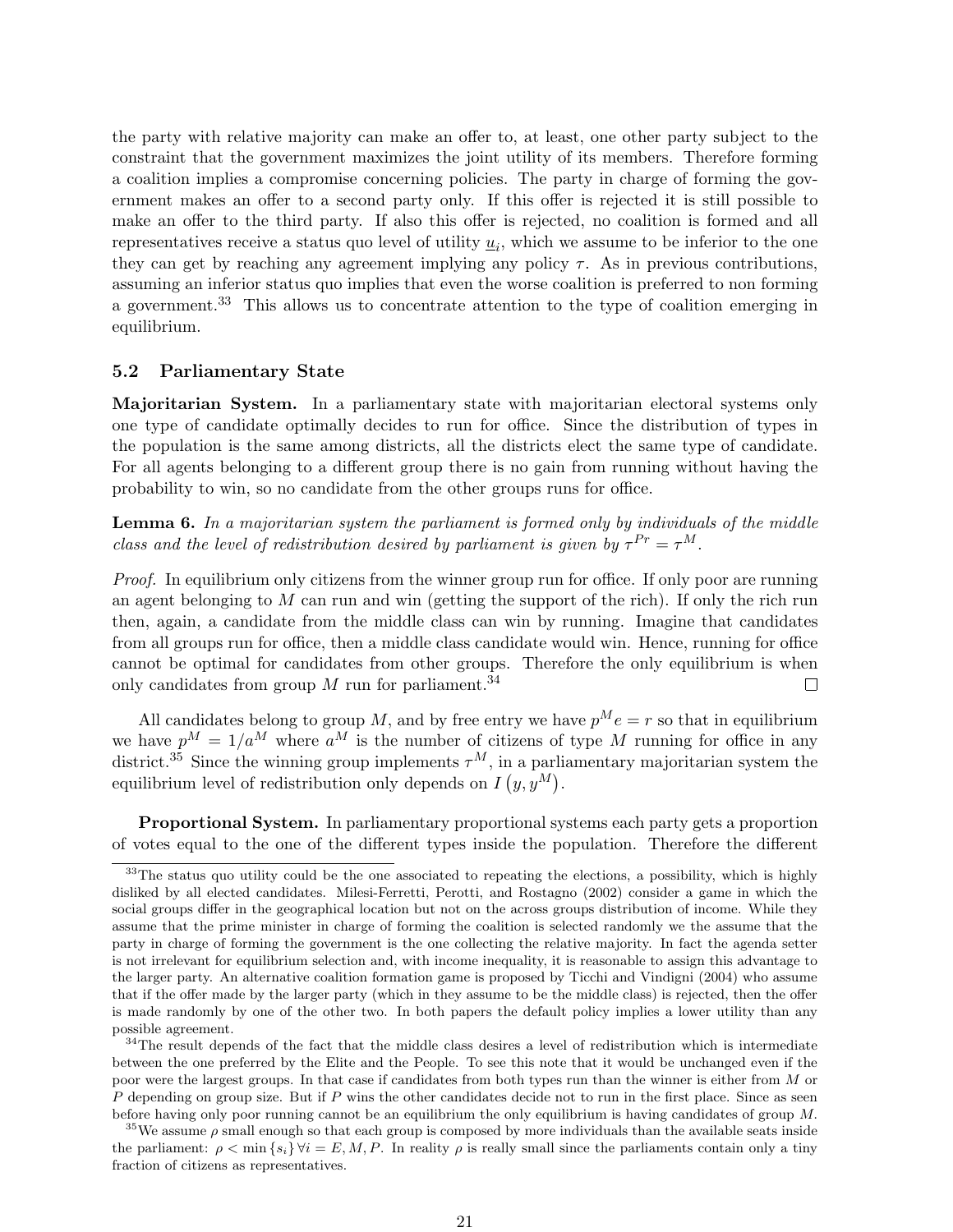the party with relative majority can make an offer to, at least, one other party subject to the constraint that the government maximizes the joint utility of its members. Therefore forming a coalition implies a compromise concerning policies. The party in charge of forming the government makes an offer to a second party only. If this offer is rejected it is still possible to make an offer to the third party. If also this offer is rejected, no coalition is formed and all representatives receive a status quo level of utility $\underline{u}_i$, which we assume to be inferior to the one they can get by reaching any agreement implying any policy $\tau$. As in previous contributions, assuming an inferior status quo implies that even the worse coalition is preferred to non forming a government.[33] This allows us to concentrate attention to the type of coalition emerging in equilibrium.

### 5.2 Parliamentary State

**Majoritarian System.** In a parliamentary state with majoritarian electoral systems only one type of candidate optimally decides to run for office. Since the distribution of types in the population is the same among districts, all the districts elect the same type of candidate. For all agents belonging to a different group there is no gain from running without having the probability to win, so no candidate from the other groups runs for office.

**Lemma 6.** *In a majoritarian system the parliament is formed only by individuals of the middle class and the level of redistribution desired by parliament is given by $\tau^{Pr} = \tau^M$.*

*Proof.* In equilibrium only citizens from the winner group run for office. If only poor are running an agent belonging to $M$ can run and win (getting the support of the rich). If only the rich run then, again, a candidate from the middle class can win by running. Imagine that candidates from all groups run for office, then a middle class candidate would win. Hence, running for office cannot be optimal for candidates from other groups. Therefore the only equilibrium is when only candidates from group $M$ run for parliament.[34] □

All candidates belong to group $M$, and by free entry we have $p^M e = r$ so that in equilibrium we have $p^M = 1/a^M$ where $a^M$ is the number of citizens of type $M$ running for office in any district.[35] Since the winning group implements $\tau^M$, in a parliamentary majoritarian system the equilibrium level of redistribution only depends on $I\left(y, y^M\right)$.

**Proportional System.** In parliamentary proportional systems each party gets a proportion of votes equal to the one of the different types inside the population. Therefore the different

---

[33] The status quo utility could be the one associated to repeating the elections, a possibility, which is highly disliked by all elected candidates. Milesi-Ferretti, Perotti, and Rostagno (2002) consider a game in which the social groups differ in the geographical location but not on the across groups distribution of income. While they assume that the prime minister in charge of forming the coalition is selected randomly we the assume that the party in charge of forming the government is the one collecting the relative majority. In fact the agenda setter is not irrelevant for equilibrium selection and, with income inequality, it is reasonable to assign this advantage to the larger party. An alternative coalition formation game is proposed by Ticchi and Vindigni (2004) who assume that if the offer made by the larger party (which in they assume to be the middle class) is rejected, then the offer is made randomly by one of the other two. In both papers the default policy implies a lower utility than any possible agreement.

[34] The result depends of the fact that the middle class desires a level of redistribution which is intermediate between the one preferred by the Elite and the People. To see this note that it would be unchanged even if the poor were the largest groups. In that case if candidates from both types run than the winner is either from $M$ or $P$ depending on group size. But if $P$ wins the other candidates decide not to run in the first place. Since as seen before having only poor running cannot be an equilibrium the only equilibrium is having candidates of group $M$.

[35] We assume $\rho$ small enough so that each group is composed by more individuals than the available seats inside the parliament: $\rho < \min\{s_i\} \forall i = E, M, P$. In reality $\rho$ is really small since the parliaments contain only a tiny fraction of citizens as representatives.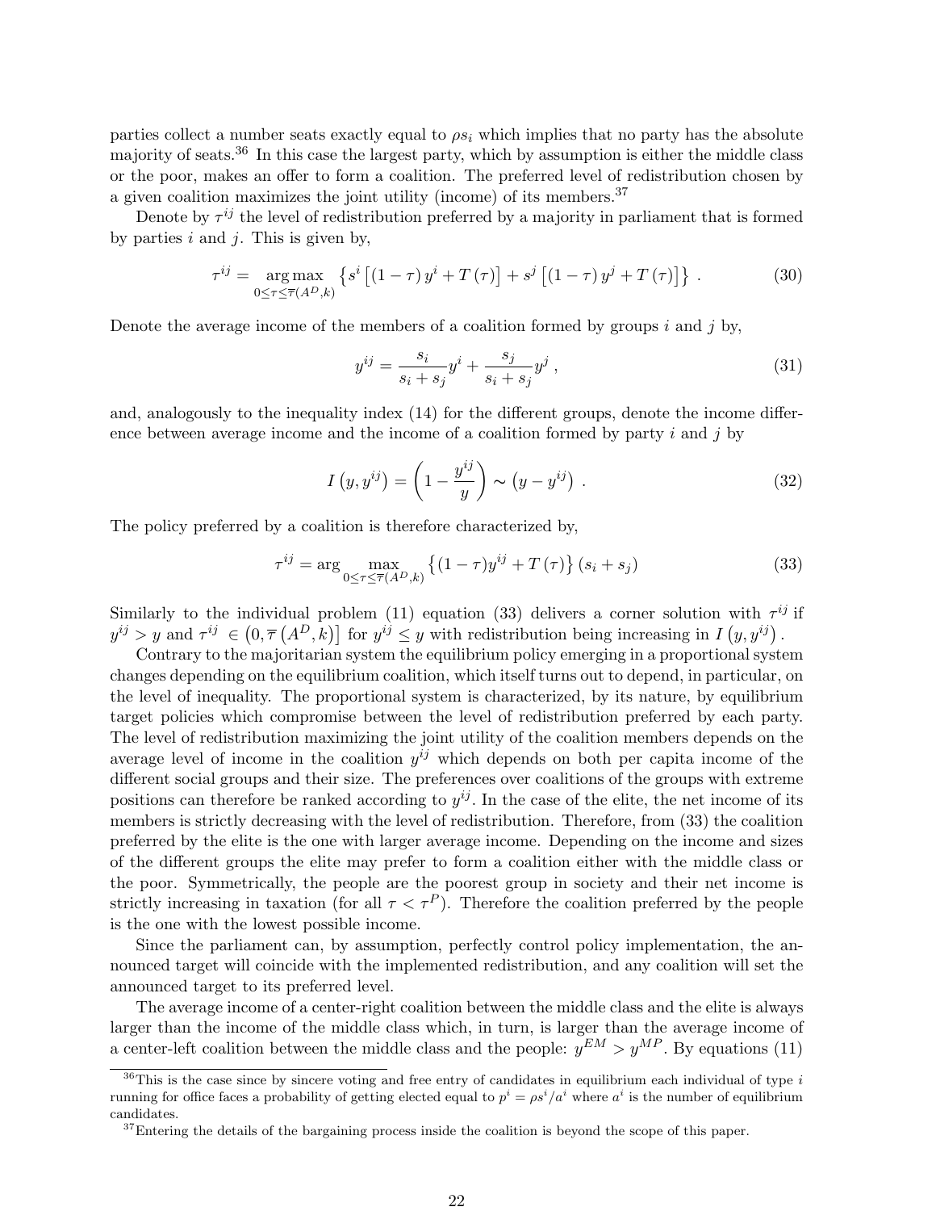parties collect a number seats exactly equal to $\rho s_i$ which implies that no party has the absolute majority of seats.[36] In this case the largest party, which by assumption is either the middle class or the poor, makes an offer to form a coalition. The preferred level of redistribution chosen by a given coalition maximizes the joint utility (income) of its members.[37]

Denote by $\tau^{ij}$ the level of redistribution preferred by a majority in parliament that is formed by parties $i$ and $j$. This is given by,

$$\tau^{ij} = \underset{0 \leq \tau \leq \overline{\tau}(A^D,k)}{\arg\max} \left\{ s^i \left[ (1-\tau) y^i + T(\tau) \right] + s^j \left[ (1-\tau) y^j + T(\tau) \right] \right\} . \tag{30}$$

Denote the average income of the members of a coalition formed by groups $i$ and $j$ by,

$$y^{ij} = \frac{s_i}{s_i + s_j} y^i + \frac{s_j}{s_i + s_j} y^j , \tag{31}$$

and, analogously to the inequality index (14) for the different groups, denote the income difference between average income and the income of a coalition formed by party $i$ and $j$ by

$$I\left(y, y^{ij}\right) = \left(1 - \frac{y^{ij}}{y}\right) \sim \left(y - y^{ij}\right) . \tag{32}$$

The policy preferred by a coalition is therefore characterized by,

$$\tau^{ij} = \arg \max_{0 \leq \tau \leq \overline{\tau}(A^D,k)} \left\{ (1-\tau) y^{ij} + T(\tau) \right\} (s_i + s_j) \tag{33}$$

Similarly to the individual problem (11) equation (33) delivers a corner solution with $\tau^{ij}$ if $y^{ij} > y$ and $\tau^{ij} \in \left(0, \overline{\tau}\left(A^D, k\right)\right]$ for $y^{ij} \leq y$ with redistribution being increasing in $I\left(y, y^{ij}\right)$.

Contrary to the majoritarian system the equilibrium policy emerging in a proportional system changes depending on the equilibrium coalition, which itself turns out to depend, in particular, on the level of inequality. The proportional system is characterized, by its nature, by equilibrium target policies which compromise between the level of redistribution preferred by each party. The level of redistribution maximizing the joint utility of the coalition members depends on the average level of income in the coalition $y^{ij}$ which depends on both per capita income of the different social groups and their size. The preferences over coalitions of the groups with extreme positions can therefore be ranked according to $y^{ij}$. In the case of the elite, the net income of its members is strictly decreasing with the level of redistribution. Therefore, from (33) the coalition preferred by the elite is the one with larger average income. Depending on the income and sizes of the different groups the elite may prefer to form a coalition either with the middle class or the poor. Symmetrically, the people are the poorest group in society and their net income is strictly increasing in taxation (for all $\tau < \tau^P$). Therefore the coalition preferred by the people is the one with the lowest possible income.

Since the parliament can, by assumption, perfectly control policy implementation, the announced target will coincide with the implemented redistribution, and any coalition will set the announced target to its preferred level.

The average income of a center-right coalition between the middle class and the elite is always larger than the income of the middle class which, in turn, is larger than the average income of a center-left coalition between the middle class and the people: $y^{EM} > y^{MP}$. By equations (11)

[36] This is the case since by sincere voting and free entry of candidates in equilibrium each individual of type $i$ running for office faces a probability of getting elected equal to $p^i = \rho s^i / a^i$ where $a^i$ is the number of equilibrium candidates.

[37] Entering the details of the bargaining process inside the coalition is beyond the scope of this paper.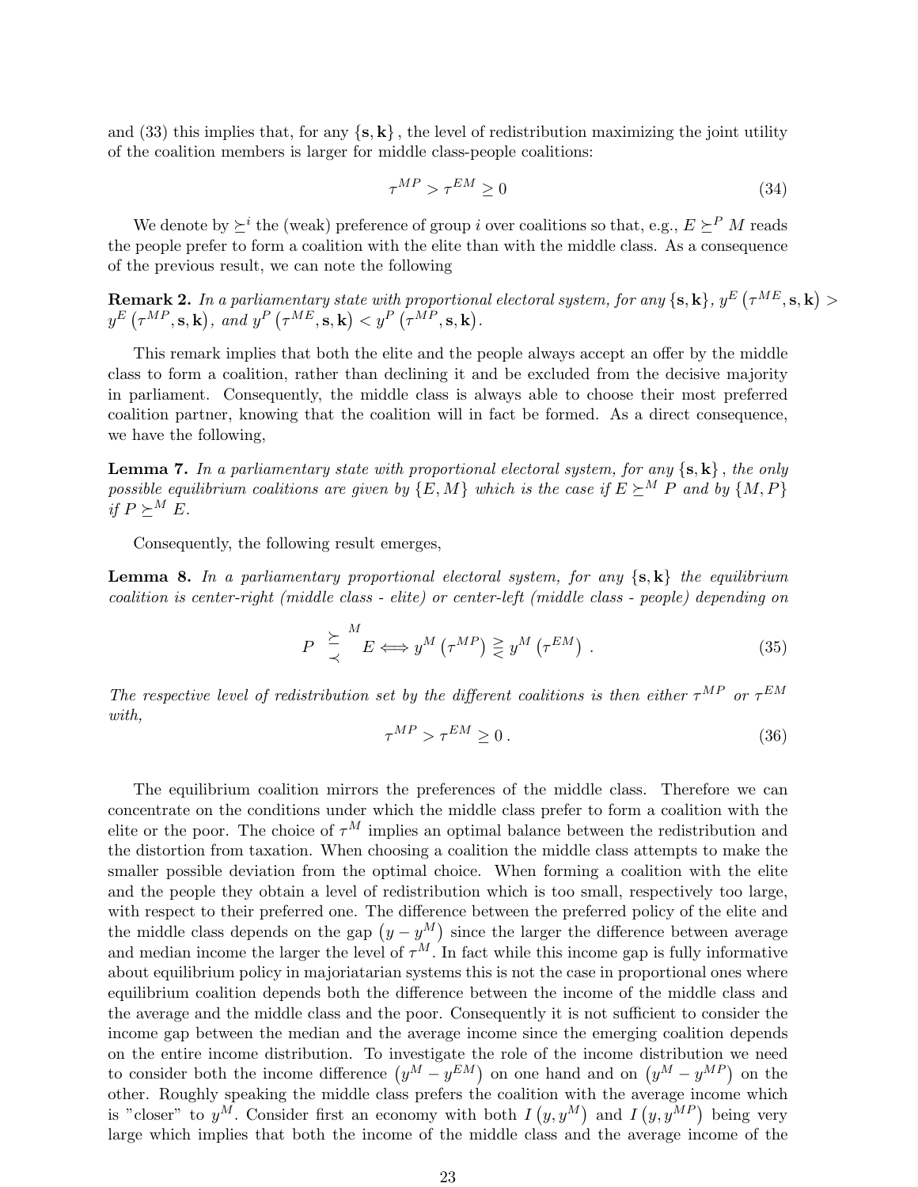and (33) this implies that, for any $\{\mathbf{s},\mathbf{k}\}$, the level of redistribution maximizing the joint utility of the coalition members is larger for middle class-people coalitions:

$$\tau^{MP} > \tau^{EM} \geq 0 \tag{34}$$

We denote by $\succeq^i$ the (weak) preference of group $i$ over coalitions so that, e.g., $E \succeq^P M$ reads the people prefer to form a coalition with the elite than with the middle class. As a consequence of the previous result, we can note the following

**Remark 2.** *In a parliamentary state with proportional electoral system, for any* $\{\mathbf{s},\mathbf{k}\}$, $y^E\left(\tau^{ME},\mathbf{s},\mathbf{k}\right) > y^E\left(\tau^{MP},\mathbf{s},\mathbf{k}\right)$, *and* $y^P\left(\tau^{ME},\mathbf{s},\mathbf{k}\right) < y^P\left(\tau^{MP},\mathbf{s},\mathbf{k}\right)$.

This remark implies that both the elite and the people always accept an offer by the middle class to form a coalition, rather than declining it and be excluded from the decisive majority in parliament. Consequently, the middle class is always able to choose their most preferred coalition partner, knowing that the coalition will in fact be formed. As a direct consequence, we have the following,

**Lemma 7.** *In a parliamentary state with proportional electoral system, for any* $\{\mathbf{s},\mathbf{k}\}$, *the only possible equilibrium coalitions are given by* $\{E, M\}$ *which is the case if* $E \succeq^M P$ *and by* $\{M, P\}$ *if* $P \succeq^M E$.

Consequently, the following result emerges,

**Lemma 8.** *In a parliamentary proportional electoral system, for any* $\{\mathbf{s},\mathbf{k}\}$ *the equilibrium coalition is center-right (middle class - elite) or center-left (middle class - people) depending on*

$$P \underset{\prec}{\overset{\succeq}{}}{}^{M} E \Longleftrightarrow y^M\left(\tau^{MP}\right) \gtreqless y^M\left(\tau^{EM}\right) . \tag{35}$$

*The respective level of redistribution set by the different coalitions is then either* $\tau^{MP}$ *or* $\tau^{EM}$ *with,*

$$\tau^{MP} > \tau^{EM} \geq 0 \, . \tag{36}$$

The equilibrium coalition mirrors the preferences of the middle class. Therefore we can concentrate on the conditions under which the middle class prefer to form a coalition with the elite or the poor. The choice of $\tau^M$ implies an optimal balance between the redistribution and the distortion from taxation. When choosing a coalition the middle class attempts to make the smaller possible deviation from the optimal choice. When forming a coalition with the elite and the people they obtain a level of redistribution which is too small, respectively too large, with respect to their preferred one. The difference between the preferred policy of the elite and the middle class depends on the gap $\left(y - y^M\right)$ since the larger the difference between average and median income the larger the level of $\tau^M$. In fact while this income gap is fully informative about equilibrium policy in majoriatarian systems this is not the case in proportional ones where equilibrium coalition depends both the difference between the income of the middle class and the average and the middle class and the poor. Consequently it is not sufficient to consider the income gap between the median and the average income since the emerging coalition depends on the entire income distribution. To investigate the role of the income distribution we need to consider both the income difference $\left(y^M - y^{EM}\right)$ on one hand and on $\left(y^M - y^{MP}\right)$ on the other. Roughly speaking the middle class prefers the coalition with the average income which is "closer" to $y^M$. Consider first an economy with both $I\left(y, y^M\right)$ and $I\left(y, y^{MP}\right)$ being very large which implies that both the income of the middle class and the average income of the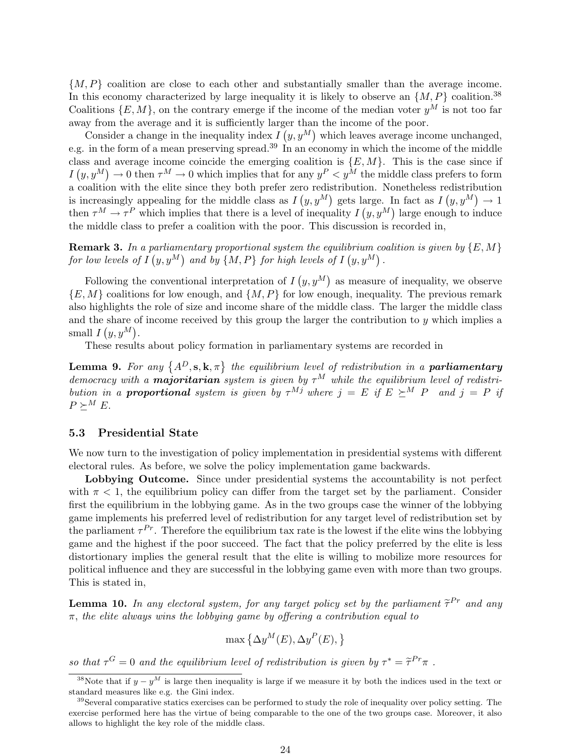$\{M, P\}$ coalition are close to each other and substantially smaller than the average income. In this economy characterized by large inequality it is likely to observe an $\{M, P\}$ coalition.[38] Coalitions $\{E, M\}$, on the contrary emerge if the income of the median voter $y^M$ is not too far away from the average and it is sufficiently larger than the income of the poor.

Consider a change in the inequality index $I(y, y^M)$ which leaves average income unchanged, e.g. in the form of a mean preserving spread.[39] In an economy in which the income of the middle class and average income coincide the emerging coalition is $\{E, M\}$. This is the case since if $I(y, y^M) \to 0$ then $\tau^M \to 0$ which implies that for any $y^P < y^M$ the middle class prefers to form a coalition with the elite since they both prefer zero redistribution. Nonetheless redistribution is increasingly appealing for the middle class as $I(y, y^M)$ gets large. In fact as $I(y, y^M) \to 1$ then $\tau^M \to \tau^P$ which implies that there is a level of inequality $I(y, y^M)$ large enough to induce the middle class to prefer a coalition with the poor. This discussion is recorded in,

**Remark 3.** *In a parliamentary proportional system the equilibrium coalition is given by $\{E, M\}$ for low levels of $I(y, y^M)$ and by $\{M, P\}$ for high levels of $I(y, y^M)$.*

Following the conventional interpretation of $I(y, y^M)$ as measure of inequality, we observe $\{E, M\}$ coalitions for low enough, and $\{M, P\}$ for low enough, inequality. The previous remark also highlights the role of size and income share of the middle class. The larger the middle class and the share of income received by this group the larger the contribution to $y$ which implies a small $I(y, y^M)$.

These results about policy formation in parliamentary systems are recorded in

**Lemma 9.** *For any $\{A^D, \mathbf{s}, \mathbf{k}, \pi\}$ the equilibrium level of redistribution in a **parliamentary** democracy with a **majoritarian** system is given by $\tau^M$ while the equilibrium level of redistribution in a **proportional** system is given by $\tau^{Mj}$ where $j = E$ if $E \succeq^M P$ and $j = P$ if $P \succeq^M E$.*

### 5.3 Presidential State

We now turn to the investigation of policy implementation in presidential systems with different electoral rules. As before, we solve the policy implementation game backwards.

**Lobbying Outcome.** Since under presidential systems the accountability is not perfect with $\pi < 1$, the equilibrium policy can differ from the target set by the parliament. Consider first the equilibrium in the lobbying game. As in the two groups case the winner of the lobbying game implements his preferred level of redistribution for any target level of redistribution set by the parliament $\tau^{Pr}$. Therefore the equilibrium tax rate is the lowest if the elite wins the lobbying game and the highest if the poor succeed. The fact that the policy preferred by the elite is less distortionary implies the general result that the elite is willing to mobilize more resources for political influence and they are successful in the lobbying game even with more than two groups. This is stated in,

**Lemma 10.** *In any electoral system, for any target policy set by the parliament $\widetilde{\tau}^{Pr}$ and any $\pi$, the elite always wins the lobbying game by offering a contribution equal to*

$$\max\left\{\Delta y^M(E), \Delta y^P(E), \right\}$$

*so that $\tau^G = 0$ and the equilibrium level of redistribution is given by $\tau^* = \widetilde{\tau}^{Pr}\pi$ .*

[38] Note that if $y - y^M$ is large then inequality is large if we measure it by both the indices used in the text or standard measures like e.g. the Gini index.

[39] Several comparative statics exercises can be performed to study the role of inequality over policy setting. The exercise performed here has the virtue of being comparable to the one of the two groups case. Moreover, it also allows to highlight the key role of the middle class.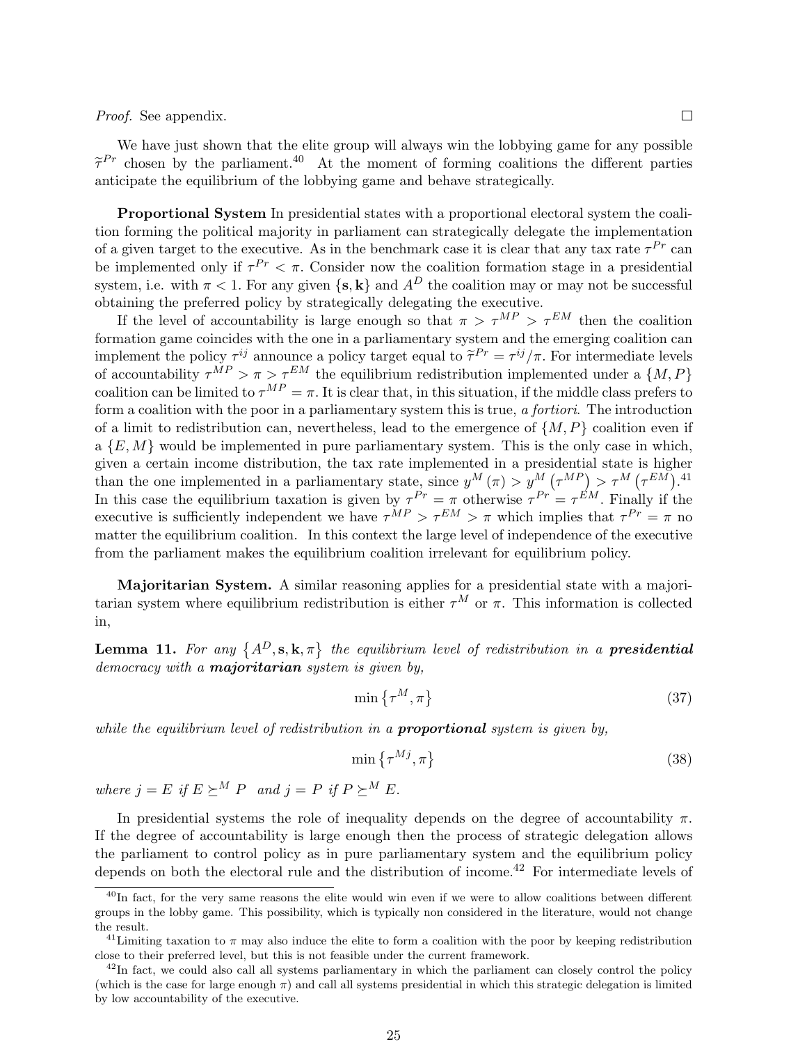*Proof.* See appendix. □

We have just shown that the elite group will always win the lobbying game for any possible $\widetilde{\tau}^{Pr}$ chosen by the parliament.[40] At the moment of forming coalitions the different parties anticipate the equilibrium of the lobbying game and behave strategically.

**Proportional System** In presidential states with a proportional electoral system the coalition forming the political majority in parliament can strategically delegate the implementation of a given target to the executive. As in the benchmark case it is clear that any tax rate $\tau^{Pr}$ can be implemented only if $\tau^{Pr} < \pi$. Consider now the coalition formation stage in a presidential system, i.e. with $\pi < 1$. For any given $\{\mathbf{s}, \mathbf{k}\}$ and $A^D$ the coalition may or may not be successful obtaining the preferred policy by strategically delegating the executive.

If the level of accountability is large enough so that $\pi > \tau^{MP} > \tau^{EM}$ then the coalition formation game coincides with the one in a parliamentary system and the emerging coalition can implement the policy $\tau^{ij}$ announce a policy target equal to $\widetilde{\tau}^{Pr} = \tau^{ij}/\pi$. For intermediate levels of accountability $\tau^{MP} > \pi > \tau^{EM}$ the equilibrium redistribution implemented under a $\{M, P\}$ coalition can be limited to $\tau^{MP} = \pi$. It is clear that, in this situation, if the middle class prefers to form a coalition with the poor in a parliamentary system this is true, *a fortiori*. The introduction of a limit to redistribution can, nevertheless, lead to the emergence of $\{M, P\}$ coalition even if a $\{E, M\}$ would be implemented in pure parliamentary system. This is the only case in which, given a certain income distribution, the tax rate implemented in a presidential state is higher than the one implemented in a parliamentary state, since $y^M(\pi) > y^M(\tau^{MP}) > \tau^M(\tau^{EM})$.[41] In this case the equilibrium taxation is given by $\tau^{Pr} = \pi$ otherwise $\tau^{Pr} = \tau^{EM}$. Finally if the executive is sufficiently independent we have $\tau^{MP} > \tau^{EM} > \pi$ which implies that $\tau^{Pr} = \pi$ no matter the equilibrium coalition. In this context the large level of independence of the executive from the parliament makes the equilibrium coalition irrelevant for equilibrium policy.

**Majoritarian System.** A similar reasoning applies for a presidential state with a majoritarian system where equilibrium redistribution is either $\tau^M$ or $\pi$. This information is collected in,

**Lemma 11.** *For any $\{A^D, \mathbf{s}, \mathbf{k}, \pi\}$ the equilibrium level of redistribution in a **presidential** democracy with a **majoritarian** system is given by,*

$$\min\left\{\tau^M, \pi\right\} \tag{37}$$

*while the equilibrium level of redistribution in a **proportional** system is given by,*

$$\min\left\{\tau^{Mj}, \pi\right\} \tag{38}$$

*where $j = E$ if $E \succeq^M P$ and $j = P$ if $P \succeq^M E$.*

In presidential systems the role of inequality depends on the degree of accountability $\pi$. If the degree of accountability is large enough then the process of strategic delegation allows the parliament to control policy as in pure parliamentary system and the equilibrium policy depends on both the electoral rule and the distribution of income.[42] For intermediate levels of

---

[40] In fact, for the very same reasons the elite would win even if we were to allow coalitions between different groups in the lobby game. This possibility, which is typically non considered in the literature, would not change the result.

[41] Limiting taxation to $\pi$ may also induce the elite to form a coalition with the poor by keeping redistribution close to their preferred level, but this is not feasible under the current framework.

[42] In fact, we could also call all systems parliamentary in which the parliament can closely control the policy (which is the case for large enough $\pi$) and call all systems presidential in which this strategic delegation is limited by low accountability of the executive.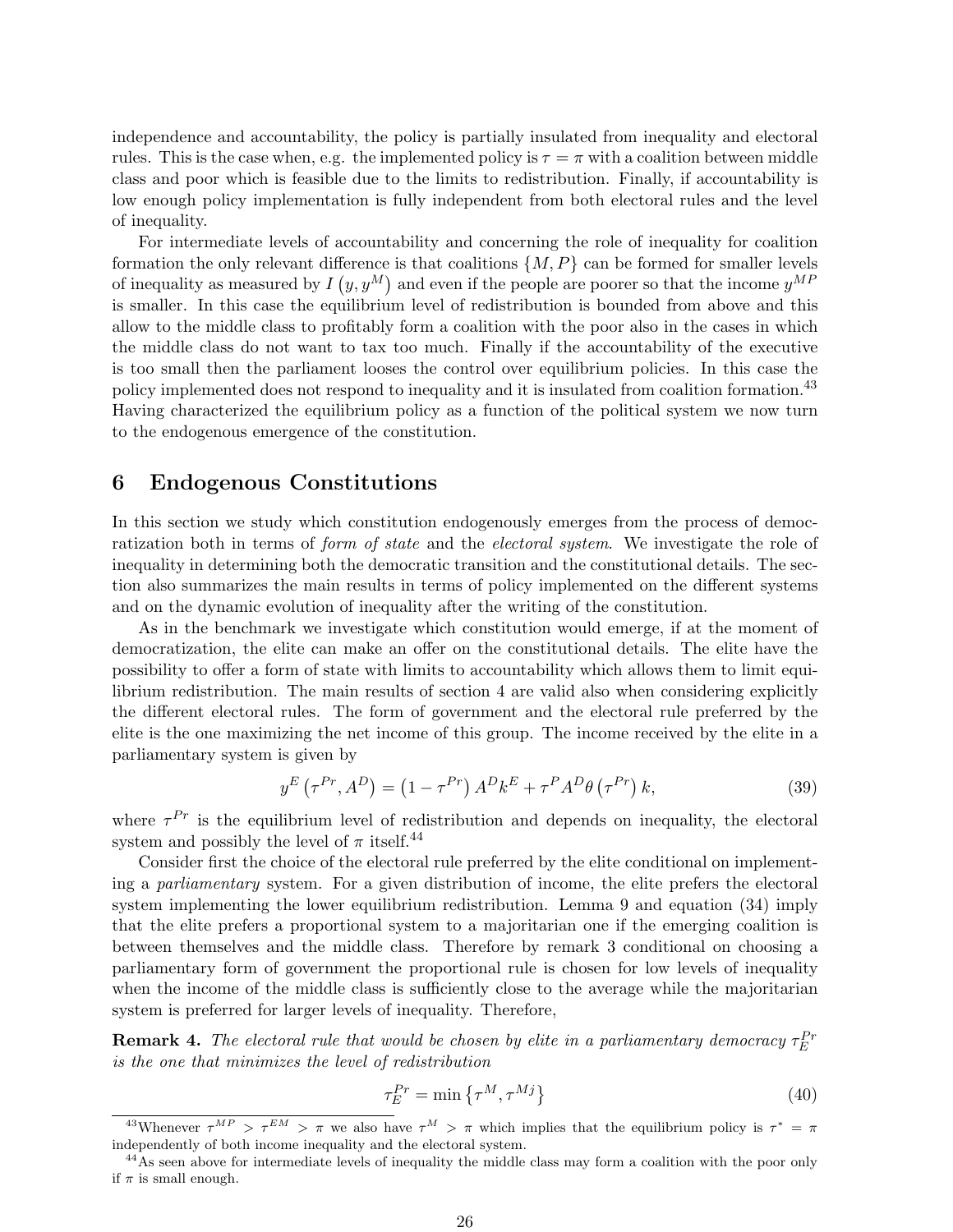independence and accountability, the policy is partially insulated from inequality and electoral rules. This is the case when, e.g. the implemented policy is $\tau = \pi$ with a coalition between middle class and poor which is feasible due to the limits to redistribution. Finally, if accountability is low enough policy implementation is fully independent from both electoral rules and the level of inequality.

For intermediate levels of accountability and concerning the role of inequality for coalition formation the only relevant difference is that coalitions $\{M, P\}$ can be formed for smaller levels of inequality as measured by $I\left(y, y^{M}\right)$ and even if the people are poorer so that the income $y^{MP}$ is smaller. In this case the equilibrium level of redistribution is bounded from above and this allow to the middle class to profitably form a coalition with the poor also in the cases in which the middle class do not want to tax too much. Finally if the accountability of the executive is too small then the parliament looses the control over equilibrium policies. In this case the policy implemented does not respond to inequality and it is insulated from coalition formation.[43] Having characterized the equilibrium policy as a function of the political system we now turn to the endogenous emergence of the constitution.

# 6 Endogenous Constitutions

In this section we study which constitution endogenously emerges from the process of democratization both in terms of *form of state* and the *electoral system*. We investigate the role of inequality in determining both the democratic transition and the constitutional details. The section also summarizes the main results in terms of policy implemented on the different systems and on the dynamic evolution of inequality after the writing of the constitution.

As in the benchmark we investigate which constitution would emerge, if at the moment of democratization, the elite can make an offer on the constitutional details. The elite have the possibility to offer a form of state with limits to accountability which allows them to limit equilibrium redistribution. The main results of section 4 are valid also when considering explicitly the different electoral rules. The form of government and the electoral rule preferred by the elite is the one maximizing the net income of this group. The income received by the elite in a parliamentary system is given by

$$y^{E}\left(\tau^{Pr}, A^{D}\right) = \left(1 - \tau^{Pr}\right) A^{D} k^{E} + \tau^{P} A^{D} \theta\left(\tau^{Pr}\right) k, \tag{39}$$

where $\tau^{Pr}$ is the equilibrium level of redistribution and depends on inequality, the electoral system and possibly the level of $\pi$ itself.[44]

Consider first the choice of the electoral rule preferred by the elite conditional on implementing a *parliamentary* system. For a given distribution of income, the elite prefers the electoral system implementing the lower equilibrium redistribution. Lemma 9 and equation (34) imply that the elite prefers a proportional system to a majoritarian one if the emerging coalition is between themselves and the middle class. Therefore by remark 3 conditional on choosing a parliamentary form of government the proportional rule is chosen for low levels of inequality when the income of the middle class is sufficiently close to the average while the majoritarian system is preferred for larger levels of inequality. Therefore,

**Remark 4.** *The electoral rule that would be chosen by elite in a parliamentary democracy $\tau_{E}^{Pr}$ is the one that minimizes the level of redistribution*

$$\tau_{E}^{Pr} = \min\left\{\tau^{M}, \tau^{Mj}\right\} \tag{40}$$

[43] Whenever $\tau^{MP} > \tau^{EM} > \pi$ we also have $\tau^{M} > \pi$ which implies that the equilibrium policy is $\tau^{*} = \pi$ independently of both income inequality and the electoral system.

[44] As seen above for intermediate levels of inequality the middle class may form a coalition with the poor only if $\pi$ is small enough.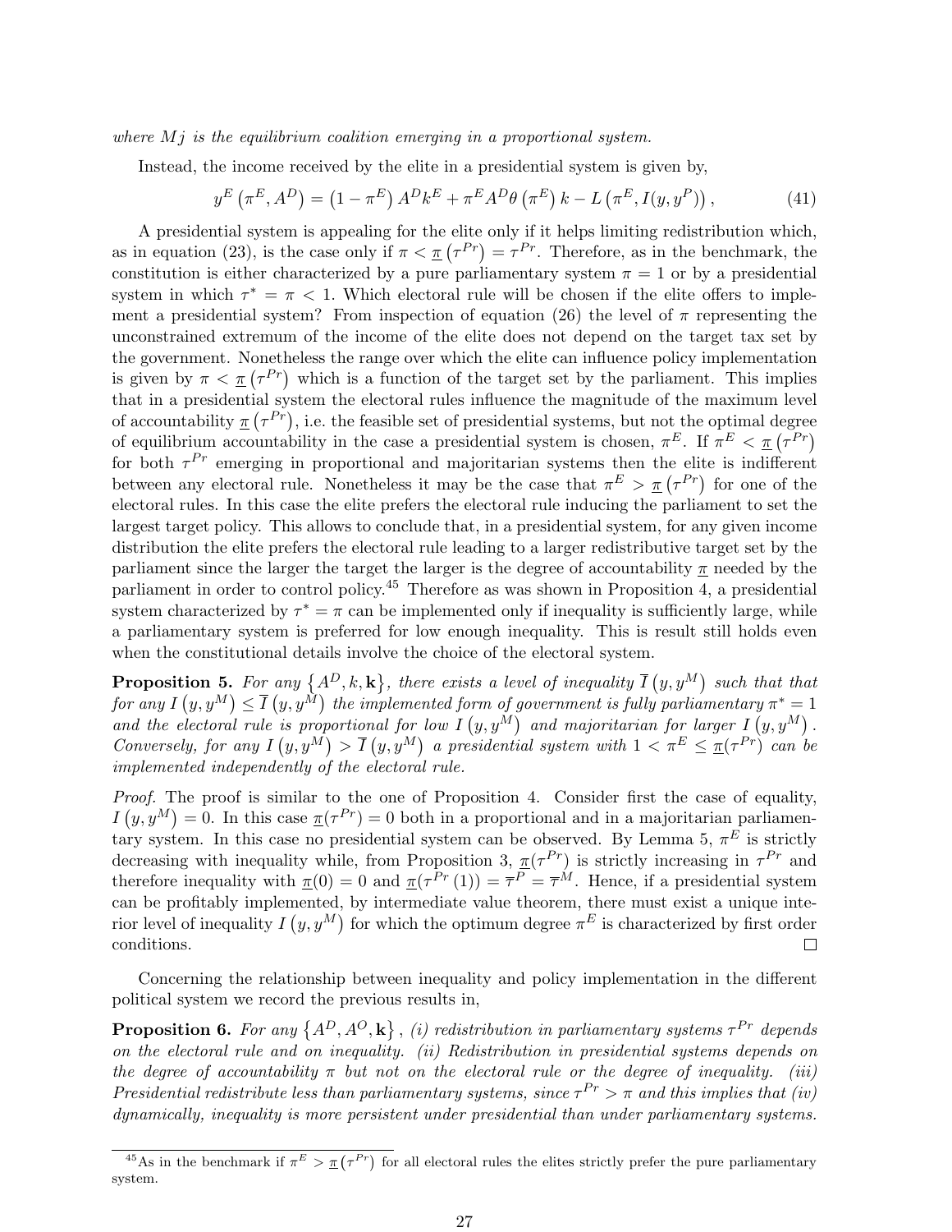*where $Mj$ is the equilibrium coalition emerging in a proportional system.*

Instead, the income received by the elite in a presidential system is given by,

$$y^E\left(\pi^E, A^D\right) = \left(1 - \pi^E\right) A^D k^E + \pi^E A^D \theta\left(\pi^E\right) k - L\left(\pi^E, I(y, y^P)\right), \tag{41}$$

A presidential system is appealing for the elite only if it helps limiting redistribution which, as in equation (23), is the case only if $\pi < \underline{\pi}\left(\tau^{Pr}\right) = \tau^{Pr}$. Therefore, as in the benchmark, the constitution is either characterized by a pure parliamentary system $\pi = 1$ or by a presidential system in which $\tau^* = \pi < 1$. Which electoral rule will be chosen if the elite offers to implement a presidential system? From inspection of equation (26) the level of $\pi$ representing the unconstrained extremum of the income of the elite does not depend on the target tax set by the government. Nonetheless the range over which the elite can influence policy implementation is given by $\pi < \underline{\pi}\left(\tau^{Pr}\right)$ which is a function of the target set by the parliament. This implies that in a presidential system the electoral rules influence the magnitude of the maximum level of accountability $\underline{\pi}\left(\tau^{Pr}\right)$, i.e. the feasible set of presidential systems, but not the optimal degree of equilibrium accountability in the case a presidential system is chosen, $\pi^E$. If $\pi^E < \underline{\pi}\left(\tau^{Pr}\right)$ for both $\tau^{Pr}$ emerging in proportional and majoritarian systems then the elite is indifferent between any electoral rule. Nonetheless it may be the case that $\pi^E > \underline{\pi}\left(\tau^{Pr}\right)$ for one of the electoral rules. In this case the elite prefers the electoral rule inducing the parliament to set the largest target policy. This allows to conclude that, in a presidential system, for any given income distribution the elite prefers the electoral rule leading to a larger redistributive target set by the parliament since the larger the target the larger is the degree of accountability $\underline{\pi}$ needed by the parliament in order to control policy.[45] Therefore as was shown in Proposition 4, a presidential system characterized by $\tau^* = \pi$ can be implemented only if inequality is sufficiently large, while a parliamentary system is preferred for low enough inequality. This is result still holds even when the constitutional details involve the choice of the electoral system.

**Proposition 5.** *For any $\left\{A^D, k, \mathbf{k}\right\}$, there exists a level of inequality $\overline{I}\left(y, y^M\right)$ such that that for any $I\left(y, y^M\right) \leq \overline{I}\left(y, y^M\right)$ the implemented form of government is fully parliamentary $\pi^* = 1$ and the electoral rule is proportional for low $I\left(y, y^M\right)$ and majoritarian for larger $I\left(y, y^M\right)$. Conversely, for any $I\left(y, y^M\right) > \overline{I}\left(y, y^M\right)$ a presidential system with $1 < \pi^E \leq \underline{\pi}(\tau^{Pr})$ can be implemented independently of the electoral rule.*

*Proof.* The proof is similar to the one of Proposition 4. Consider first the case of equality, $I\left(y, y^M\right) = 0$. In this case $\underline{\pi}(\tau^{Pr}) = 0$ both in a proportional and in a majoritarian parliamentary system. In this case no presidential system can be observed. By Lemma 5, $\pi^E$ is strictly decreasing with inequality while, from Proposition 3, $\underline{\pi}(\tau^{Pr})$ is strictly increasing in $\tau^{Pr}$ and therefore inequality with $\underline{\pi}(0) = 0$ and $\underline{\pi}(\tau^{Pr}(1)) = \overline{\tau}^P = \overline{\tau}^M$. Hence, if a presidential system can be profitably implemented, by intermediate value theorem, there must exist a unique interior level of inequality $I\left(y, y^M\right)$ for which the optimum degree $\pi^E$ is characterized by first order conditions. □

Concerning the relationship between inequality and policy implementation in the different political system we record the previous results in,

**Proposition 6.** *For any $\left\{A^D, A^O, \mathbf{k}\right\}$, (i) redistribution in parliamentary systems $\tau^{Pr}$ depends on the electoral rule and on inequality. (ii) Redistribution in presidential systems depends on the degree of accountability $\pi$ but not on the electoral rule or the degree of inequality. (iii) Presidential redistribute less than parliamentary systems, since $\tau^{Pr} > \pi$ and this implies that (iv) dynamically, inequality is more persistent under presidential than under parliamentary systems.*

[45] As in the benchmark if $\pi^E > \underline{\pi}\left(\tau^{Pr}\right)$ for all electoral rules the elites strictly prefer the pure parliamentary system.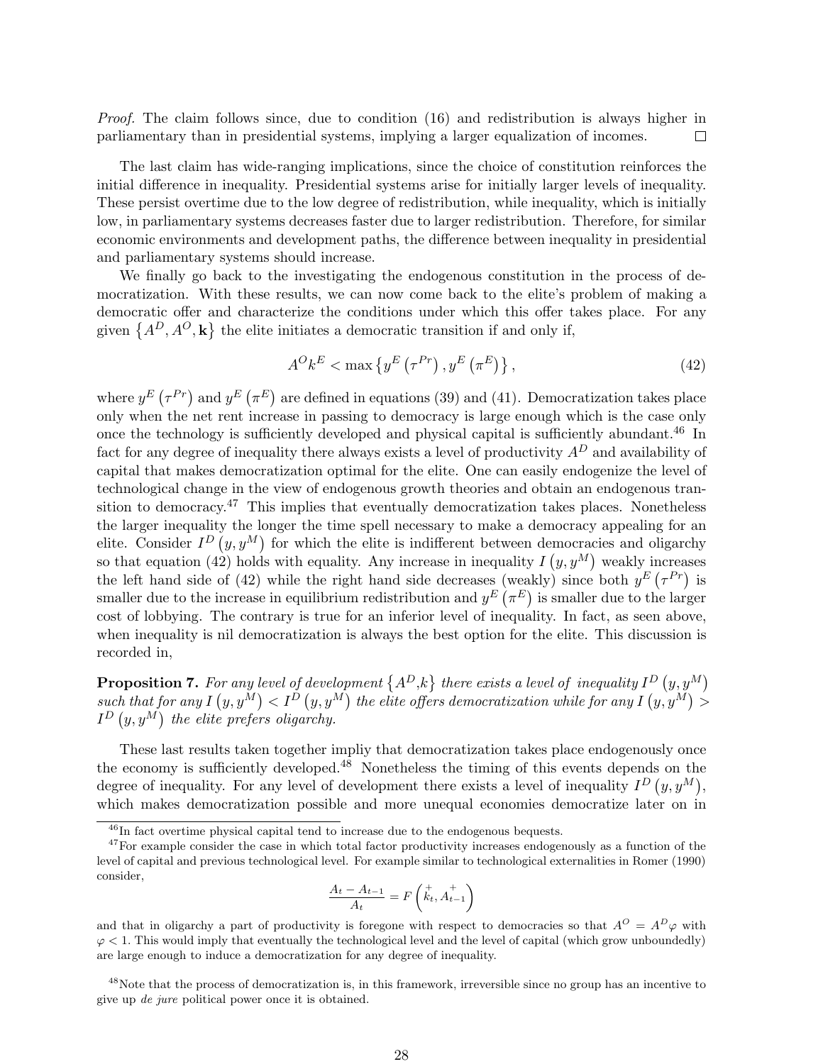*Proof.* The claim follows since, due to condition (16) and redistribution is always higher in parliamentary than in presidential systems, implying a larger equalization of incomes. □

The last claim has wide-ranging implications, since the choice of constitution reinforces the initial difference in inequality. Presidential systems arise for initially larger levels of inequality. These persist overtime due to the low degree of redistribution, while inequality, which is initially low, in parliamentary systems decreases faster due to larger redistribution. Therefore, for similar economic environments and development paths, the difference between inequality in presidential and parliamentary systems should increase.

We finally go back to the investigating the endogenous constitution in the process of democratization. With these results, we can now come back to the elite's problem of making a democratic offer and characterize the conditions under which this offer takes place. For any given $\{A^D, A^O, \mathbf{k}\}$ the elite initiates a democratic transition if and only if,

$$A^O k^E < \max\left\{y^E\left(\tau^{Pr}\right), y^E\left(\pi^E\right)\right\}, \tag{42}$$

where $y^E\left(\tau^{Pr}\right)$ and $y^E\left(\pi^E\right)$ are defined in equations (39) and (41). Democratization takes place only when the net rent increase in passing to democracy is large enough which is the case only once the technology is sufficiently developed and physical capital is sufficiently abundant.[46] In fact for any degree of inequality there always exists a level of productivity $A^D$ and availability of capital that makes democratization optimal for the elite. One can easily endogenize the level of technological change in the view of endogenous growth theories and obtain an endogenous transition to democracy.[47] This implies that eventually democratization takes places. Nonetheless the larger inequality the longer the time spell necessary to make a democracy appealing for an elite. Consider $I^D\left(y, y^M\right)$ for which the elite is indifferent between democracies and oligarchy so that equation (42) holds with equality. Any increase in inequality $I\left(y, y^M\right)$ weakly increases the left hand side of (42) while the right hand side decreases (weakly) since both $y^E\left(\tau^{Pr}\right)$ is smaller due to the increase in equilibrium redistribution and $y^E\left(\pi^E\right)$ is smaller due to the larger cost of lobbying. The contrary is true for an inferior level of inequality. In fact, as seen above, when inequality is nil democratization is always the best option for the elite. This discussion is recorded in,

**Proposition 7.** *For any level of development $\{A^D, k\}$ there exists a level of inequality $I^D\left(y, y^M\right)$ such that for any $I\left(y, y^M\right) < I^D\left(y, y^M\right)$ the elite offers democratization while for any $I\left(y, y^M\right) > I^D\left(y, y^M\right)$ the elite prefers oligarchy.*

These last results taken together impliy that democratization takes place endogenously once the economy is sufficiently developed.[48] Nonetheless the timing of this events depends on the degree of inequality. For any level of development there exists a level of inequality $I^D\left(y, y^M\right)$, which makes democratization possible and more unequal economies democratize later on in

[46] In fact overtime physical capital tend to increase due to the endogenous bequests.

[47] For example consider the case in which total factor productivity increases endogenously as a function of the level of capital and previous technological level. For example similar to technological externalities in Romer (1990) consider,

$$\frac{A_t - A_{t-1}}{A_t} = F\left(\overset{+}{k_t}, \overset{+}{A_{t-1}}\right)$$

and that in oligarchy a part of productivity is foregone with respect to democracies so that $A^O = A^D \varphi$ with $\varphi < 1$. This would imply that eventually the technological level and the level of capital (which grow unboundedly) are large enough to induce a democratization for any degree of inequality.

[48] Note that the process of democratization is, in this framework, irreversible since no group has an incentive to give up *de jure* political power once it is obtained.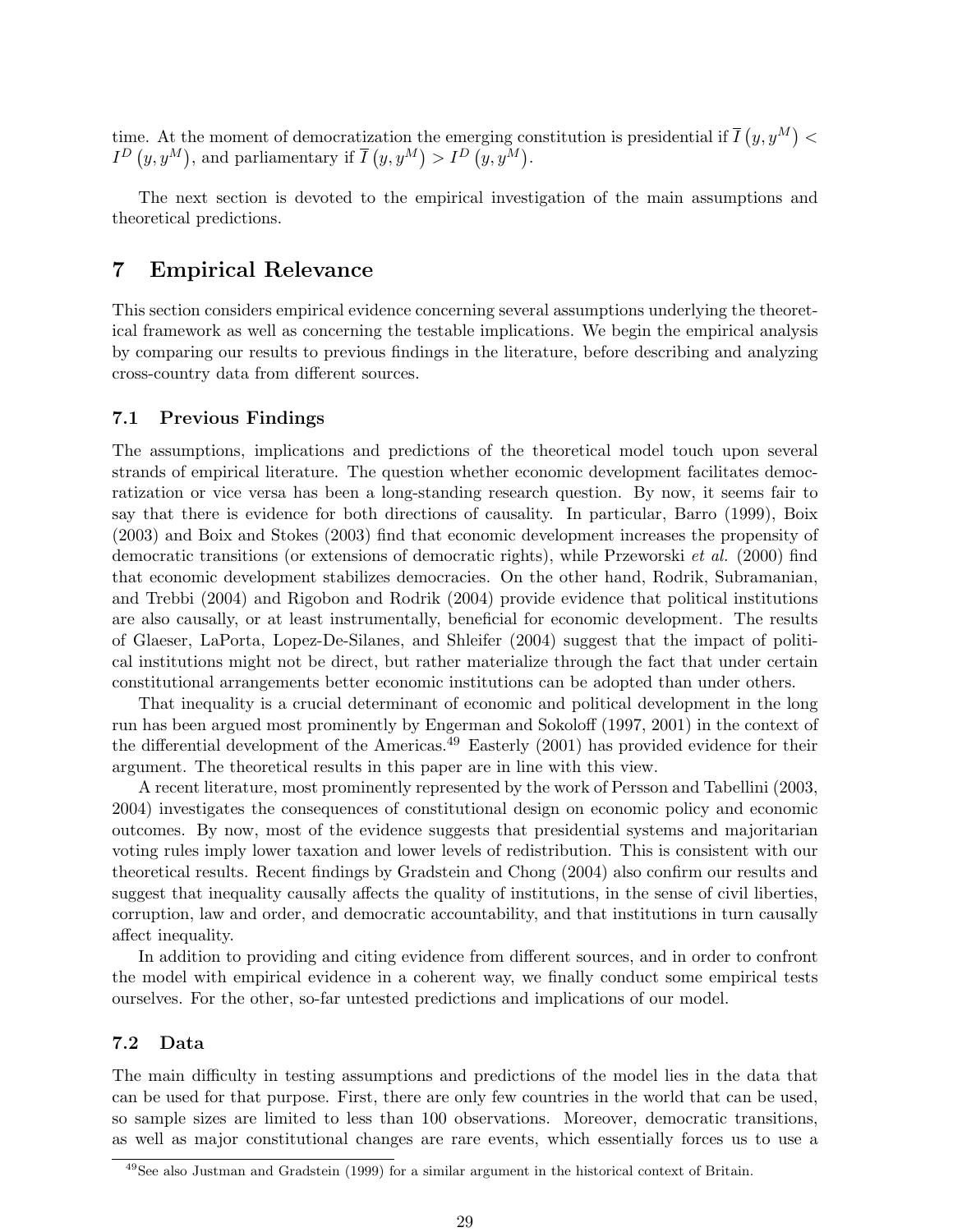time. At the moment of democratization the emerging constitution is presidential if $\overline{I}\left(y, y^M\right) < I^D\left(y, y^M\right)$, and parliamentary if $\overline{I}\left(y, y^M\right) > I^D\left(y, y^M\right)$.

The next section is devoted to the empirical investigation of the main assumptions and theoretical predictions.

# 7 Empirical Relevance

This section considers empirical evidence concerning several assumptions underlying the theoretical framework as well as concerning the testable implications. We begin the empirical analysis by comparing our results to previous findings in the literature, before describing and analyzing cross-country data from different sources.

## 7.1 Previous Findings

The assumptions, implications and predictions of the theoretical model touch upon several strands of empirical literature. The question whether economic development facilitates democratization or vice versa has been a long-standing research question. By now, it seems fair to say that there is evidence for both directions of causality. In particular, Barro (1999), Boix (2003) and Boix and Stokes (2003) find that economic development increases the propensity of democratic transitions (or extensions of democratic rights), while Przeworski *et al.* (2000) find that economic development stabilizes democracies. On the other hand, Rodrik, Subramanian, and Trebbi (2004) and Rigobon and Rodrik (2004) provide evidence that political institutions are also causally, or at least instrumentally, beneficial for economic development. The results of Glaeser, LaPorta, Lopez-De-Silanes, and Shleifer (2004) suggest that the impact of political institutions might not be direct, but rather materialize through the fact that under certain constitutional arrangements better economic institutions can be adopted than under others.

That inequality is a crucial determinant of economic and political development in the long run has been argued most prominently by Engerman and Sokoloff (1997, 2001) in the context of the differential development of the Americas.[49] Easterly (2001) has provided evidence for their argument. The theoretical results in this paper are in line with this view.

A recent literature, most prominently represented by the work of Persson and Tabellini (2003, 2004) investigates the consequences of constitutional design on economic policy and economic outcomes. By now, most of the evidence suggests that presidential systems and majoritarian voting rules imply lower taxation and lower levels of redistribution. This is consistent with our theoretical results. Recent findings by Gradstein and Chong (2004) also confirm our results and suggest that inequality causally affects the quality of institutions, in the sense of civil liberties, corruption, law and order, and democratic accountability, and that institutions in turn causally affect inequality.

In addition to providing and citing evidence from different sources, and in order to confront the model with empirical evidence in a coherent way, we finally conduct some empirical tests ourselves. For the other, so-far untested predictions and implications of our model.

## 7.2 Data

The main difficulty in testing assumptions and predictions of the model lies in the data that can be used for that purpose. First, there are only few countries in the world that can be used, so sample sizes are limited to less than 100 observations. Moreover, democratic transitions, as well as major constitutional changes are rare events, which essentially forces us to use a

[49] See also Justman and Gradstein (1999) for a similar argument in the historical context of Britain.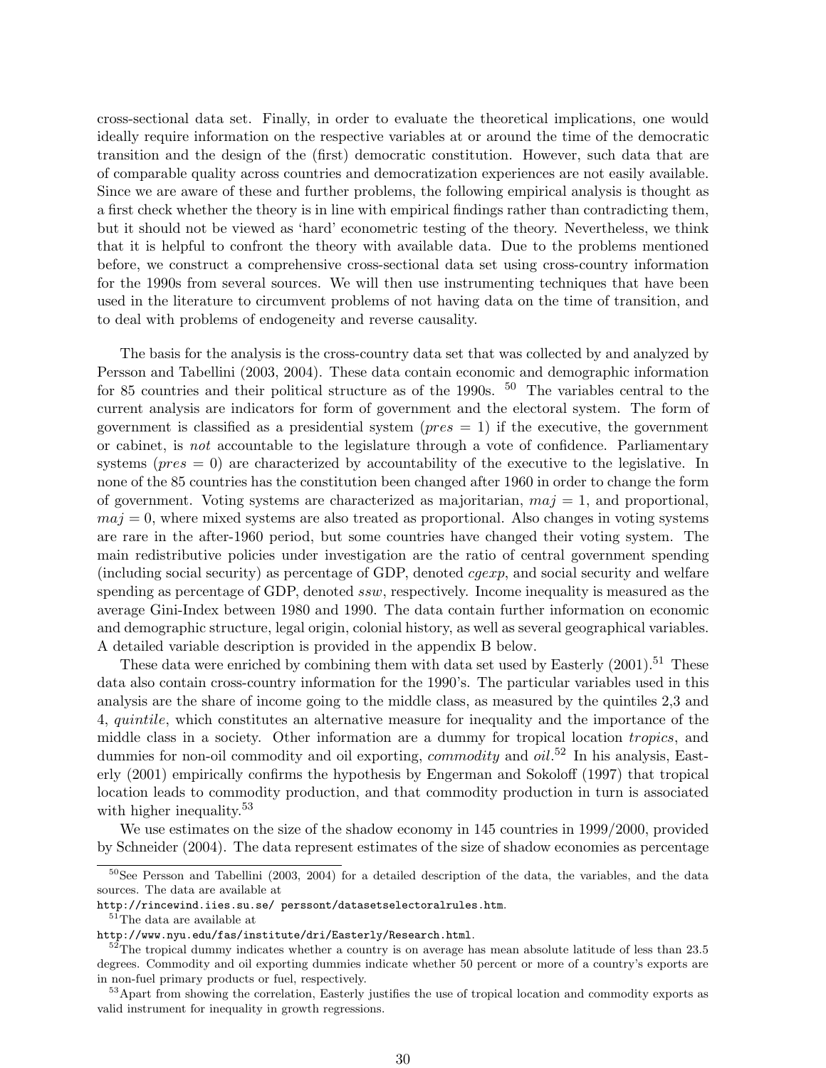cross-sectional data set. Finally, in order to evaluate the theoretical implications, one would ideally require information on the respective variables at or around the time of the democratic transition and the design of the (first) democratic constitution. However, such data that are of comparable quality across countries and democratization experiences are not easily available. Since we are aware of these and further problems, the following empirical analysis is thought as a first check whether the theory is in line with empirical findings rather than contradicting them, but it should not be viewed as 'hard' econometric testing of the theory. Nevertheless, we think that it is helpful to confront the theory with available data. Due to the problems mentioned before, we construct a comprehensive cross-sectional data set using cross-country information for the 1990s from several sources. We will then use instrumenting techniques that have been used in the literature to circumvent problems of not having data on the time of transition, and to deal with problems of endogeneity and reverse causality.

The basis for the analysis is the cross-country data set that was collected by and analyzed by Persson and Tabellini (2003, 2004). These data contain economic and demographic information for 85 countries and their political structure as of the 1990s. [50] The variables central to the current analysis are indicators for form of government and the electoral system. The form of government is classified as a presidential system ($pres = 1$) if the executive, the government or cabinet, is *not* accountable to the legislature through a vote of confidence. Parliamentary systems ($pres = 0$) are characterized by accountability of the executive to the legislative. In none of the 85 countries has the constitution been changed after 1960 in order to change the form of government. Voting systems are characterized as majoritarian, $maj = 1$, and proportional, $maj = 0$, where mixed systems are also treated as proportional. Also changes in voting systems are rare in the after-1960 period, but some countries have changed their voting system. The main redistributive policies under investigation are the ratio of central government spending (including social security) as percentage of GDP, denoted *cgexp*, and social security and welfare spending as percentage of GDP, denoted *ssw*, respectively. Income inequality is measured as the average Gini-Index between 1980 and 1990. The data contain further information on economic and demographic structure, legal origin, colonial history, as well as several geographical variables. A detailed variable description is provided in the appendix B below.

These data were enriched by combining them with data set used by Easterly (2001).[51] These data also contain cross-country information for the 1990's. The particular variables used in this analysis are the share of income going to the middle class, as measured by the quintiles 2,3 and 4, *quintile*, which constitutes an alternative measure for inequality and the importance of the middle class in a society. Other information are a dummy for tropical location *tropics*, and dummies for non-oil commodity and oil exporting, *commodity* and *oil*.[52] In his analysis, Easterly (2001) empirically confirms the hypothesis by Engerman and Sokoloff (1997) that tropical location leads to commodity production, and that commodity production in turn is associated with higher inequality.[53]

We use estimates on the size of the shadow economy in 145 countries in 1999/2000, provided by Schneider (2004). The data represent estimates of the size of shadow economies as percentage

---

[50] See Persson and Tabellini (2003, 2004) for a detailed description of the data, the variables, and the data sources. The data are available at
`http://rincewind.iies.su.se/ perssont/datasetselectoralrules.htm`.

[51] The data are available at
`http://www.nyu.edu/fas/institute/dri/Easterly/Research.html`.

[52] The tropical dummy indicates whether a country is on average has mean absolute latitude of less than 23.5 degrees. Commodity and oil exporting dummies indicate whether 50 percent or more of a country's exports are in non-fuel primary products or fuel, respectively.

[53] Apart from showing the correlation, Easterly justifies the use of tropical location and commodity exports as valid instrument for inequality in growth regressions.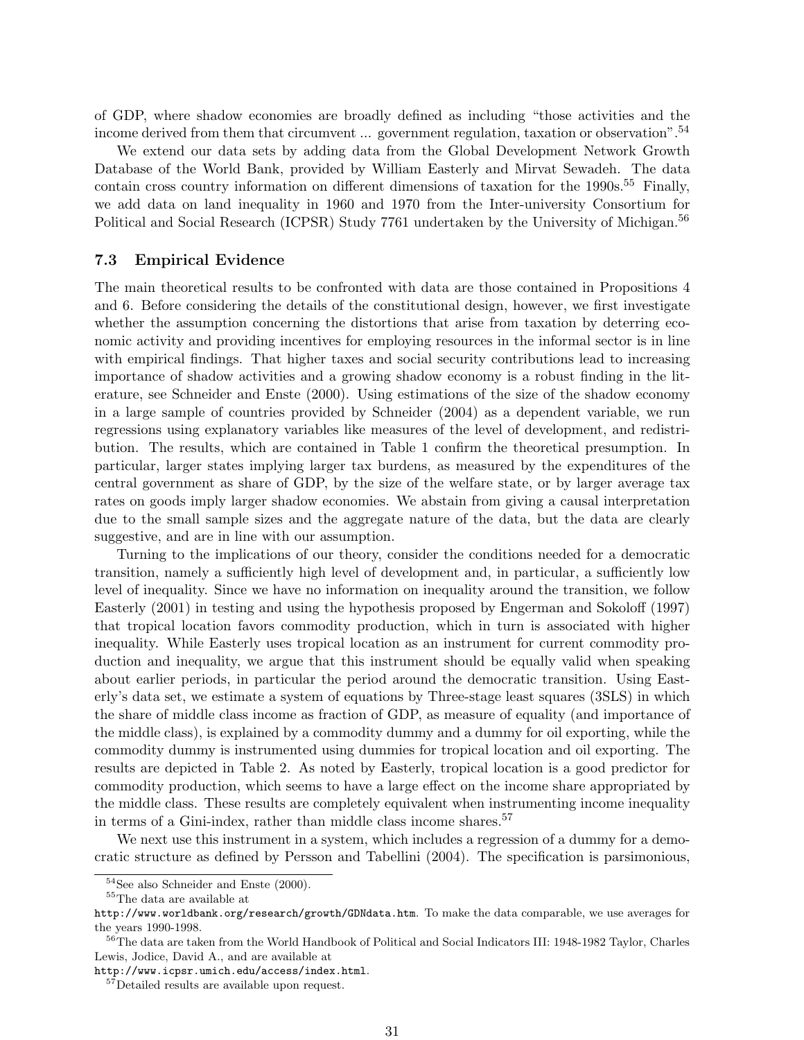of GDP, where shadow economies are broadly defined as including "those activities and the income derived from them that circumvent ... government regulation, taxation or observation".[54]

We extend our data sets by adding data from the Global Development Network Growth Database of the World Bank, provided by William Easterly and Mirvat Sewadeh. The data contain cross country information on different dimensions of taxation for the 1990s.[55] Finally, we add data on land inequality in 1960 and 1970 from the Inter-university Consortium for Political and Social Research (ICPSR) Study 7761 undertaken by the University of Michigan.[56]

### 7.3 Empirical Evidence

The main theoretical results to be confronted with data are those contained in Propositions 4 and 6. Before considering the details of the constitutional design, however, we first investigate whether the assumption concerning the distortions that arise from taxation by deterring economic activity and providing incentives for employing resources in the informal sector is in line with empirical findings. That higher taxes and social security contributions lead to increasing importance of shadow activities and a growing shadow economy is a robust finding in the literature, see Schneider and Enste (2000). Using estimations of the size of the shadow economy in a large sample of countries provided by Schneider (2004) as a dependent variable, we run regressions using explanatory variables like measures of the level of development, and redistribution. The results, which are contained in Table 1 confirm the theoretical presumption. In particular, larger states implying larger tax burdens, as measured by the expenditures of the central government as share of GDP, by the size of the welfare state, or by larger average tax rates on goods imply larger shadow economies. We abstain from giving a causal interpretation due to the small sample sizes and the aggregate nature of the data, but the data are clearly suggestive, and are in line with our assumption.

Turning to the implications of our theory, consider the conditions needed for a democratic transition, namely a sufficiently high level of development and, in particular, a sufficiently low level of inequality. Since we have no information on inequality around the transition, we follow Easterly (2001) in testing and using the hypothesis proposed by Engerman and Sokoloff (1997) that tropical location favors commodity production, which in turn is associated with higher inequality. While Easterly uses tropical location as an instrument for current commodity production and inequality, we argue that this instrument should be equally valid when speaking about earlier periods, in particular the period around the democratic transition. Using Easterly's data set, we estimate a system of equations by Three-stage least squares (3SLS) in which the share of middle class income as fraction of GDP, as measure of equality (and importance of the middle class), is explained by a commodity dummy and a dummy for oil exporting, while the commodity dummy is instrumented using dummies for tropical location and oil exporting. The results are depicted in Table 2. As noted by Easterly, tropical location is a good predictor for commodity production, which seems to have a large effect on the income share appropriated by the middle class. These results are completely equivalent when instrumenting income inequality in terms of a Gini-index, rather than middle class income shares.[57]

We next use this instrument in a system, which includes a regression of a dummy for a democratic structure as defined by Persson and Tabellini (2004). The specification is parsimonious,

---

[54] See also Schneider and Enste (2000).

[55] The data are available at http://www.worldbank.org/research/growth/GDNdata.htm. To make the data comparable, we use averages for the years 1990-1998.

[56] The data are taken from the World Handbook of Political and Social Indicators III: 1948-1982 Taylor, Charles Lewis, Jodice, David A., and are available at http://www.icpsr.umich.edu/access/index.html.

[57] Detailed results are available upon request.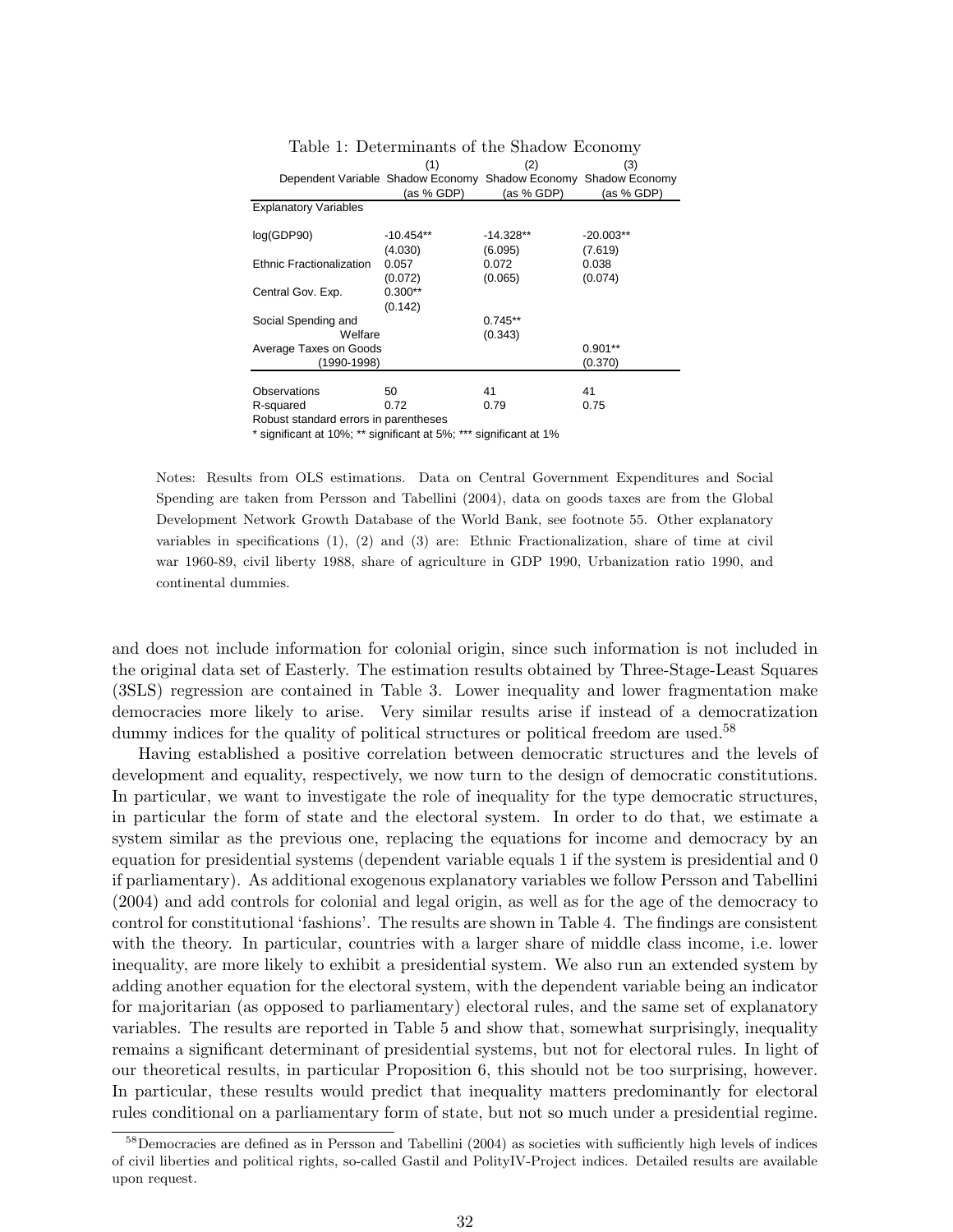Table 1: Determinants of the Shadow Economy

| | (1) | (2) | (3) |
|---|---|---|---|
| Dependent Variable | Shadow Economy (as % GDP) | Shadow Economy (as % GDP) | Shadow Economy (as % GDP) |
| Explanatory Variables | | | |
| log(GDP90) | -10.454** | -14.328** | -20.003** |
| | (4.030) | (6.095) | (7.619) |
| Ethnic Fractionalization | 0.057 | 0.072 | 0.038 |
| | (0.072) | (0.065) | (0.074) |
| Central Gov. Exp. | 0.300** | | |
| | (0.142) | | |
| Social Spending and Welfare | | 0.745** | |
| | | (0.343) | |
| Average Taxes on Goods (1990-1998) | | | 0.901** |
| | | | (0.370) |
| Observations | 50 | 41 | 41 |
| R-squared | 0.72 | 0.79 | 0.75 |

Robust standard errors in parentheses

* significant at 10%; ** significant at 5%; *** significant at 1%

Notes: Results from OLS estimations. Data on Central Government Expenditures and Social Spending are taken from Persson and Tabellini (2004), data on goods taxes are from the Global Development Network Growth Database of the World Bank, see footnote 55. Other explanatory variables in specifications (1), (2) and (3) are: Ethnic Fractionalization, share of time at civil war 1960-89, civil liberty 1988, share of agriculture in GDP 1990, Urbanization ratio 1990, and continental dummies.

and does not include information for colonial origin, since such information is not included in the original data set of Easterly. The estimation results obtained by Three-Stage-Least Squares (3SLS) regression are contained in Table 3. Lower inequality and lower fragmentation make democracies more likely to arise. Very similar results arise if instead of a democratization dummy indices for the quality of political structures or political freedom are used.[58]

Having established a positive correlation between democratic structures and the levels of development and equality, respectively, we now turn to the design of democratic constitutions. In particular, we want to investigate the role of inequality for the type democratic structures, in particular the form of state and the electoral system. In order to do that, we estimate a system similar as the previous one, replacing the equations for income and democracy by an equation for presidential systems (dependent variable equals 1 if the system is presidential and 0 if parliamentary). As additional exogenous explanatory variables we follow Persson and Tabellini (2004) and add controls for colonial and legal origin, as well as for the age of the democracy to control for constitutional 'fashions'. The results are shown in Table 4. The findings are consistent with the theory. In particular, countries with a larger share of middle class income, i.e. lower inequality, are more likely to exhibit a presidential system. We also run an extended system by adding another equation for the electoral system, with the dependent variable being an indicator for majoritarian (as opposed to parliamentary) electoral rules, and the same set of explanatory variables. The results are reported in Table 5 and show that, somewhat surprisingly, inequality remains a significant determinant of presidential systems, but not for electoral rules. In light of our theoretical results, in particular Proposition 6, this should not be too surprising, however. In particular, these results would predict that inequality matters predominantly for electoral rules conditional on a parliamentary form of state, but not so much under a presidential regime.

[58] Democracies are defined as in Persson and Tabellini (2004) as societies with sufficiently high levels of indices of civil liberties and political rights, so-called Gastil and PolityIV-Project indices. Detailed results are available upon request.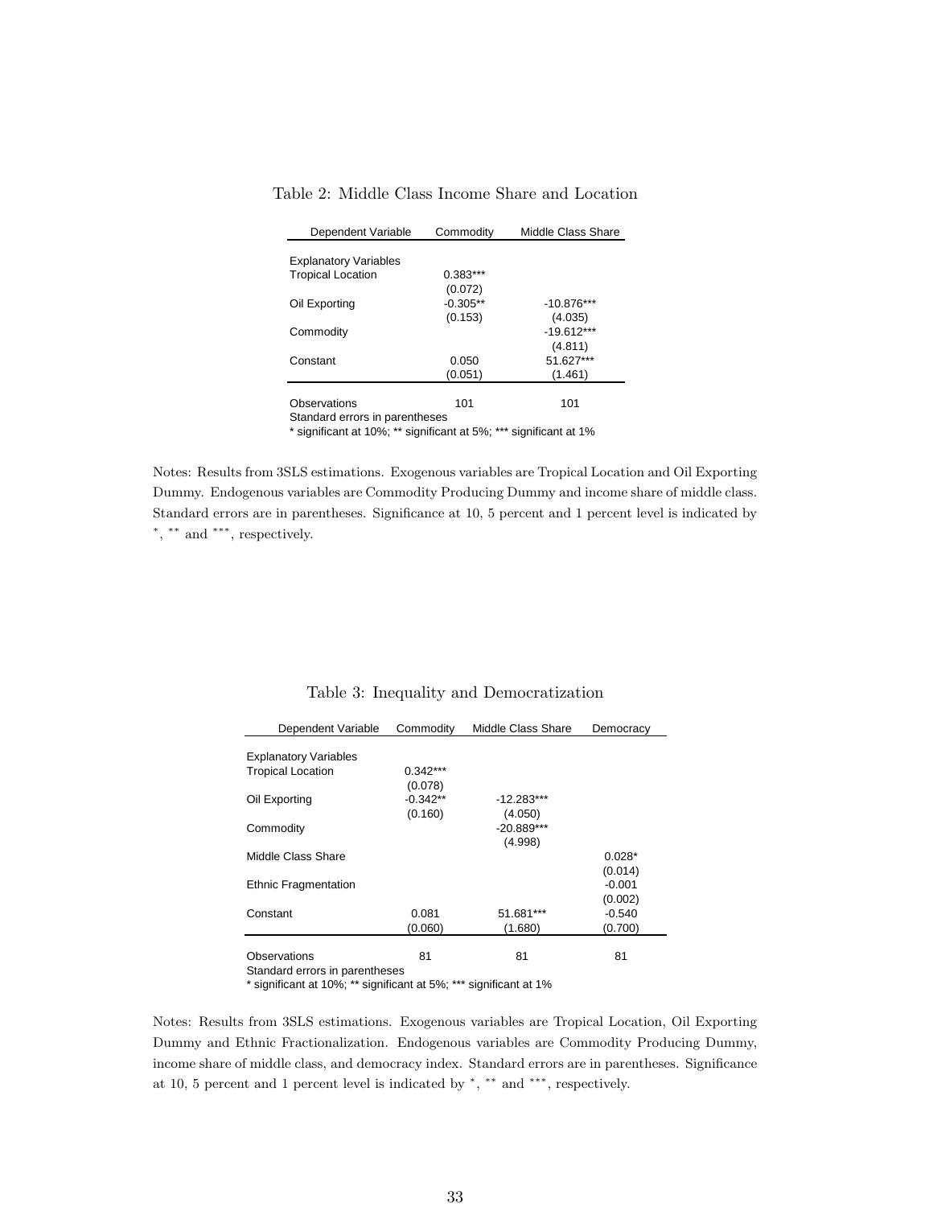Table 2: Middle Class Income Share and Location

| Dependent Variable | Commodity | Middle Class Share |
|---|---|---|
| Explanatory Variables | | |
| Tropical Location | 0.383*** | |
| | (0.072) | |
| Oil Exporting | -0.305** | -10.876*** |
| | (0.153) | (4.035) |
| Commodity | | -19.612*** |
| | | (4.811) |
| Constant | 0.050 | 51.627*** |
| | (0.051) | (1.461) |
| Observations | 101 | 101 |

Standard errors in parentheses
* significant at 10%; ** significant at 5%; *** significant at 1%

Notes: Results from 3SLS estimations. Exogenous variables are Tropical Location and Oil Exporting Dummy. Endogenous variables are Commodity Producing Dummy and income share of middle class. Standard errors are in parentheses. Significance at 10, 5 percent and 1 percent level is indicated by $^{*}$, $^{**}$ and $^{***}$, respectively.

Table 3: Inequality and Democratization

| Dependent Variable | Commodity | Middle Class Share | Democracy |
|---|---|---|---|
| Explanatory Variables | | | |
| Tropical Location | 0.342*** | | |
| | (0.078) | | |
| Oil Exporting | -0.342** | -12.283*** | |
| | (0.160) | (4.050) | |
| Commodity | | -20.889*** | |
| | | (4.998) | |
| Middle Class Share | | | 0.028* |
| | | | (0.014) |
| Ethnic Fragmentation | | | -0.001 |
| | | | (0.002) |
| Constant | 0.081 | 51.681*** | -0.540 |
| | (0.060) | (1.680) | (0.700) |
| Observations | 81 | 81 | 81 |

Standard errors in parentheses
* significant at 10%; ** significant at 5%; *** significant at 1%

Notes: Results from 3SLS estimations. Exogenous variables are Tropical Location, Oil Exporting Dummy and Ethnic Fractionalization. Endogenous variables are Commodity Producing Dummy, income share of middle class, and democracy index. Standard errors are in parentheses. Significance at 10, 5 percent and 1 percent level is indicated by $^{*}$, $^{**}$ and $^{***}$, respectively.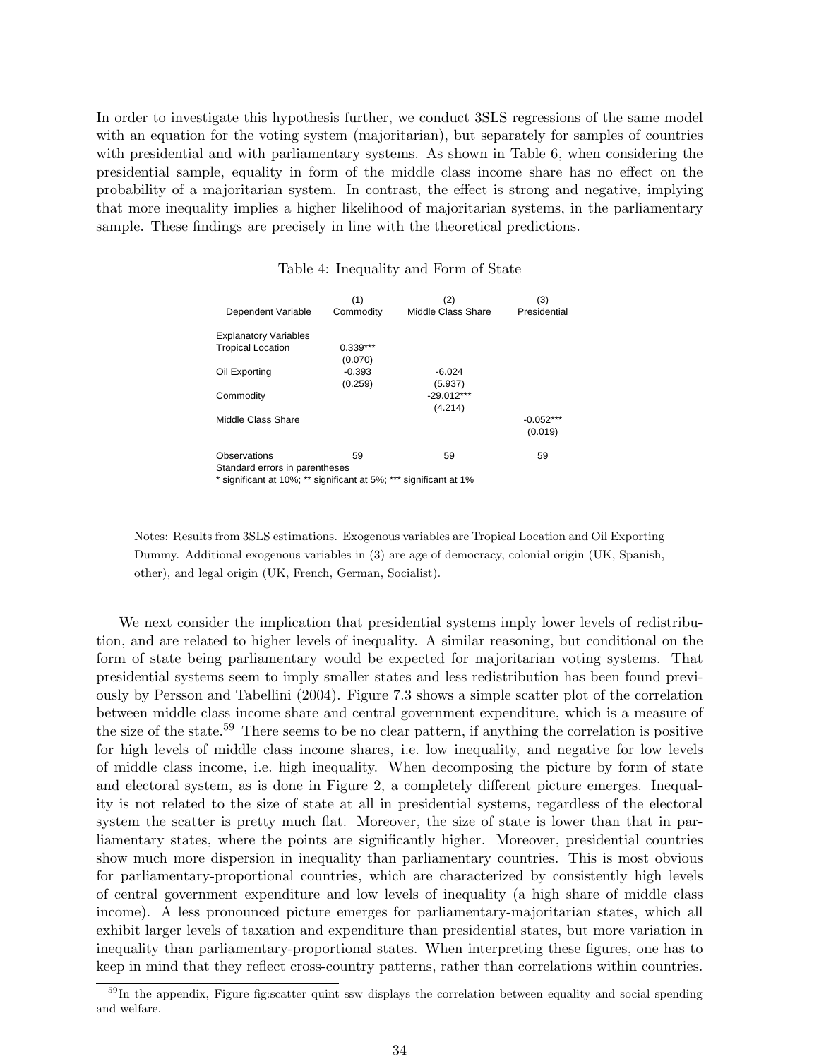In order to investigate this hypothesis further, we conduct 3SLS regressions of the same model with an equation for the voting system (majoritarian), but separately for samples of countries with presidential and with parliamentary systems. As shown in Table 6, when considering the presidential sample, equality in form of the middle class income share has no effect on the probability of a majoritarian system. In contrast, the effect is strong and negative, implying that more inequality implies a higher likelihood of majoritarian systems, in the parliamentary sample. These findings are precisely in line with the theoretical predictions.

Table 4: Inequality and Form of State

| | (1) | (2) | (3) |
|---|---|---|---|
| Dependent Variable | Commodity | Middle Class Share | Presidential |
| Explanatory Variables | | | |
| Tropical Location | 0.339*** | | |
| | (0.070) | | |
| Oil Exporting | -0.393 | -6.024 | |
| | (0.259) | (5.937) | |
| Commodity | | -29.012*** | |
| | | (4.214) | |
| Middle Class Share | | | -0.052*** |
| | | | (0.019) |
| Observations | 59 | 59 | 59 |

Standard errors in parentheses
* significant at 10%; ** significant at 5%; *** significant at 1%

Notes: Results from 3SLS estimations. Exogenous variables are Tropical Location and Oil Exporting Dummy. Additional exogenous variables in (3) are age of democracy, colonial origin (UK, Spanish, other), and legal origin (UK, French, German, Socialist).

We next consider the implication that presidential systems imply lower levels of redistribution, and are related to higher levels of inequality. A similar reasoning, but conditional on the form of state being parliamentary would be expected for majoritarian voting systems. That presidential systems seem to imply smaller states and less redistribution has been found previously by Persson and Tabellini (2004). Figure 7.3 shows a simple scatter plot of the correlation between middle class income share and central government expenditure, which is a measure of the size of the state.[59] There seems to be no clear pattern, if anything the correlation is positive for high levels of middle class income shares, i.e. low inequality, and negative for low levels of middle class income, i.e. high inequality. When decomposing the picture by form of state and electoral system, as is done in Figure 2, a completely different picture emerges. Inequality is not related to the size of state at all in presidential systems, regardless of the electoral system the scatter is pretty much flat. Moreover, the size of state is lower than that in parliamentary states, where the points are significantly higher. Moreover, presidential countries show much more dispersion in inequality than parliamentary countries. This is most obvious for parliamentary-proportional countries, which are characterized by consistently high levels of central government expenditure and low levels of inequality (a high share of middle class income). A less pronounced picture emerges for parliamentary-majoritarian states, which all exhibit larger levels of taxation and expenditure than presidential states, but more variation in inequality than parliamentary-proportional states. When interpreting these figures, one has to keep in mind that they reflect cross-country patterns, rather than correlations within countries.

[59] In the appendix, Figure fig:scatter quint ssw displays the correlation between equality and social spending and welfare.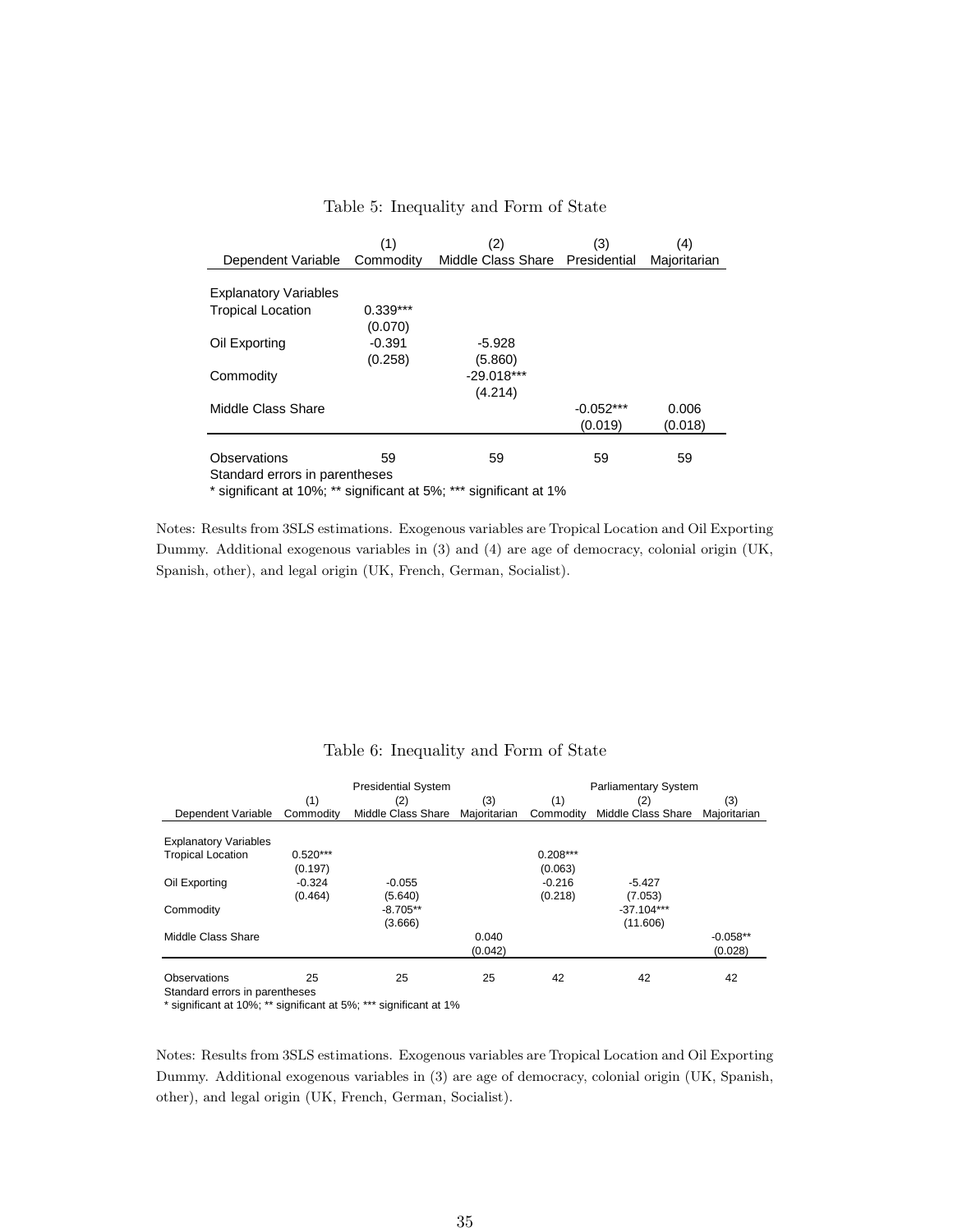Table 5: Inequality and Form of State

| | (1) | (2) | (3) | (4) |
|---|---|---|---|---|
| Dependent Variable | Commodity | Middle Class Share | Presidential | Majoritarian |
| Explanatory Variables | | | | |
| Tropical Location | 0.339*** | | | |
| | (0.070) | | | |
| Oil Exporting | -0.391 | -5.928 | | |
| | (0.258) | (5.860) | | |
| Commodity | | -29.018*** | | |
| | | (4.214) | | |
| Middle Class Share | | | -0.052*** | 0.006 |
| | | | (0.019) | (0.018) |
| Observations | 59 | 59 | 59 | 59 |

Standard errors in parentheses
* significant at 10%; ** significant at 5%; *** significant at 1%

Notes: Results from 3SLS estimations. Exogenous variables are Tropical Location and Oil Exporting Dummy. Additional exogenous variables in (3) and (4) are age of democracy, colonial origin (UK, Spanish, other), and legal origin (UK, French, German, Socialist).

Table 6: Inequality and Form of State

| | Presidential System | | | Parliamentary System | | |
|---|---|---|---|---|---|---|
| | (1) | (2) | (3) | (1) | (2) | (3) |
| Dependent Variable | Commodity | Middle Class Share | Majoritarian | Commodity | Middle Class Share | Majoritarian |
| Explanatory Variables | | | | | | |
| Tropical Location | 0.520*** | | | 0.208*** | | |
| | (0.197) | | | (0.063) | | |
| Oil Exporting | -0.324 | -0.055 | | -0.216 | -5.427 | |
| | (0.464) | (5.640) | | (0.218) | (7.053) | |
| Commodity | | -8.705** | | | -37.104*** | |
| | | (3.666) | | | (11.606) | |
| Middle Class Share | | | 0.040 | | | -0.058** |
| | | | (0.042) | | | (0.028) |
| Observations | 25 | 25 | 25 | 42 | 42 | 42 |

Standard errors in parentheses
* significant at 10%; ** significant at 5%; *** significant at 1%

Notes: Results from 3SLS estimations. Exogenous variables are Tropical Location and Oil Exporting Dummy. Additional exogenous variables in (3) are age of democracy, colonial origin (UK, Spanish, other), and legal origin (UK, French, German, Socialist).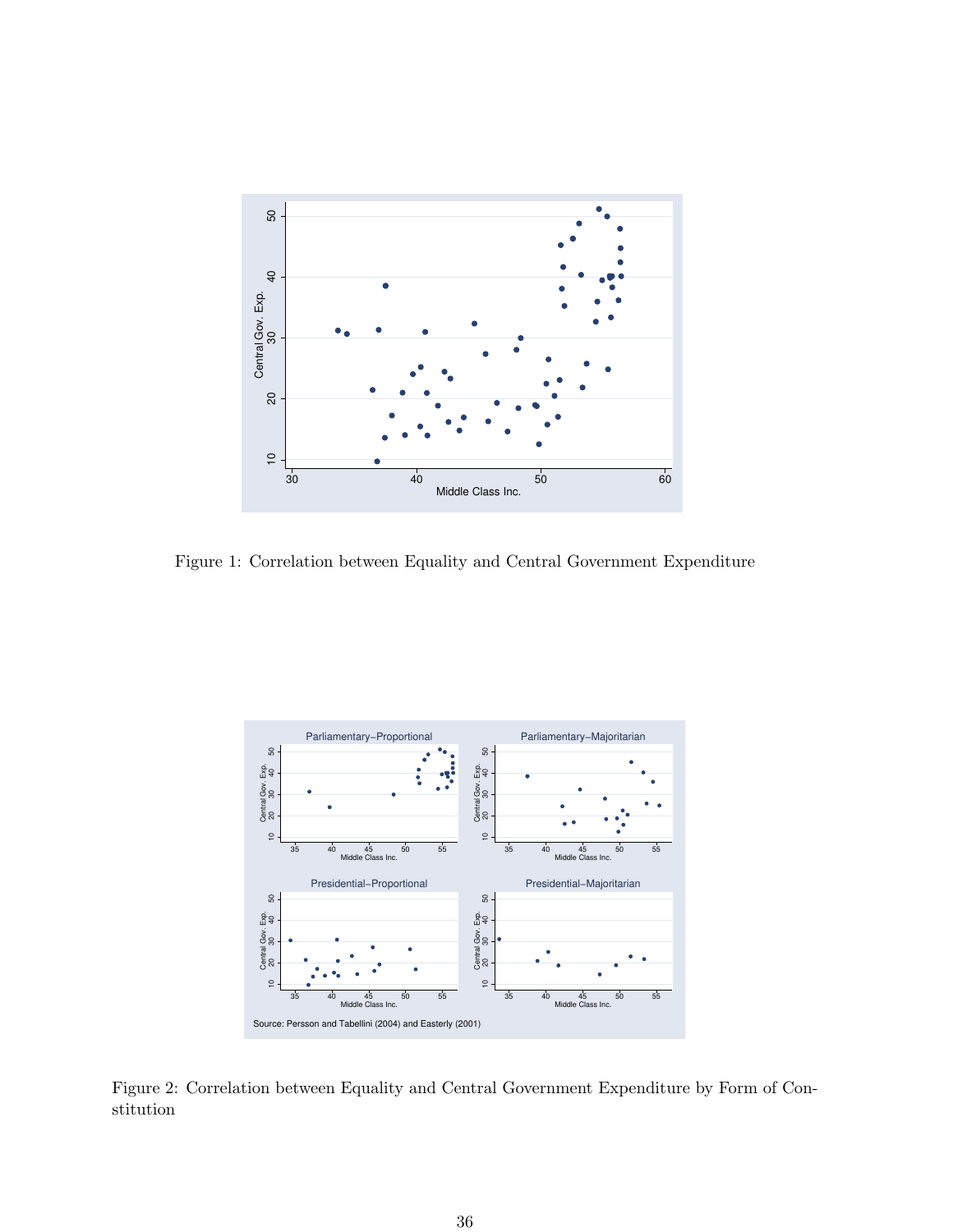Figure 1: Correlation between Equality and Central Government Expenditure

Figure 2: Correlation between Equality and Central Government Expenditure by Form of Constitution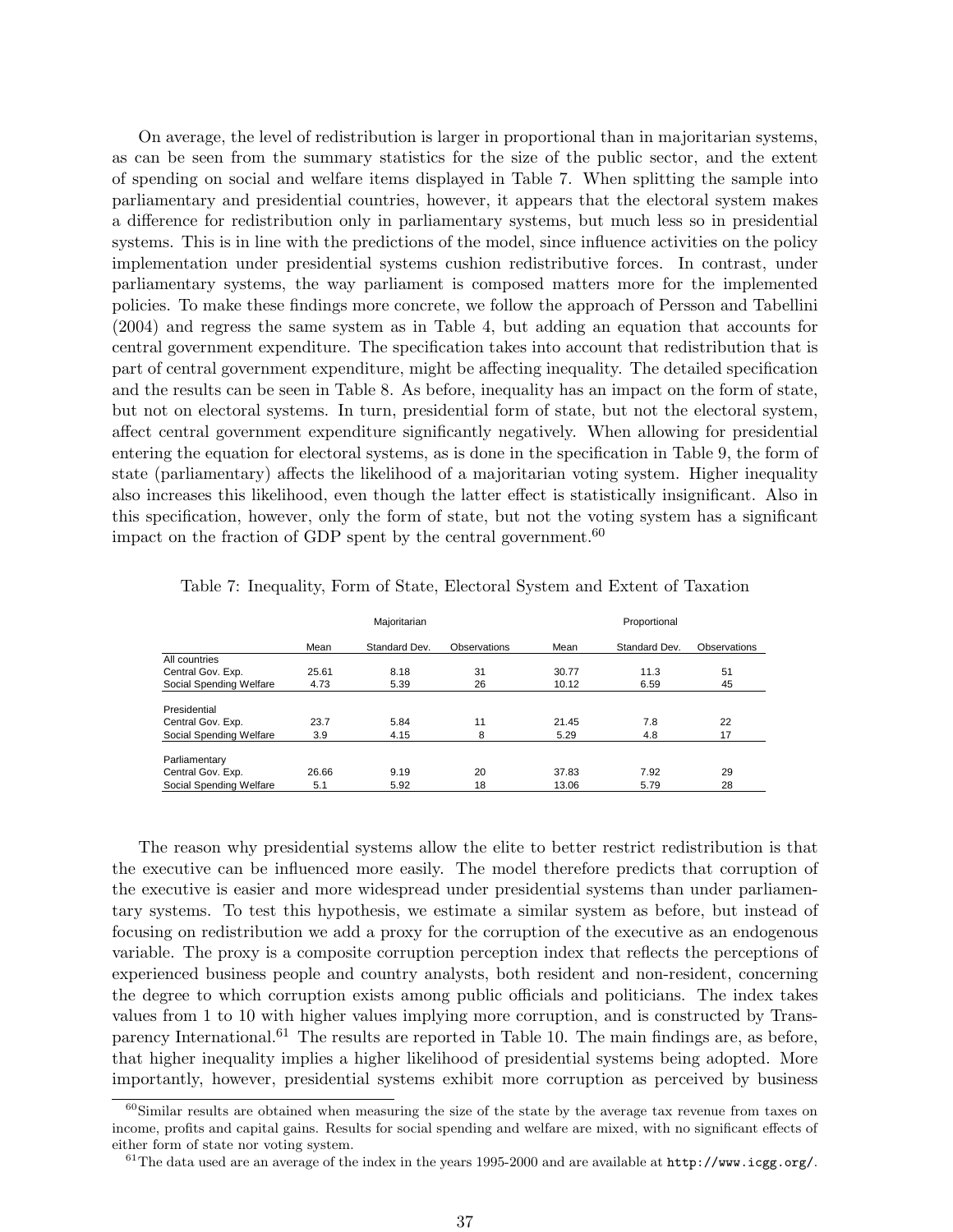On average, the level of redistribution is larger in proportional than in majoritarian systems, as can be seen from the summary statistics for the size of the public sector, and the extent of spending on social and welfare items displayed in Table 7. When splitting the sample into parliamentary and presidential countries, however, it appears that the electoral system makes a difference for redistribution only in parliamentary systems, but much less so in presidential systems. This is in line with the predictions of the model, since influence activities on the policy implementation under presidential systems cushion redistributive forces. In contrast, under parliamentary systems, the way parliament is composed matters more for the implemented policies. To make these findings more concrete, we follow the approach of Persson and Tabellini (2004) and regress the same system as in Table 4, but adding an equation that accounts for central government expenditure. The specification takes into account that redistribution that is part of central government expenditure, might be affecting inequality. The detailed specification and the results can be seen in Table 8. As before, inequality has an impact on the form of state, but not on electoral systems. In turn, presidential form of state, but not the electoral system, affect central government expenditure significantly negatively. When allowing for presidential entering the equation for electoral systems, as is done in the specification in Table 9, the form of state (parliamentary) affects the likelihood of a majoritarian voting system. Higher inequality also increases this likelihood, even though the latter effect is statistically insignificant. Also in this specification, however, only the form of state, but not the voting system has a significant impact on the fraction of GDP spent by the central government.[60]

Table 7: Inequality, Form of State, Electoral System and Extent of Taxation

| | Majoritarian | | | Proportional | | |
|---|---|---|---|---|---|---|
| | Mean | Standard Dev. | Observations | Mean | Standard Dev. | Observations |
| All countries | | | | | | |
| Central Gov. Exp. | 25.61 | 8.18 | 31 | 30.77 | 11.3 | 51 |
| Social Spending Welfare | 4.73 | 5.39 | 26 | 10.12 | 6.59 | 45 |
| Presidential | | | | | | |
| Central Gov. Exp. | 23.7 | 5.84 | 11 | 21.45 | 7.8 | 22 |
| Social Spending Welfare | 3.9 | 4.15 | 8 | 5.29 | 4.8 | 17 |
| Parliamentary | | | | | | |
| Central Gov. Exp. | 26.66 | 9.19 | 20 | 37.83 | 7.92 | 29 |
| Social Spending Welfare | 5.1 | 5.92 | 18 | 13.06 | 5.79 | 28 |

The reason why presidential systems allow the elite to better restrict redistribution is that the executive can be influenced more easily. The model therefore predicts that corruption of the executive is easier and more widespread under presidential systems than under parliamentary systems. To test this hypothesis, we estimate a similar system as before, but instead of focusing on redistribution we add a proxy for the corruption of the executive as an endogenous variable. The proxy is a composite corruption perception index that reflects the perceptions of experienced business people and country analysts, both resident and non-resident, concerning the degree to which corruption exists among public officials and politicians. The index takes values from 1 to 10 with higher values implying more corruption, and is constructed by Transparency International.[61] The results are reported in Table 10. The main findings are, as before, that higher inequality implies a higher likelihood of presidential systems being adopted. More importantly, however, presidential systems exhibit more corruption as perceived by business

[60] Similar results are obtained when measuring the size of the state by the average tax revenue from taxes on income, profits and capital gains. Results for social spending and welfare are mixed, with no significant effects of either form of state nor voting system.

[61] The data used are an average of the index in the years 1995-2000 and are available at `http://www.icgg.org/`.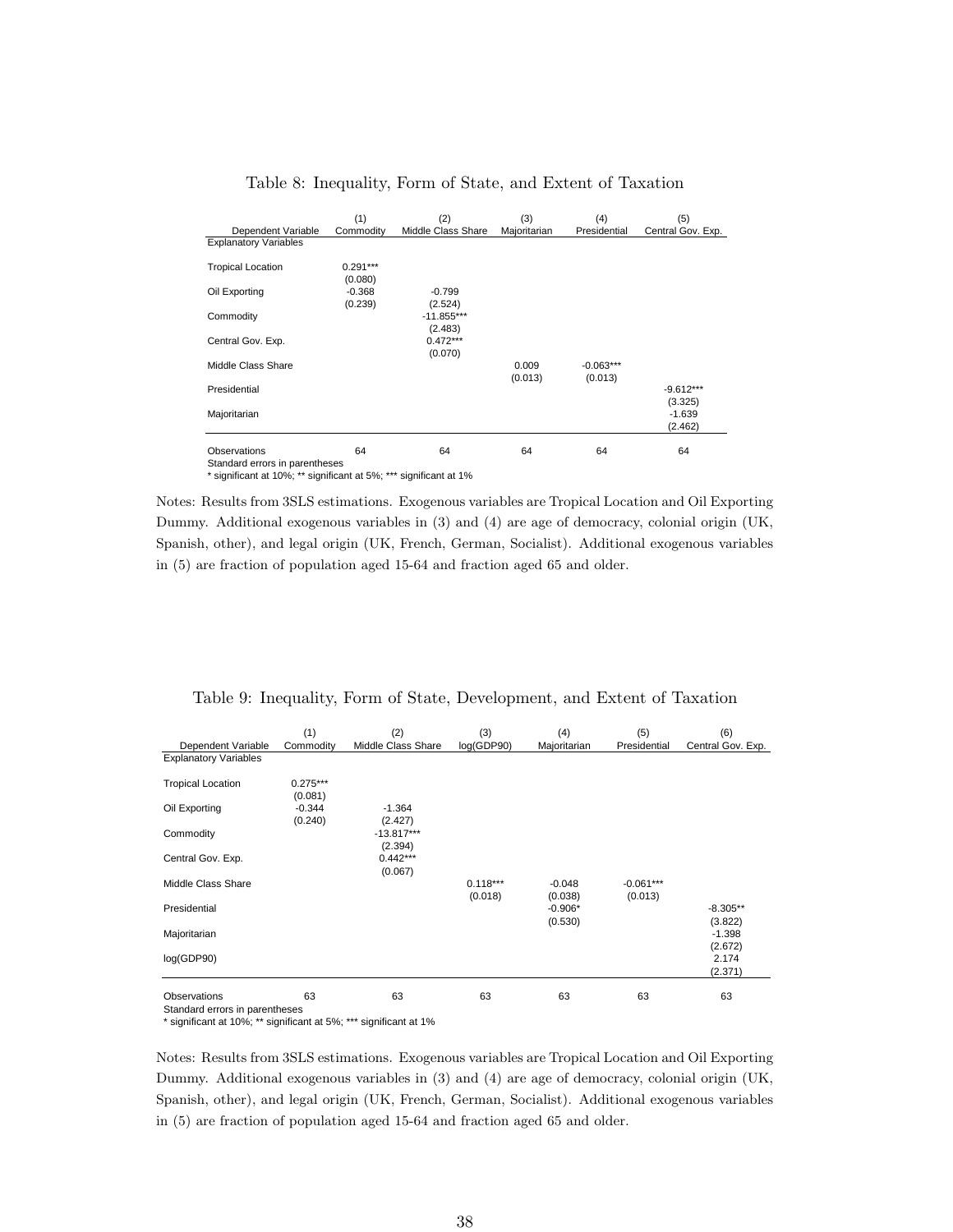Table 8: Inequality, Form of State, and Extent of Taxation

| | (1) | (2) | (3) | (4) | (5) |
|---|---|---|---|---|---|
| Dependent Variable | Commodity | Middle Class Share | Majoritarian | Presidential | Central Gov. Exp. |
| Explanatory Variables | | | | | |
| Tropical Location | 0.291*** | | | | |
| | (0.080) | | | | |
| Oil Exporting | -0.368 | -0.799 | | | |
| | (0.239) | (2.524) | | | |
| Commodity | | -11.855*** | | | |
| | | (2.483) | | | |
| Central Gov. Exp. | | 0.472*** | | | |
| | | (0.070) | | | |
| Middle Class Share | | | 0.009 | -0.063*** | |
| | | | (0.013) | (0.013) | |
| Presidential | | | | | -9.612*** |
| | | | | | (3.325) |
| Majoritarian | | | | | -1.639 |
| | | | | | (2.462) |
| Observations | 64 | 64 | 64 | 64 | 64 |

Standard errors in parentheses
* significant at 10%; ** significant at 5%; *** significant at 1%

Notes: Results from 3SLS estimations. Exogenous variables are Tropical Location and Oil Exporting Dummy. Additional exogenous variables in (3) and (4) are age of democracy, colonial origin (UK, Spanish, other), and legal origin (UK, French, German, Socialist). Additional exogenous variables in (5) are fraction of population aged 15-64 and fraction aged 65 and older.

Table 9: Inequality, Form of State, Development, and Extent of Taxation

| | (1) | (2) | (3) | (4) | (5) | (6) |
|---|---|---|---|---|---|---|
| Dependent Variable | Commodity | Middle Class Share | log(GDP90) | Majoritarian | Presidential | Central Gov. Exp. |
| Explanatory Variables | | | | | | |
| Tropical Location | 0.275*** | | | | | |
| | (0.081) | | | | | |
| Oil Exporting | -0.344 | -1.364 | | | | |
| | (0.240) | (2.427) | | | | |
| Commodity | | -13.817*** | | | | |
| | | (2.394) | | | | |
| Central Gov. Exp. | | 0.442*** | | | | |
| | | (0.067) | | | | |
| Middle Class Share | | | 0.118*** | -0.048 | -0.061*** | |
| | | | (0.018) | (0.038) | (0.013) | |
| Presidential | | | | -0.906* | | -8.305** |
| | | | | (0.530) | | (3.822) |
| Majoritarian | | | | | | -1.398 |
| | | | | | | (2.672) |
| log(GDP90) | | | | | | 2.174 |
| | | | | | | (2.371) |
| Observations | 63 | 63 | 63 | 63 | 63 | 63 |

Standard errors in parentheses
* significant at 10%; ** significant at 5%; *** significant at 1%

Notes: Results from 3SLS estimations. Exogenous variables are Tropical Location and Oil Exporting Dummy. Additional exogenous variables in (3) and (4) are age of democracy, colonial origin (UK, Spanish, other), and legal origin (UK, French, German, Socialist). Additional exogenous variables in (5) are fraction of population aged 15-64 and fraction aged 65 and older.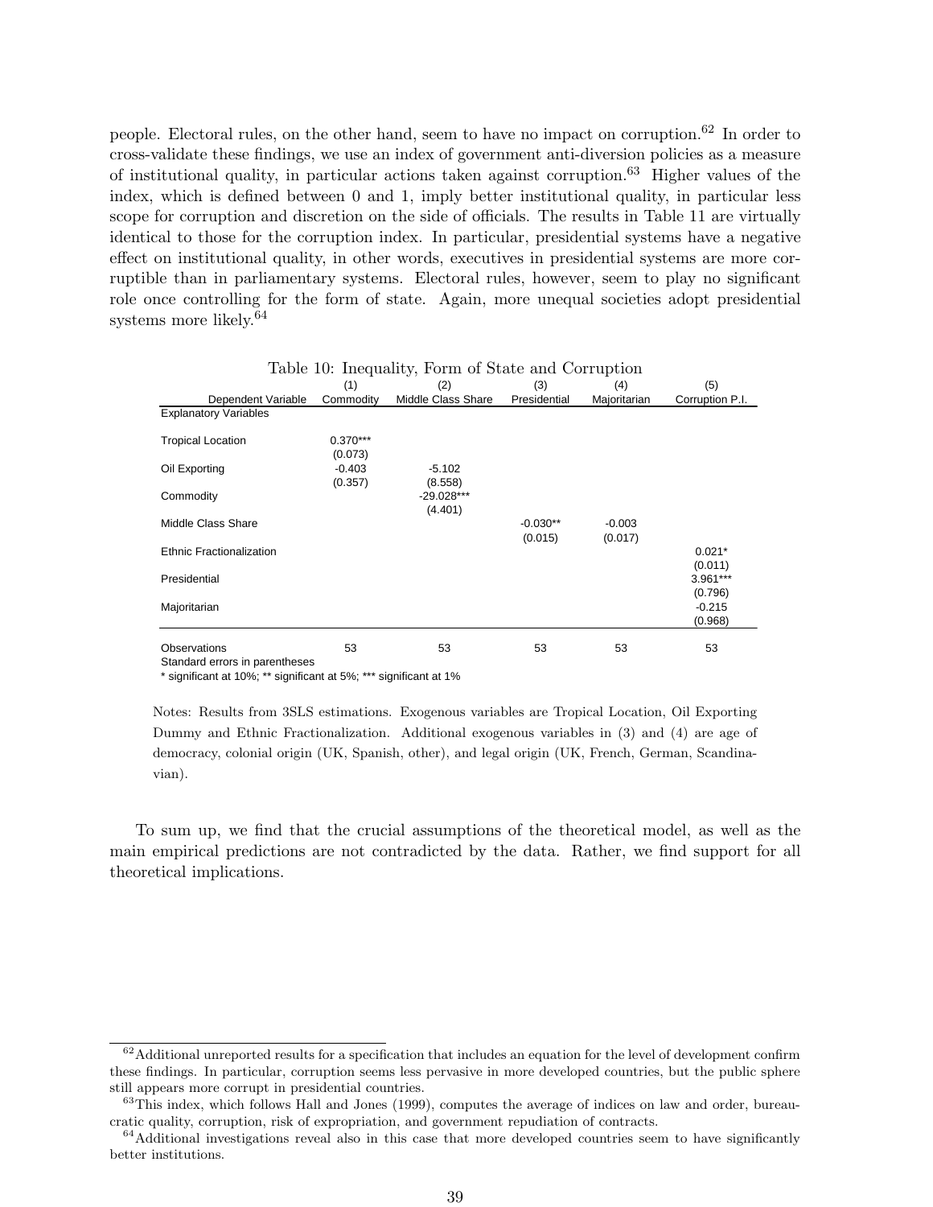people. Electoral rules, on the other hand, seem to have no impact on corruption.[62] In order to cross-validate these findings, we use an index of government anti-diversion policies as a measure of institutional quality, in particular actions taken against corruption.[63] Higher values of the index, which is defined between 0 and 1, imply better institutional quality, in particular less scope for corruption and discretion on the side of officials. The results in Table 11 are virtually identical to those for the corruption index. In particular, presidential systems have a negative effect on institutional quality, in other words, executives in presidential systems are more corruptible than in parliamentary systems. Electoral rules, however, seem to play no significant role once controlling for the form of state. Again, more unequal societies adopt presidential systems more likely.[64]

Table 10: Inequality, Form of State and Corruption

| | (1) | (2) | (3) | (4) | (5) |
|---|---|---|---|---|---|
| Dependent Variable | Commodity | Middle Class Share | Presidential | Majoritarian | Corruption P.I. |
| Explanatory Variables | | | | | |
| Tropical Location | 0.370*** | | | | |
| | (0.073) | | | | |
| Oil Exporting | -0.403 | -5.102 | | | |
| | (0.357) | (8.558) | | | |
| Commodity | | -29.028*** | | | |
| | | (4.401) | | | |
| Middle Class Share | | | -0.030** | -0.003 | |
| | | | (0.015) | (0.017) | |
| Ethnic Fractionalization | | | | | 0.021* |
| | | | | | (0.011) |
| Presidential | | | | | 3.961*** |
| | | | | | (0.796) |
| Majoritarian | | | | | -0.215 |
| | | | | | (0.968) |
| Observations | 53 | 53 | 53 | 53 | 53 |

Standard errors in parentheses
* significant at 10%; ** significant at 5%; *** significant at 1%

Notes: Results from 3SLS estimations. Exogenous variables are Tropical Location, Oil Exporting Dummy and Ethnic Fractionalization. Additional exogenous variables in (3) and (4) are age of democracy, colonial origin (UK, Spanish, other), and legal origin (UK, French, German, Scandinavian).

To sum up, we find that the crucial assumptions of the theoretical model, as well as the main empirical predictions are not contradicted by the data. Rather, we find support for all theoretical implications.

---

[62] Additional unreported results for a specification that includes an equation for the level of development confirm these findings. In particular, corruption seems less pervasive in more developed countries, but the public sphere still appears more corrupt in presidential countries.

[63] This index, which follows Hall and Jones (1999), computes the average of indices on law and order, bureaucratic quality, corruption, risk of expropriation, and government repudiation of contracts.

[64] Additional investigations reveal also in this case that more developed countries seem to have significantly better institutions.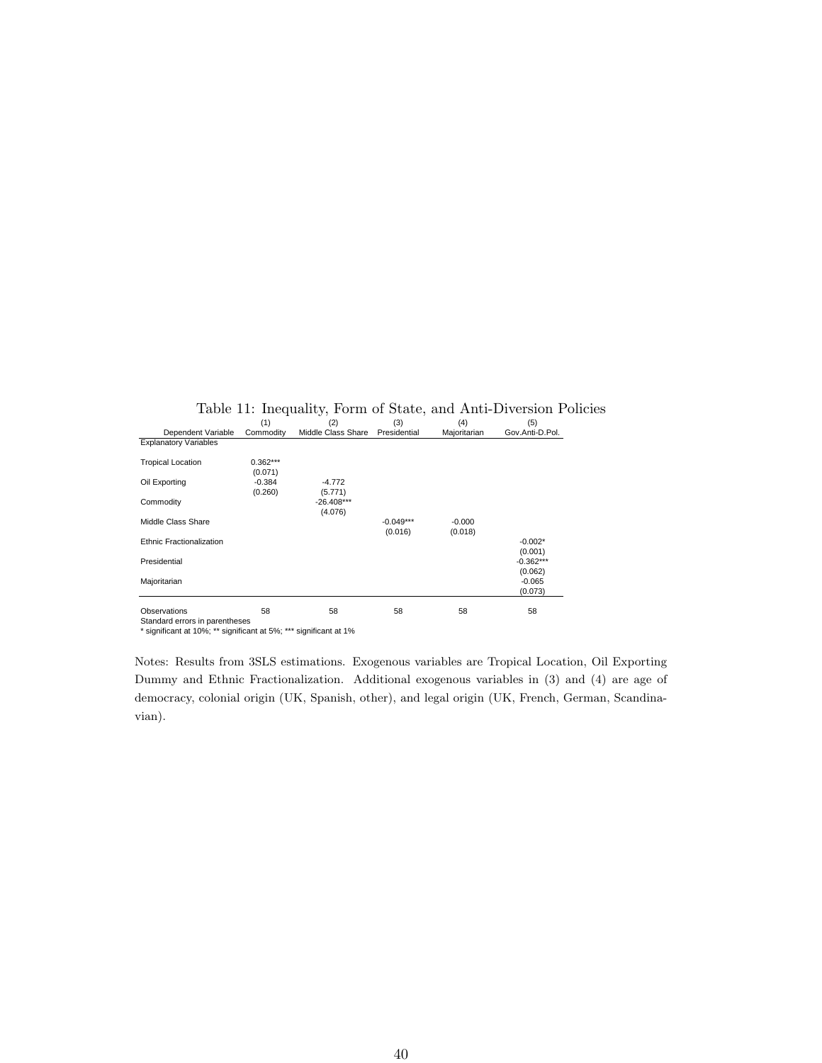Table 11: Inequality, Form of State, and Anti-Diversion Policies

| | (1) | (2) | (3) | (4) | (5) |
|---|---|---|---|---|---|
| Dependent Variable | Commodity | Middle Class Share | Presidential | Majoritarian | Gov.Anti-D.Pol. |
| Explanatory Variables | | | | | |
| Tropical Location | 0.362*** | | | | |
| | (0.071) | | | | |
| Oil Exporting | -0.384 | -4.772 | | | |
| | (0.260) | (5.771) | | | |
| Commodity | | -26.408*** | | | |
| | | (4.076) | | | |
| Middle Class Share | | | -0.049*** | -0.000 | |
| | | | (0.016) | (0.018) | |
| Ethnic Fractionalization | | | | | -0.002* |
| | | | | | (0.001) |
| Presidential | | | | | -0.362*** |
| | | | | | (0.062) |
| Majoritarian | | | | | -0.065 |
| | | | | | (0.073) |
| Observations | 58 | 58 | 58 | 58 | 58 |

Standard errors in parentheses
* significant at 10%; ** significant at 5%; *** significant at 1%

Notes: Results from 3SLS estimations. Exogenous variables are Tropical Location, Oil Exporting Dummy and Ethnic Fractionalization. Additional exogenous variables in (3) and (4) are age of democracy, colonial origin (UK, Spanish, other), and legal origin (UK, French, German, Scandinavian).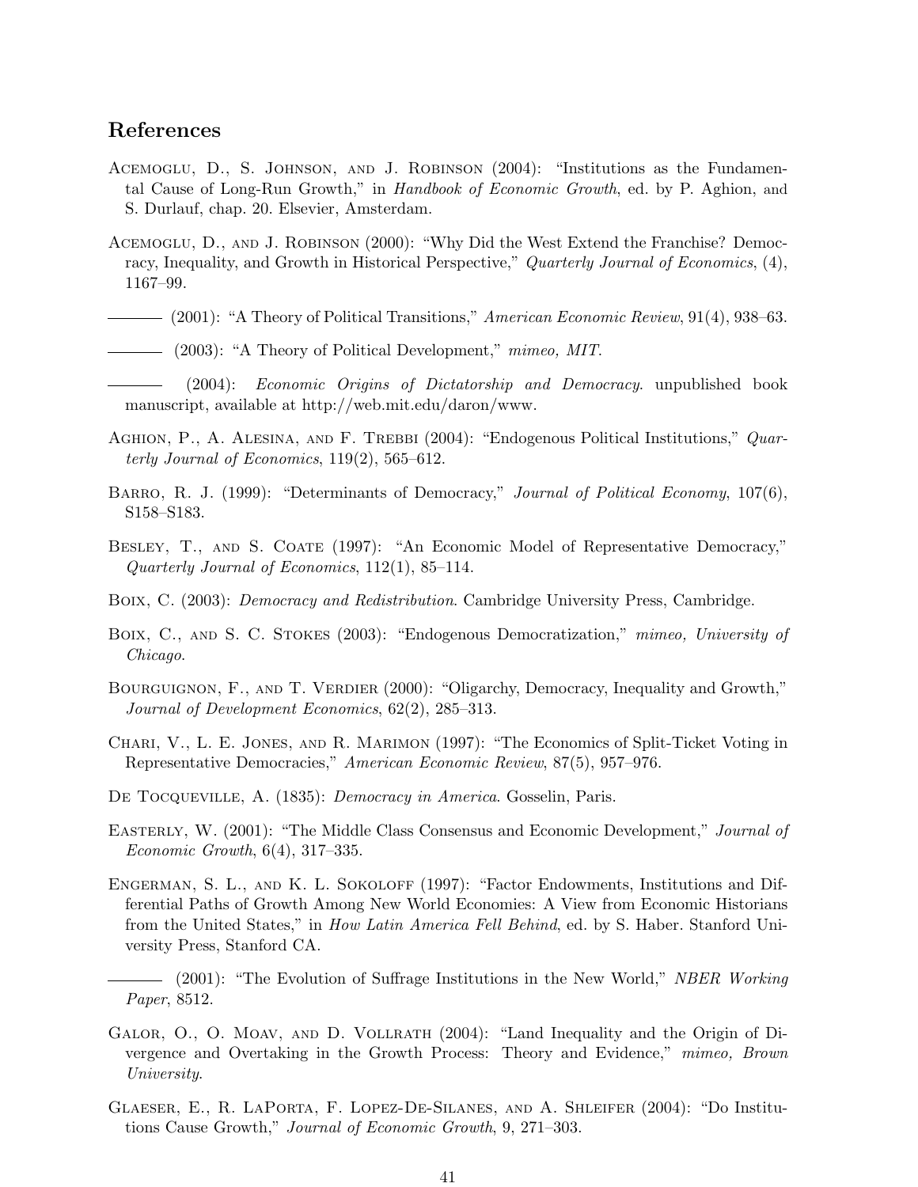## References

Acemoglu, D., S. Johnson, and J. Robinson (2004): "Institutions as the Fundamental Cause of Long-Run Growth," in *Handbook of Economic Growth*, ed. by P. Aghion, and S. Durlauf, chap. 20. Elsevier, Amsterdam.

Acemoglu, D., and J. Robinson (2000): "Why Did the West Extend the Franchise? Democracy, Inequality, and Growth in Historical Perspective," *Quarterly Journal of Economics*, (4), 1167–99.

——— (2001): "A Theory of Political Transitions," *American Economic Review*, 91(4), 938–63.

——— (2003): "A Theory of Political Development," *mimeo, MIT*.

——— (2004): *Economic Origins of Dictatorship and Democracy*. unpublished book manuscript, available at http://web.mit.edu/daron/www.

Aghion, P., A. Alesina, and F. Trebbi (2004): "Endogenous Political Institutions," *Quarterly Journal of Economics*, 119(2), 565–612.

Barro, R. J. (1999): "Determinants of Democracy," *Journal of Political Economy*, 107(6), S158–S183.

Besley, T., and S. Coate (1997): "An Economic Model of Representative Democracy," *Quarterly Journal of Economics*, 112(1), 85–114.

Boix, C. (2003): *Democracy and Redistribution*. Cambridge University Press, Cambridge.

Boix, C., and S. C. Stokes (2003): "Endogenous Democratization," *mimeo, University of Chicago*.

Bourguignon, F., and T. Verdier (2000): "Oligarchy, Democracy, Inequality and Growth," *Journal of Development Economics*, 62(2), 285–313.

Chari, V., L. E. Jones, and R. Marimon (1997): "The Economics of Split-Ticket Voting in Representative Democracies," *American Economic Review*, 87(5), 957–976.

De Tocqueville, A. (1835): *Democracy in America*. Gosselin, Paris.

Easterly, W. (2001): "The Middle Class Consensus and Economic Development," *Journal of Economic Growth*, 6(4), 317–335.

Engerman, S. L., and K. L. Sokoloff (1997): "Factor Endowments, Institutions and Differential Paths of Growth Among New World Economies: A View from Economic Historians from the United States," in *How Latin America Fell Behind*, ed. by S. Haber. Stanford University Press, Stanford CA.

——— (2001): "The Evolution of Suffrage Institutions in the New World," *NBER Working Paper*, 8512.

Galor, O., O. Moav, and D. Vollrath (2004): "Land Inequality and the Origin of Divergence and Overtaking in the Growth Process: Theory and Evidence," *mimeo, Brown University*.

Glaeser, E., R. LaPorta, F. Lopez-De-Silanes, and A. Shleifer (2004): "Do Institutions Cause Growth," *Journal of Economic Growth*, 9, 271–303.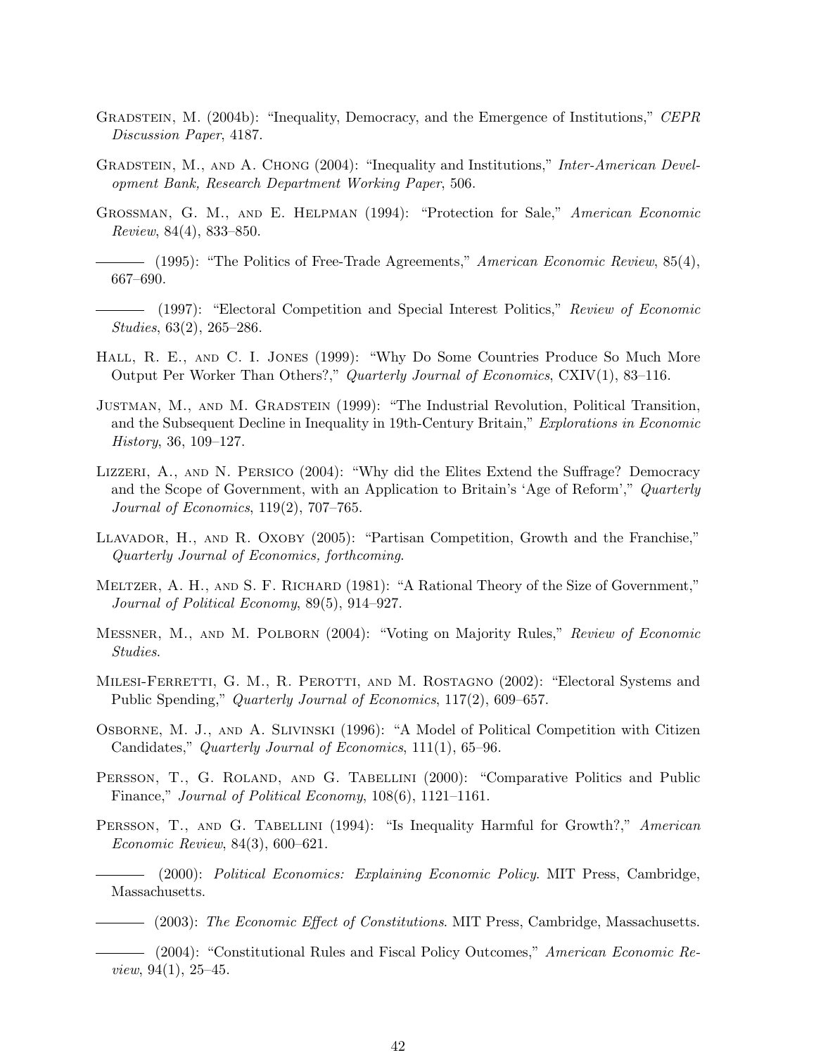Gradstein, M. (2004b): "Inequality, Democracy, and the Emergence of Institutions," *CEPR Discussion Paper*, 4187.

Gradstein, M., and A. Chong (2004): "Inequality and Institutions," *Inter-American Development Bank, Research Department Working Paper*, 506.

Grossman, G. M., and E. Helpman (1994): "Protection for Sale," *American Economic Review*, 84(4), 833–850.

——— (1995): "The Politics of Free-Trade Agreements," *American Economic Review*, 85(4), 667–690.

——— (1997): "Electoral Competition and Special Interest Politics," *Review of Economic Studies*, 63(2), 265–286.

Hall, R. E., and C. I. Jones (1999): "Why Do Some Countries Produce So Much More Output Per Worker Than Others?," *Quarterly Journal of Economics*, CXIV(1), 83–116.

Justman, M., and M. Gradstein (1999): "The Industrial Revolution, Political Transition, and the Subsequent Decline in Inequality in 19th-Century Britain," *Explorations in Economic History*, 36, 109–127.

Lizzeri, A., and N. Persico (2004): "Why did the Elites Extend the Suffrage? Democracy and the Scope of Government, with an Application to Britain's 'Age of Reform'," *Quarterly Journal of Economics*, 119(2), 707–765.

Llavador, H., and R. Oxoby (2005): "Partisan Competition, Growth and the Franchise," *Quarterly Journal of Economics, forthcoming*.

Meltzer, A. H., and S. F. Richard (1981): "A Rational Theory of the Size of Government," *Journal of Political Economy*, 89(5), 914–927.

Messner, M., and M. Polborn (2004): "Voting on Majority Rules," *Review of Economic Studies*.

Milesi-Ferretti, G. M., R. Perotti, and M. Rostagno (2002): "Electoral Systems and Public Spending," *Quarterly Journal of Economics*, 117(2), 609–657.

Osborne, M. J., and A. Slivinski (1996): "A Model of Political Competition with Citizen Candidates," *Quarterly Journal of Economics*, 111(1), 65–96.

Persson, T., G. Roland, and G. Tabellini (2000): "Comparative Politics and Public Finance," *Journal of Political Economy*, 108(6), 1121–1161.

Persson, T., and G. Tabellini (1994): "Is Inequality Harmful for Growth?," *American Economic Review*, 84(3), 600–621.

——— (2000): *Political Economics: Explaining Economic Policy*. MIT Press, Cambridge, Massachusetts.

——— (2003): *The Economic Effect of Constitutions*. MIT Press, Cambridge, Massachusetts.

——— (2004): "Constitutional Rules and Fiscal Policy Outcomes," *American Economic Review*, 94(1), 25–45.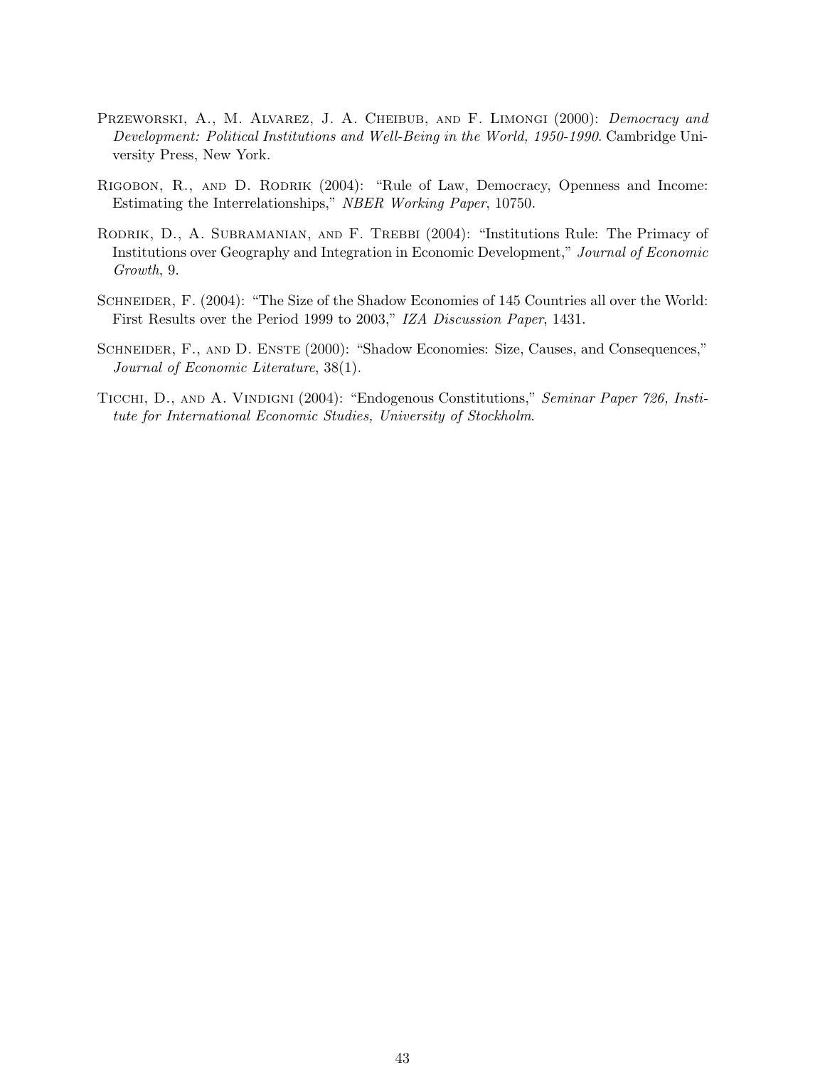Przeworski, A., M. Alvarez, J. A. Cheibub, and F. Limongi (2000): *Democracy and Development: Political Institutions and Well-Being in the World, 1950-1990*. Cambridge University Press, New York.

Rigobon, R., and D. Rodrik (2004): "Rule of Law, Democracy, Openness and Income: Estimating the Interrelationships," *NBER Working Paper*, 10750.

Rodrik, D., A. Subramanian, and F. Trebbi (2004): "Institutions Rule: The Primacy of Institutions over Geography and Integration in Economic Development," *Journal of Economic Growth*, 9.

Schneider, F. (2004): "The Size of the Shadow Economies of 145 Countries all over the World: First Results over the Period 1999 to 2003," *IZA Discussion Paper*, 1431.

Schneider, F., and D. Enste (2000): "Shadow Economies: Size, Causes, and Consequences," *Journal of Economic Literature*, 38(1).

Ticchi, D., and A. Vindigni (2004): "Endogenous Constitutions," *Seminar Paper 726, Institute for International Economic Studies, University of Stockholm*.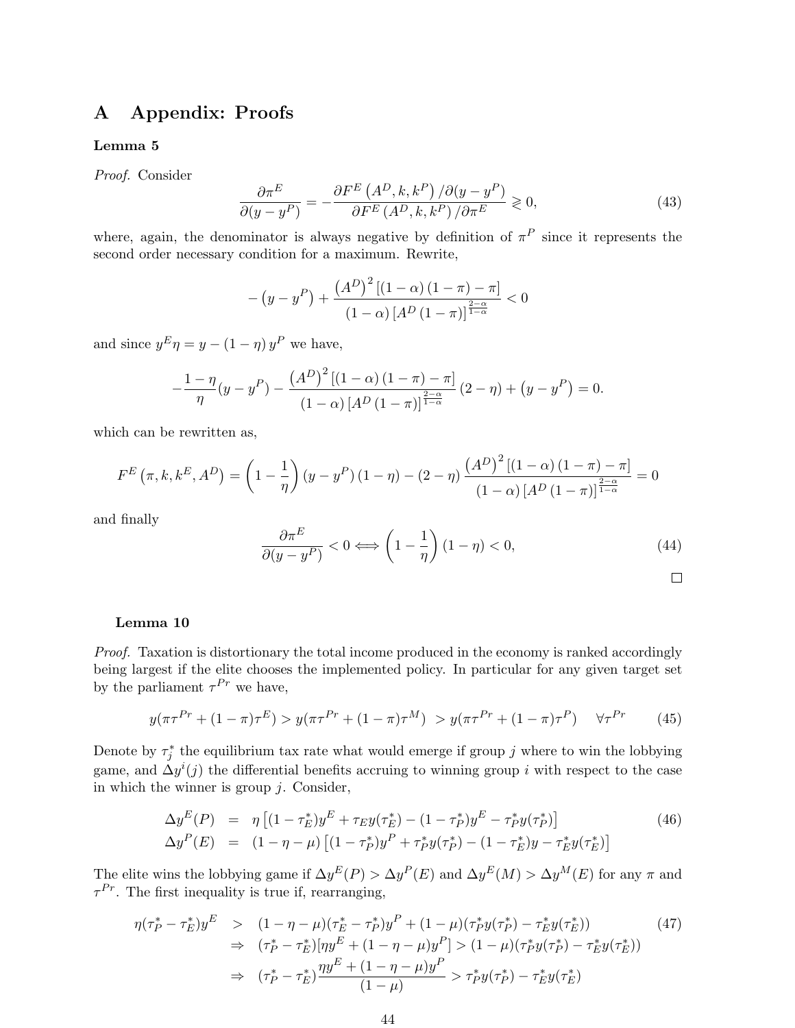# A Appendix: Proofs

**Lemma 5**

*Proof.* Consider

$$\frac{\partial \pi^E}{\partial (y - y^P)} = -\frac{\partial F^E\left(A^D, k, k^P\right)/\partial (y - y^P)}{\partial F^E\left(A^D, k, k^P\right)/\partial \pi^E} \gtrless 0, \tag{43}$$

where, again, the denominator is always negative by definition of $\pi^P$ since it represents the second order necessary condition for a maximum. Rewrite,

$$-\left(y - y^P\right) + \frac{\left(A^D\right)^2\left[(1-\alpha)(1-\pi) - \pi\right]}{(1-\alpha)\left[A^D(1-\pi)\right]^{\frac{2-\alpha}{1-\alpha}}} < 0$$

and since $y^E\eta = y - (1-\eta)\, y^P$ we have,

$$-\frac{1-\eta}{\eta}(y - y^P) - \frac{\left(A^D\right)^2\left[(1-\alpha)(1-\pi) - \pi\right]}{(1-\alpha)\left[A^D(1-\pi)\right]^{\frac{2-\alpha}{1-\alpha}}}(2-\eta) + \left(y - y^P\right) = 0.$$

which can be rewritten as,

$$F^E\left(\pi, k, k^E, A^D\right) = \left(1 - \frac{1}{\eta}\right)\left(y - y^P\right)(1-\eta) - (2-\eta)\frac{\left(A^D\right)^2\left[(1-\alpha)(1-\pi) - \pi\right]}{(1-\alpha)\left[A^D(1-\pi)\right]^{\frac{2-\alpha}{1-\alpha}}} = 0$$

and finally

$$\frac{\partial \pi^E}{\partial (y - y^P)} < 0 \Longleftrightarrow \left(1 - \frac{1}{\eta}\right)(1-\eta) < 0, \tag{44}$$

□

**Lemma 10**

*Proof.* Taxation is distortionary the total income produced in the economy is ranked accordingly being largest if the elite chooses the implemented policy. In particular for any given target set by the parliament $\tau^{Pr}$ we have,

$$y(\pi\tau^{Pr} + (1-\pi)\tau^E) > y(\pi\tau^{Pr} + (1-\pi)\tau^M) \; > y(\pi\tau^{Pr} + (1-\pi)\tau^P) \quad \forall \tau^{Pr} \tag{45}$$

Denote by $\tau_j^*$ the equilibrium tax rate what would emerge if group $j$ where to win the lobbying game, and $\Delta y^i(j)$ the differential benefits accruing to winning group $i$ with respect to the case in which the winner is group $j$. Consider,

$$\begin{aligned}
\Delta y^E(P) &= \eta\left[(1-\tau_E^*)y^E + \tau_E y(\tau_E^*) - (1-\tau_P^*)y^E - \tau_P^* y(\tau_P^*)\right] \\
\Delta y^P(E) &= (1-\eta-\mu)\left[(1-\tau_P^*)y^P + \tau_P^* y(\tau_P^*) - (1-\tau_E^*)y - \tau_E^* y(\tau_E^*)\right]
\end{aligned} \tag{46}$$

The elite wins the lobbying game if $\Delta y^E(P) > \Delta y^P(E)$ and $\Delta y^E(M) > \Delta y^M(E)$ for any $\pi$ and $\tau^{Pr}$. The first inequality is true if, rearranging,

$$\begin{aligned}
\eta(\tau_P^* - \tau_E^*)y^E &> (1-\eta-\mu)(\tau_E^* - \tau_P^*)y^P + (1-\mu)(\tau_P^* y(\tau_P^*) - \tau_E^* y(\tau_E^*)) \\
&\Rightarrow (\tau_P^* - \tau_E^*)[\eta y^E + (1-\eta-\mu)y^P] > (1-\mu)(\tau_P^* y(\tau_P^*) - \tau_E^* y(\tau_E^*)) \\
&\Rightarrow (\tau_P^* - \tau_E^*)\frac{\eta y^E + (1-\eta-\mu)y^P}{(1-\mu)} > \tau_P^* y(\tau_P^*) - \tau_E^* y(\tau_E^*)
\end{aligned} \tag{47}$$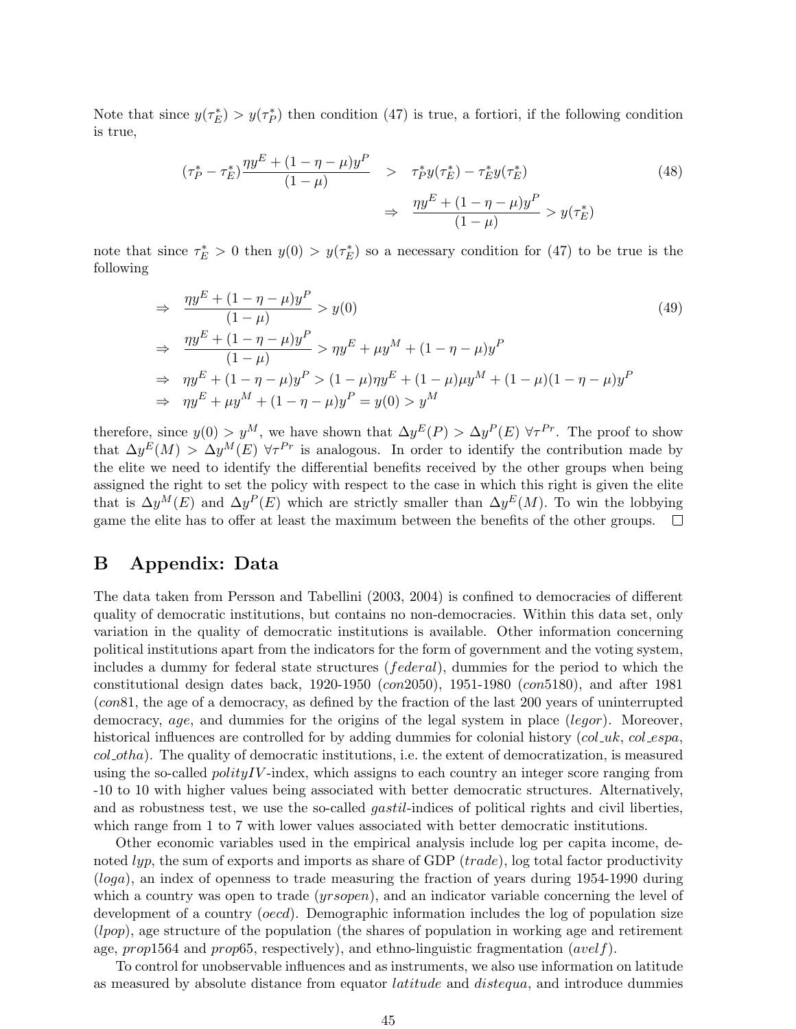Note that since $y(\tau_E^*) > y(\tau_P^*)$ then condition (47) is true, a fortiori, if the following condition is true,

$$
\begin{aligned}
(\tau_P^* - \tau_E^*)\frac{\eta y^E + (1-\eta-\mu)y^P}{(1-\mu)} &> \tau_P^* y(\tau_E^*) - \tau_E^* y(\tau_E^*) \\
&\Rightarrow \frac{\eta y^E + (1-\eta-\mu)y^P}{(1-\mu)} > y(\tau_E^*)
\end{aligned}
\tag{48}
$$

note that since $\tau_E^* > 0$ then $y(0) > y(\tau_E^*)$ so a necessary condition for (47) to be true is the following

$$
\begin{aligned}
&\Rightarrow \frac{\eta y^E + (1-\eta-\mu)y^P}{(1-\mu)} > y(0) \\
&\Rightarrow \frac{\eta y^E + (1-\eta-\mu)y^P}{(1-\mu)} > \eta y^E + \mu y^M + (1-\eta-\mu)y^P \\
&\Rightarrow \eta y^E + (1-\eta-\mu)y^P > (1-\mu)\eta y^E + (1-\mu)\mu y^M + (1-\mu)(1-\eta-\mu)y^P \\
&\Rightarrow \eta y^E + \mu y^M + (1-\eta-\mu)y^P = y(0) > y^M
\end{aligned}
\tag{49}
$$

therefore, since $y(0) > y^M$, we have shown that $\Delta y^E(P) > \Delta y^P(E)$ $\forall \tau^{Pr}$. The proof to show that $\Delta y^E(M) > \Delta y^M(E)$ $\forall \tau^{Pr}$ is analogous. In order to identify the contribution made by the elite we need to identify the differential benefits received by the other groups when being assigned the right to set the policy with respect to the case in which this right is given the elite that is $\Delta y^M(E)$ and $\Delta y^P(E)$ which are strictly smaller than $\Delta y^E(M)$. To win the lobbying game the elite has to offer at least the maximum between the benefits of the other groups. □

## B Appendix: Data

The data taken from Persson and Tabellini (2003, 2004) is confined to democracies of different quality of democratic institutions, but contains no non-democracies. Within this data set, only variation in the quality of democratic institutions is available. Other information concerning political institutions apart from the indicators for the form of government and the voting system, includes a dummy for federal state structures (*federal*), dummies for the period to which the constitutional design dates back, 1920-1950 (*con*2050), 1951-1980 (*con*5180), and after 1981 (*con*81, the age of a democracy, as defined by the fraction of the last 200 years of uninterrupted democracy, *age*, and dummies for the origins of the legal system in place (*legor*). Moreover, historical influences are controlled for by adding dummies for colonial history (*col_uk*, *col_espa*, *col_otha*). The quality of democratic institutions, i.e. the extent of democratization, is measured using the so-called *polityIV*-index, which assigns to each country an integer score ranging from -10 to 10 with higher values being associated with better democratic structures. Alternatively, and as robustness test, we use the so-called *gastil*-indices of political rights and civil liberties, which range from 1 to 7 with lower values associated with better democratic institutions.

Other economic variables used in the empirical analysis include log per capita income, denoted *lyp*, the sum of exports and imports as share of GDP (*trade*), log total factor productivity (*loga*), an index of openness to trade measuring the fraction of years during 1954-1990 during which a country was open to trade (*yrsopen*), and an indicator variable concerning the level of development of a country (*oecd*). Demographic information includes the log of population size (*lpop*), age structure of the population (the shares of population in working age and retirement age, *prop*1564 and *prop*65, respectively), and ethno-linguistic fragmentation (*avelf*).

To control for unobservable influences and as instruments, we also use information on latitude as measured by absolute distance from equator *latitude* and *distequa*, and introduce dummies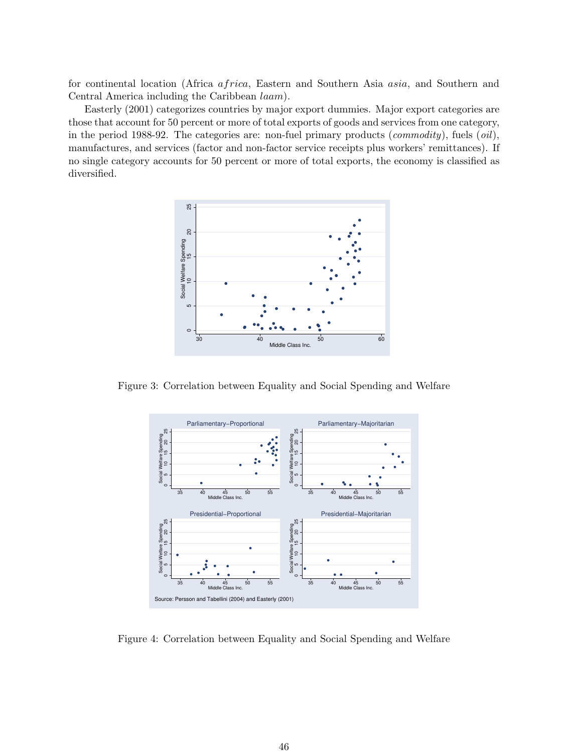for continental location (Africa *africa*, Eastern and Southern Asia *asia*, and Southern and Central America including the Caribbean *laam*).

Easterly (2001) categorizes countries by major export dummies. Major export categories are those that account for 50 percent or more of total exports of goods and services from one category, in the period 1988-92. The categories are: non-fuel primary products (*commodity*), fuels (*oil*), manufactures, and services (factor and non-factor service receipts plus workers' remittances). If no single category accounts for 50 percent or more of total exports, the economy is classified as diversified.

Figure 3: Correlation between Equality and Social Spending and Welfare

Figure 4: Correlation between Equality and Social Spending and Welfare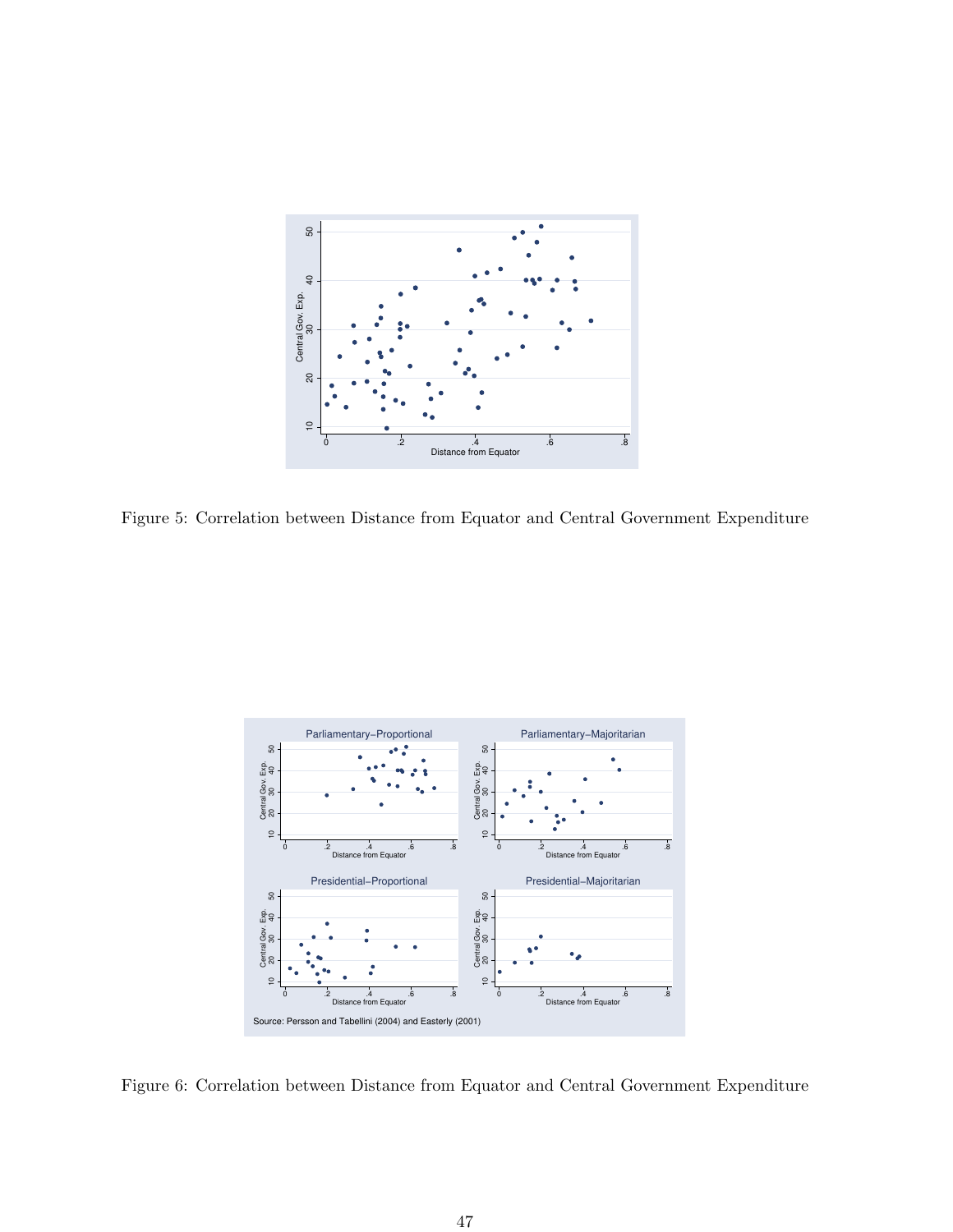Central Gov. Exp.

10 20 30 40 50

0 .2 .4 .6 .8

Distance from Equator

Figure 5: Correlation between Distance from Equator and Central Government Expenditure

Parliamentary−Proportional

Parliamentary−Majoritarian

Presidential−Proportional

Presidential−Majoritarian

Central Gov. Exp.

10 20 30 40 50

0 .2 .4 .6 .8

Distance from Equator

Source: Persson and Tabellini (2004) and Easterly (2001)

Figure 6: Correlation between Distance from Equator and Central Government Expenditure